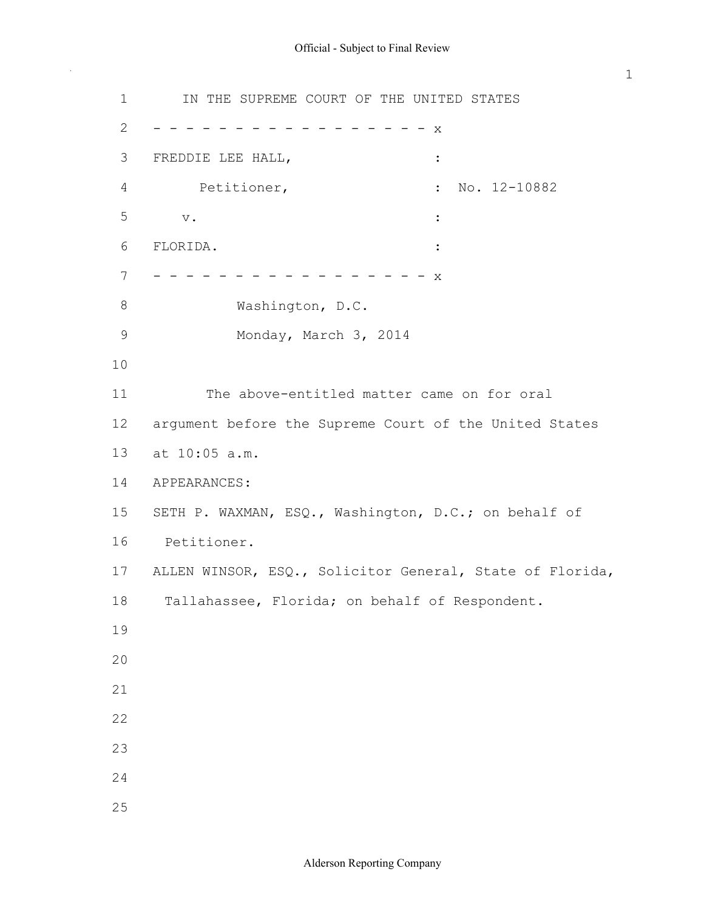IN THE SUPREME COURT OF THE UNITED STATES

- - - - - - - - - - - - - - - - - - x

FREDDIE LEE HALL, :

Petitioner, : No. 12-10882

v. :

FLORIDA. :

- - - - - - - - - - - - - - - - - - x

Washington, D.C.

Monday, March 3, 2014

The above-entitled matter came on for oral argument before the Supreme Court of the United States at 10:05 a.m.

APPEARANCES:

SETH P. WAXMAN, ESQ., Washington, D.C.; on behalf of Petitioner.

ALLEN WINSOR, ESQ., Solicitor General, State of Florida, Tallahassee, Florida; on behalf of Respondent.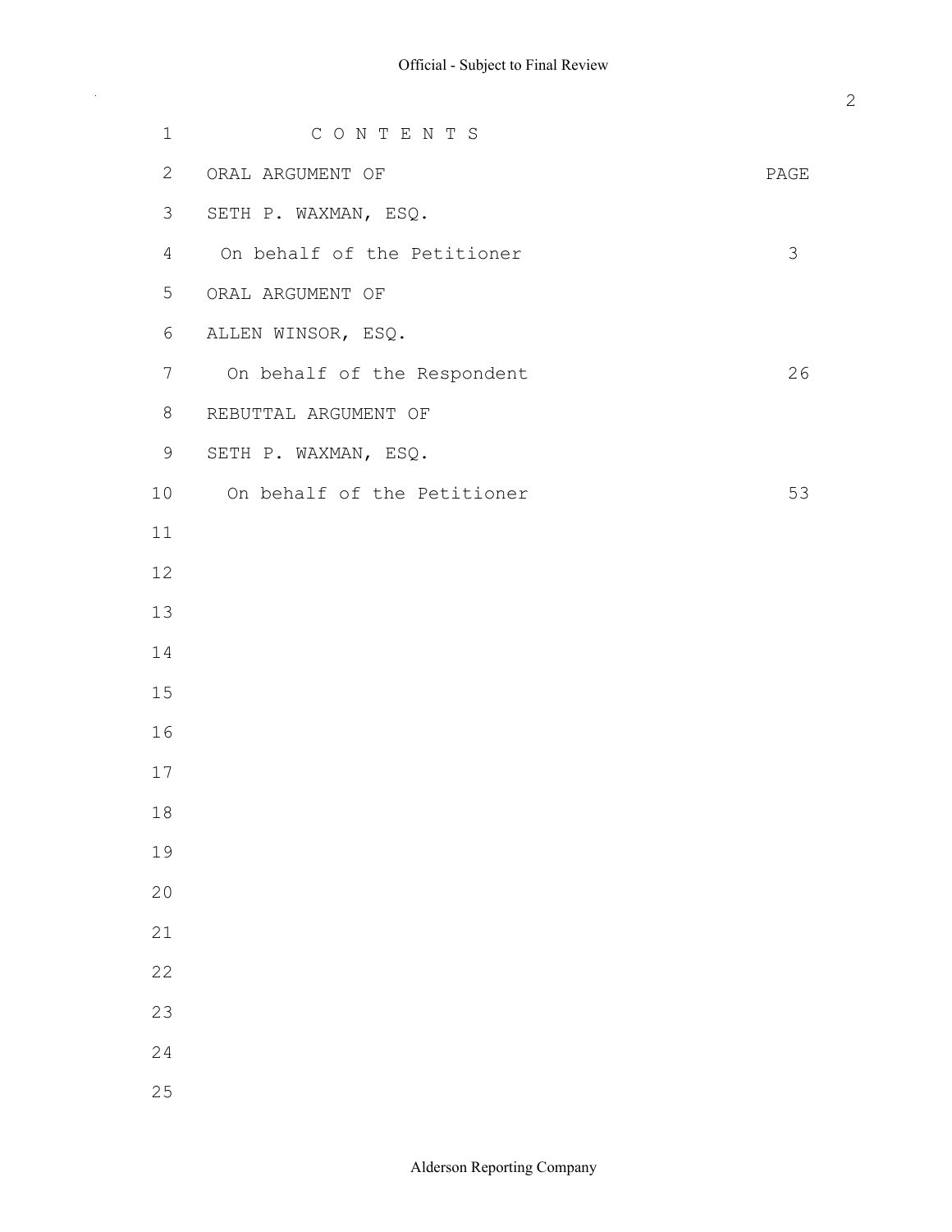C O N T E N T S

| ORAL ARGUMENT OF | PAGE |
|---|---|
| SETH P. WAXMAN, ESQ. | |
| On behalf of the Petitioner | 3 |
| ORAL ARGUMENT OF | |
| ALLEN WINSOR, ESQ. | |
| On behalf of the Respondent | 26 |
| REBUTTAL ARGUMENT OF | |
| SETH P. WAXMAN, ESQ. | |
| On behalf of the Petitioner | 53 |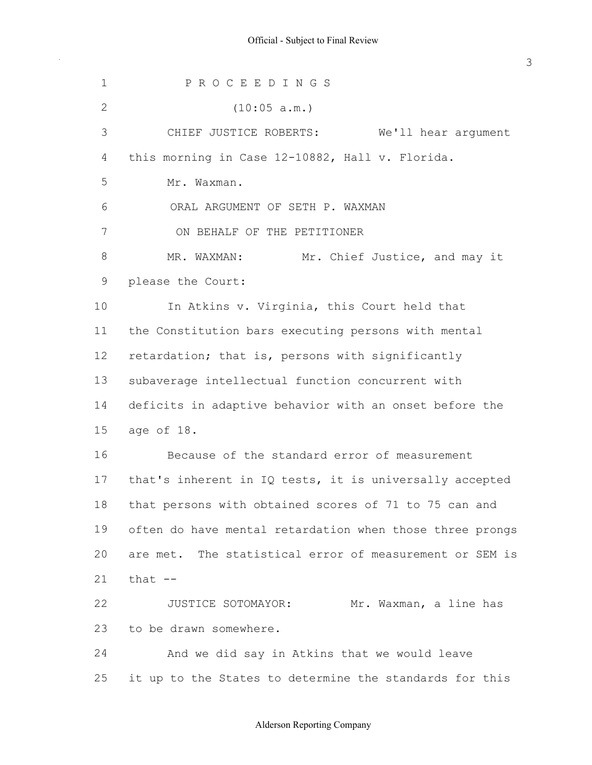P R O C E E D I N G S

(10:05 a.m.)

CHIEF JUSTICE ROBERTS: We'll hear argument this morning in Case 12-10882, Hall v. Florida.

Mr. Waxman.

ORAL ARGUMENT OF SETH P. WAXMAN

ON BEHALF OF THE PETITIONER

MR. WAXMAN: Mr. Chief Justice, and may it please the Court:

In Atkins v. Virginia, this Court held that the Constitution bars executing persons with mental retardation; that is, persons with significantly subaverage intellectual function concurrent with deficits in adaptive behavior with an onset before the age of 18.

Because of the standard error of measurement that's inherent in IQ tests, it is universally accepted that persons with obtained scores of 71 to 75 can and often do have mental retardation when those three prongs are met. The statistical error of measurement or SEM is that --

JUSTICE SOTOMAYOR: Mr. Waxman, a line has to be drawn somewhere.

And we did say in Atkins that we would leave it up to the States to determine the standards for this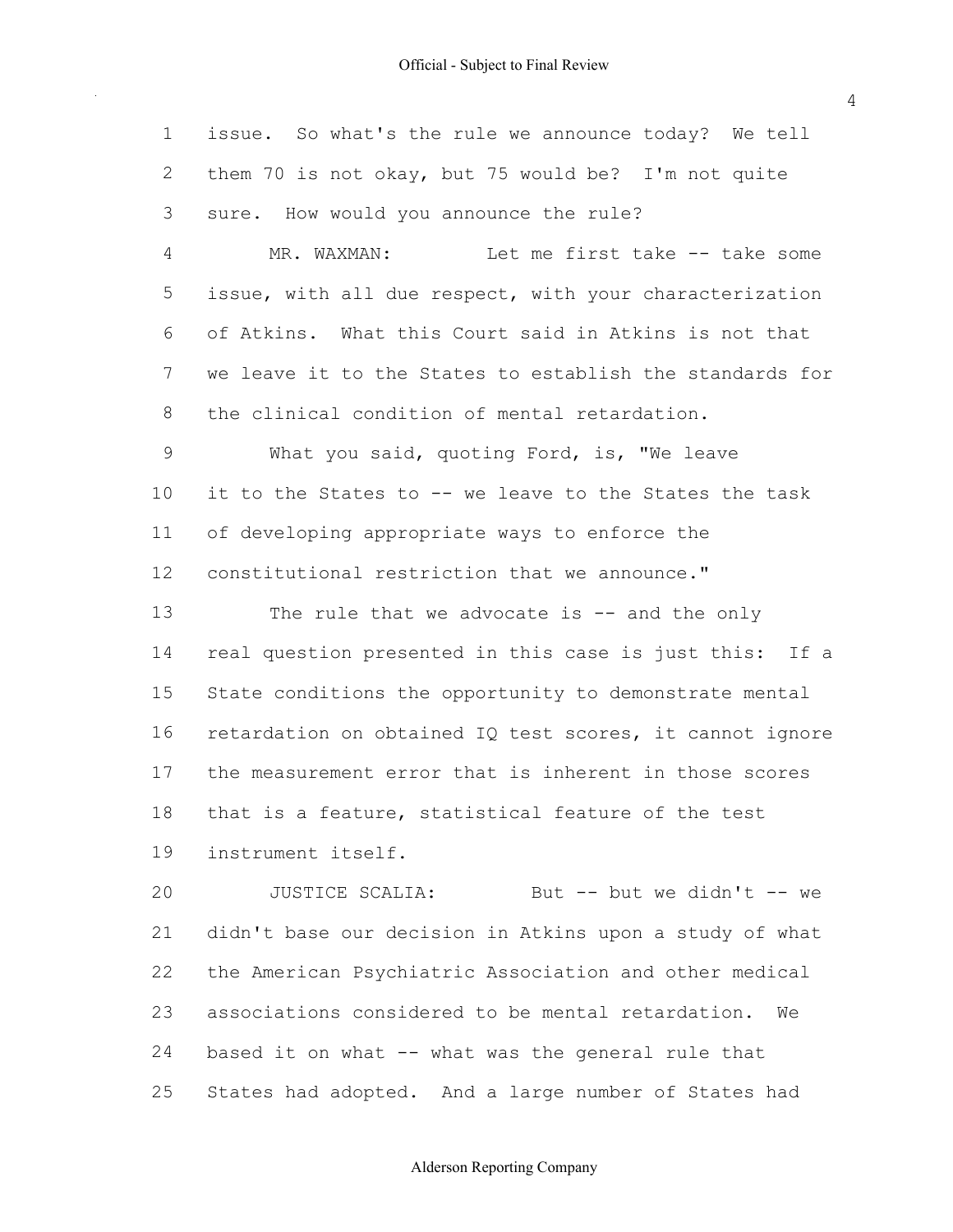issue. So what's the rule we announce today? We tell them 70 is not okay, but 75 would be? I'm not quite sure. How would you announce the rule?

MR. WAXMAN: Let me first take -- take some issue, with all due respect, with your characterization of Atkins. What this Court said in Atkins is not that we leave it to the States to establish the standards for the clinical condition of mental retardation.

What you said, quoting Ford, is, "We leave it to the States to -- we leave to the States the task of developing appropriate ways to enforce the constitutional restriction that we announce."

The rule that we advocate is -- and the only real question presented in this case is just this: If a State conditions the opportunity to demonstrate mental retardation on obtained IQ test scores, it cannot ignore the measurement error that is inherent in those scores that is a feature, statistical feature of the test instrument itself.

JUSTICE SCALIA: But -- but we didn't -- we didn't base our decision in Atkins upon a study of what the American Psychiatric Association and other medical associations considered to be mental retardation. We based it on what -- what was the general rule that States had adopted. And a large number of States had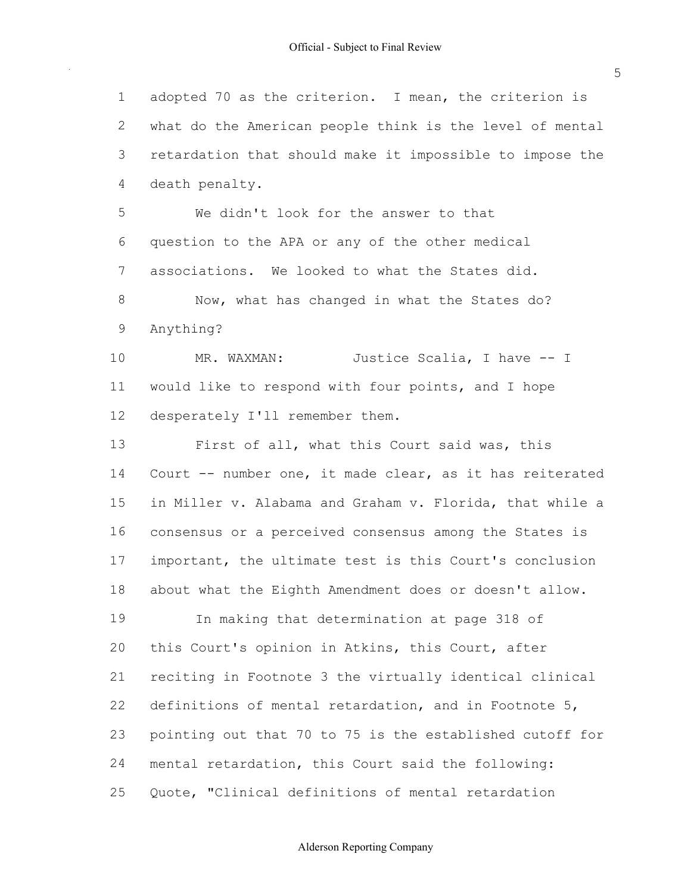adopted 70 as the criterion. I mean, the criterion is what do the American people think is the level of mental retardation that should make it impossible to impose the death penalty.

We didn't look for the answer to that question to the APA or any of the other medical associations. We looked to what the States did.

Now, what has changed in what the States do? Anything?

MR. WAXMAN: Justice Scalia, I have -- I would like to respond with four points, and I hope desperately I'll remember them.

First of all, what this Court said was, this Court -- number one, it made clear, as it has reiterated in Miller v. Alabama and Graham v. Florida, that while a consensus or a perceived consensus among the States is important, the ultimate test is this Court's conclusion about what the Eighth Amendment does or doesn't allow.

In making that determination at page 318 of this Court's opinion in Atkins, this Court, after reciting in Footnote 3 the virtually identical clinical definitions of mental retardation, and in Footnote 5, pointing out that 70 to 75 is the established cutoff for mental retardation, this Court said the following: Quote, "Clinical definitions of mental retardation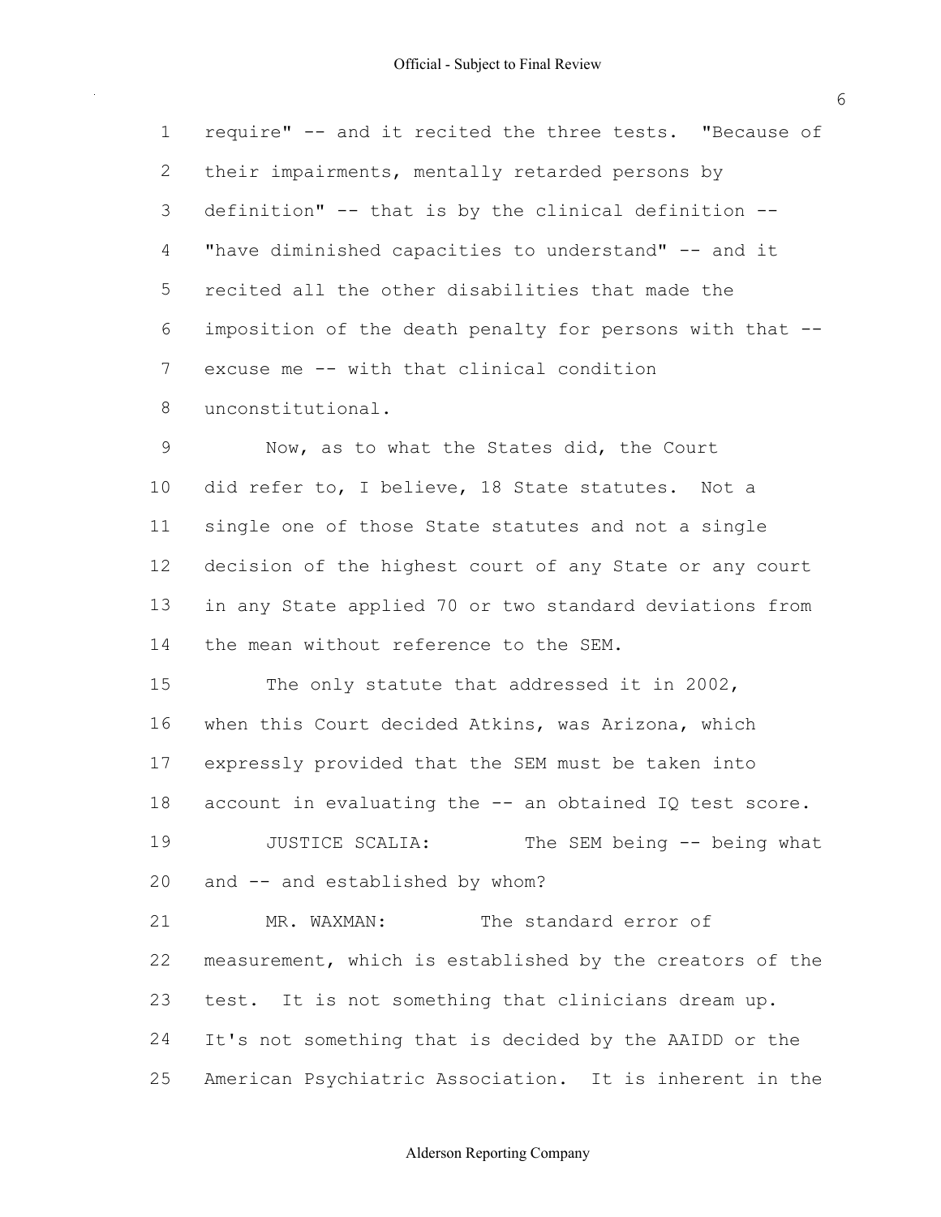require" -- and it recited the three tests. "Because of their impairments, mentally retarded persons by definition" -- that is by the clinical definition -- "have diminished capacities to understand" -- and it recited all the other disabilities that made the imposition of the death penalty for persons with that -- excuse me -- with that clinical condition unconstitutional.

Now, as to what the States did, the Court did refer to, I believe, 18 State statutes. Not a single one of those State statutes and not a single decision of the highest court of any State or any court in any State applied 70 or two standard deviations from the mean without reference to the SEM.

The only statute that addressed it in 2002, when this Court decided Atkins, was Arizona, which expressly provided that the SEM must be taken into account in evaluating the -- an obtained IQ test score.

JUSTICE SCALIA: The SEM being -- being what and -- and established by whom?

MR. WAXMAN: The standard error of measurement, which is established by the creators of the test. It is not something that clinicians dream up. It's not something that is decided by the AAIDD or the American Psychiatric Association. It is inherent in the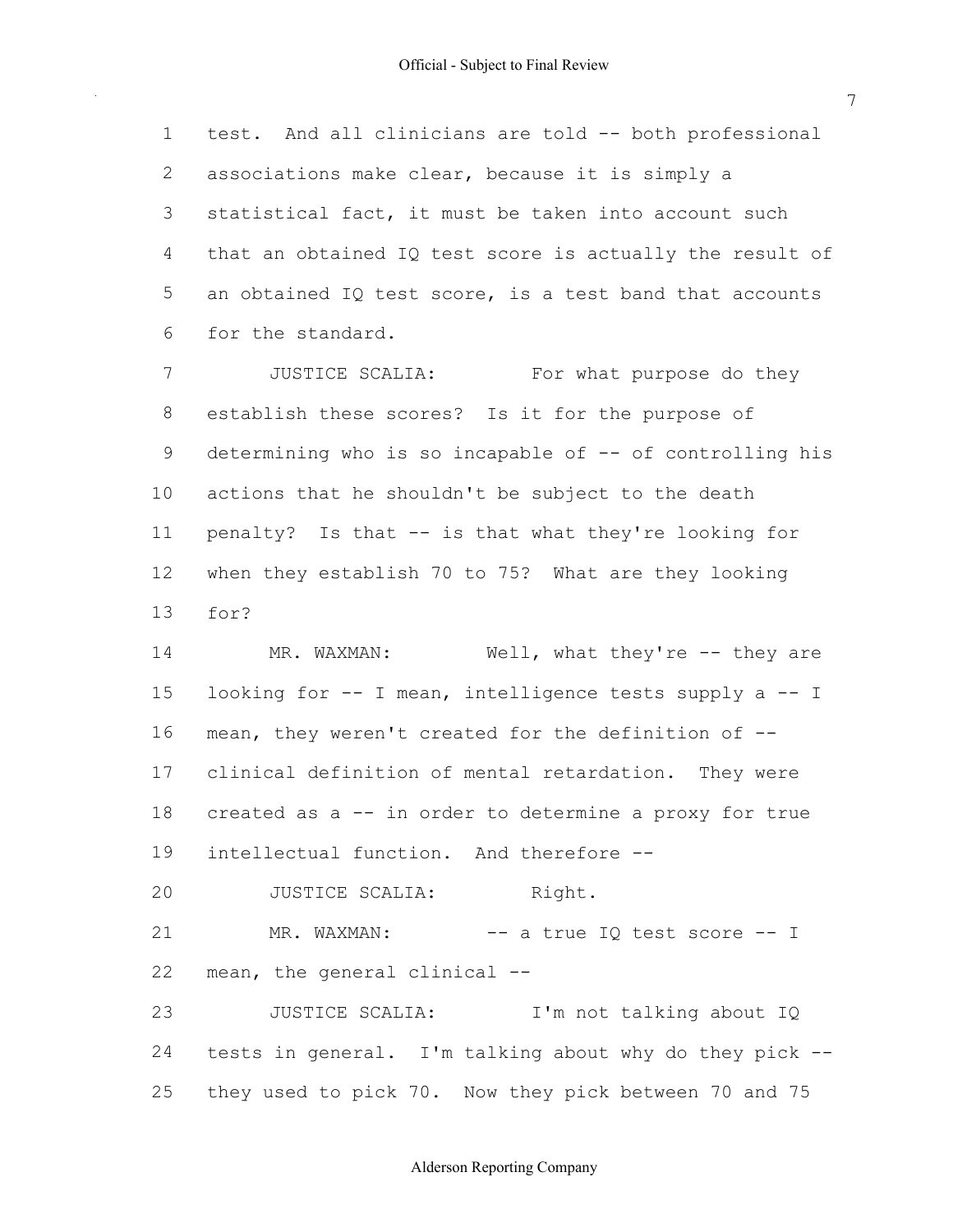test. And all clinicians are told -- both professional associations make clear, because it is simply a statistical fact, it must be taken into account such that an obtained IQ test score is actually the result of an obtained IQ test score, is a test band that accounts for the standard.

JUSTICE SCALIA: For what purpose do they establish these scores? Is it for the purpose of determining who is so incapable of -- of controlling his actions that he shouldn't be subject to the death penalty? Is that -- is that what they're looking for when they establish 70 to 75? What are they looking for?

MR. WAXMAN: Well, what they're -- they are looking for -- I mean, intelligence tests supply a -- I mean, they weren't created for the definition of -- clinical definition of mental retardation. They were created as a -- in order to determine a proxy for true intellectual function. And therefore --

JUSTICE SCALIA: Right.

MR. WAXMAN: -- a true IQ test score -- I mean, the general clinical --

JUSTICE SCALIA: I'm not talking about IQ tests in general. I'm talking about why do they pick -- they used to pick 70. Now they pick between 70 and 75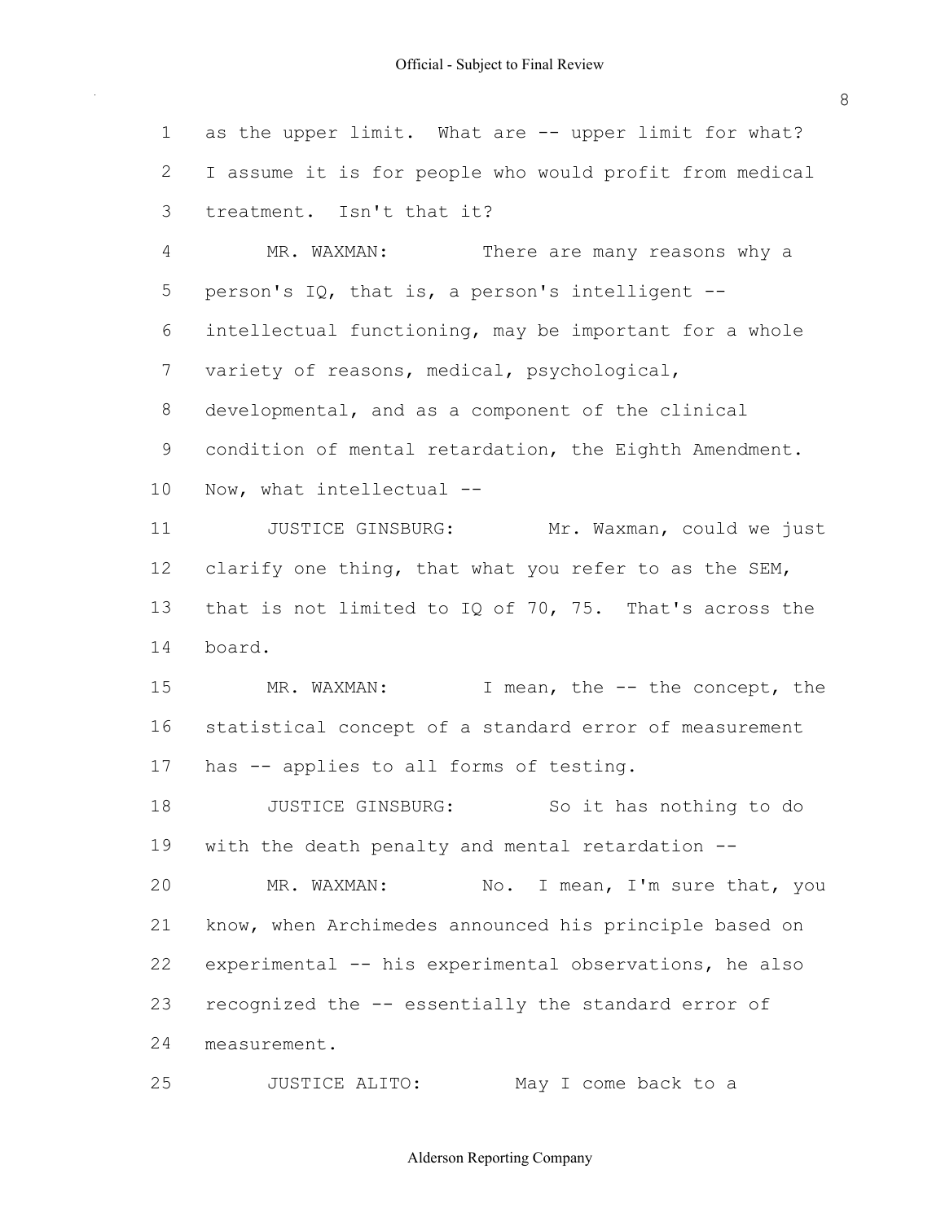as the upper limit. What are -- upper limit for what? I assume it is for people who would profit from medical treatment. Isn't that it?

MR. WAXMAN: There are many reasons why a person's IQ, that is, a person's intelligent -- intellectual functioning, may be important for a whole variety of reasons, medical, psychological, developmental, and as a component of the clinical condition of mental retardation, the Eighth Amendment. Now, what intellectual --

JUSTICE GINSBURG: Mr. Waxman, could we just clarify one thing, that what you refer to as the SEM, that is not limited to IQ of 70, 75. That's across the board.

MR. WAXMAN: I mean, the -- the concept, the statistical concept of a standard error of measurement has -- applies to all forms of testing.

JUSTICE GINSBURG: So it has nothing to do with the death penalty and mental retardation --

MR. WAXMAN: No. I mean, I'm sure that, you know, when Archimedes announced his principle based on experimental -- his experimental observations, he also recognized the -- essentially the standard error of measurement.

JUSTICE ALITO: May I come back to a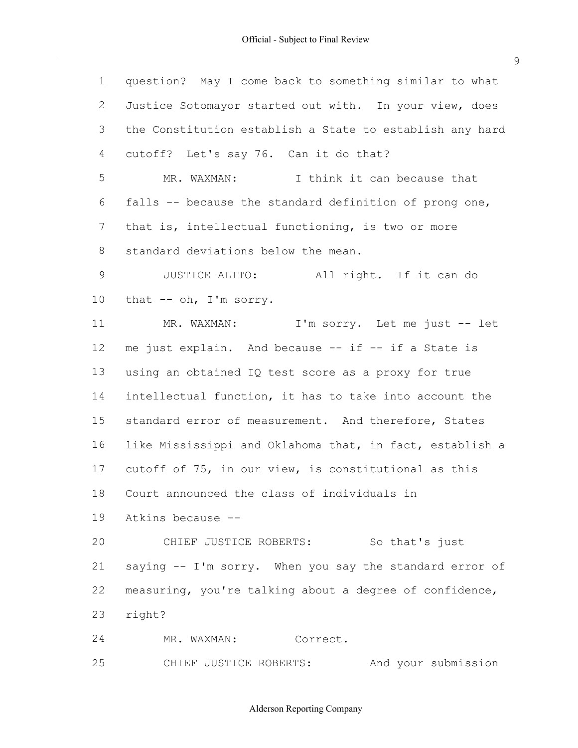question? May I come back to something similar to what Justice Sotomayor started out with. In your view, does the Constitution establish a State to establish any hard cutoff? Let's say 76. Can it do that?

MR. WAXMAN: I think it can because that falls -- because the standard definition of prong one, that is, intellectual functioning, is two or more standard deviations below the mean.

JUSTICE ALITO: All right. If it can do that -- oh, I'm sorry.

MR. WAXMAN: I'm sorry. Let me just -- let me just explain. And because -- if -- if a State is using an obtained IQ test score as a proxy for true intellectual function, it has to take into account the standard error of measurement. And therefore, States like Mississippi and Oklahoma that, in fact, establish a cutoff of 75, in our view, is constitutional as this Court announced the class of individuals in Atkins because --

CHIEF JUSTICE ROBERTS: So that's just saying -- I'm sorry. When you say the standard error of measuring, you're talking about a degree of confidence, right?

MR. WAXMAN: Correct.

CHIEF JUSTICE ROBERTS: And your submission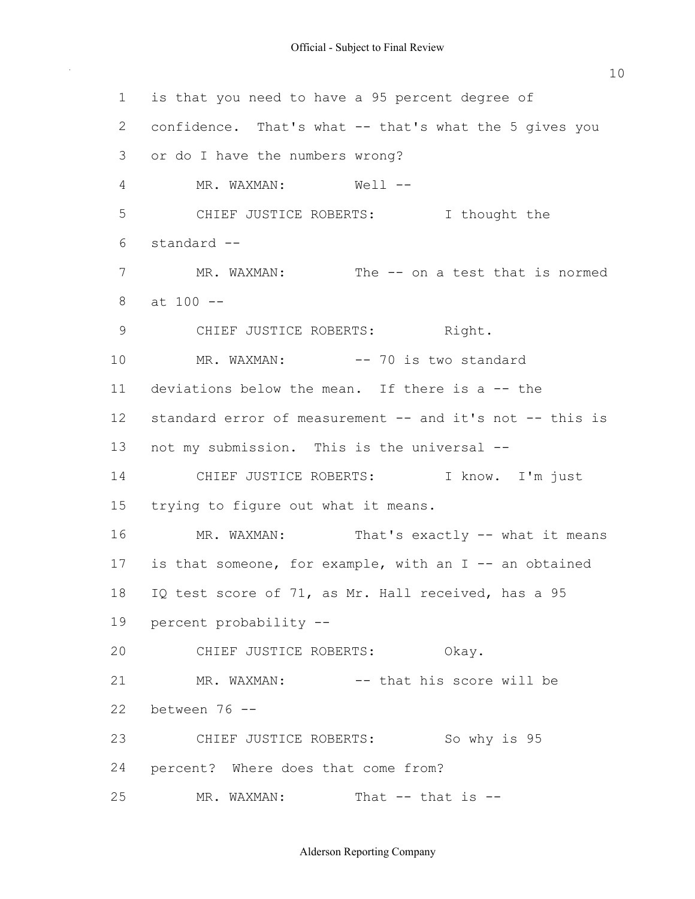is that you need to have a 95 percent degree of confidence. That's what -- that's what the 5 gives you or do I have the numbers wrong?

MR. WAXMAN: Well --

CHIEF JUSTICE ROBERTS: I thought the standard --

MR. WAXMAN: The -- on a test that is normed at 100 --

CHIEF JUSTICE ROBERTS: Right.

MR. WAXMAN: -- 70 is two standard deviations below the mean. If there is a -- the standard error of measurement -- and it's not -- this is not my submission. This is the universal --

CHIEF JUSTICE ROBERTS: I know. I'm just trying to figure out what it means.

MR. WAXMAN: That's exactly -- what it means is that someone, for example, with an I -- an obtained IQ test score of 71, as Mr. Hall received, has a 95 percent probability --

CHIEF JUSTICE ROBERTS: Okay.

MR. WAXMAN: -- that his score will be between 76 --

CHIEF JUSTICE ROBERTS: So why is 95 percent? Where does that come from?

MR. WAXMAN: That -- that is --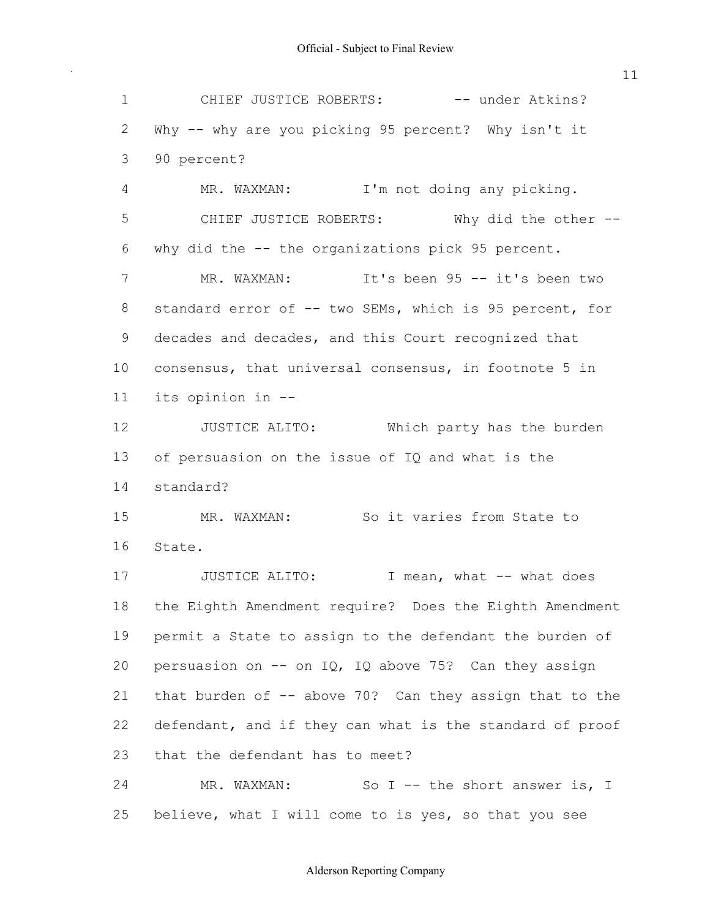1 CHIEF JUSTICE ROBERTS: -- under Atkins?
2 Why -- why are you picking 95 percent? Why isn't it
3 90 percent?
4 MR. WAXMAN: I'm not doing any picking.
5 CHIEF JUSTICE ROBERTS: Why did the other --
6 why did the -- the organizations pick 95 percent.
7 MR. WAXMAN: It's been 95 -- it's been two
8 standard error of -- two SEMs, which is 95 percent, for
9 decades and decades, and this Court recognized that
10 consensus, that universal consensus, in footnote 5 in
11 its opinion in --
12 JUSTICE ALITO: Which party has the burden
13 of persuasion on the issue of IQ and what is the
14 standard?
15 MR. WAXMAN: So it varies from State to
16 State.
17 JUSTICE ALITO: I mean, what -- what does
18 the Eighth Amendment require? Does the Eighth Amendment
19 permit a State to assign to the defendant the burden of
20 persuasion on -- on IQ, IQ above 75? Can they assign
21 that burden of -- above 70? Can they assign that to the
22 defendant, and if they can what is the standard of proof
23 that the defendant has to meet?
24 MR. WAXMAN: So I -- the short answer is, I
25 believe, what I will come to is yes, so that you see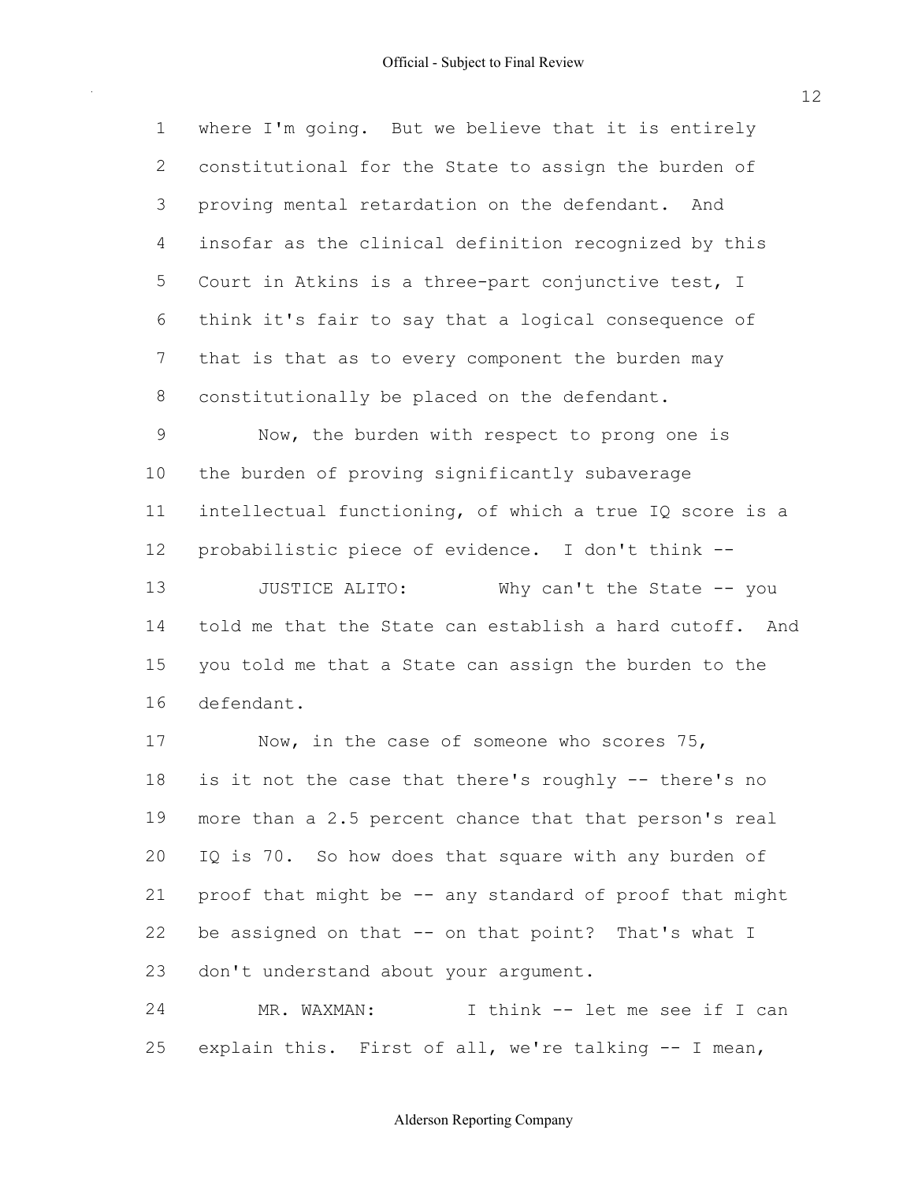where I'm going. But we believe that it is entirely constitutional for the State to assign the burden of proving mental retardation on the defendant. And insofar as the clinical definition recognized by this Court in Atkins is a three-part conjunctive test, I think it's fair to say that a logical consequence of that is that as to every component the burden may constitutionally be placed on the defendant.

Now, the burden with respect to prong one is the burden of proving significantly subaverage intellectual functioning, of which a true IQ score is a probabilistic piece of evidence. I don't think --

JUSTICE ALITO: Why can't the State -- you told me that the State can establish a hard cutoff. And you told me that a State can assign the burden to the defendant.

Now, in the case of someone who scores 75, is it not the case that there's roughly -- there's no more than a 2.5 percent chance that that person's real IQ is 70. So how does that square with any burden of proof that might be -- any standard of proof that might be assigned on that -- on that point? That's what I don't understand about your argument.

MR. WAXMAN: I think -- let me see if I can explain this. First of all, we're talking -- I mean,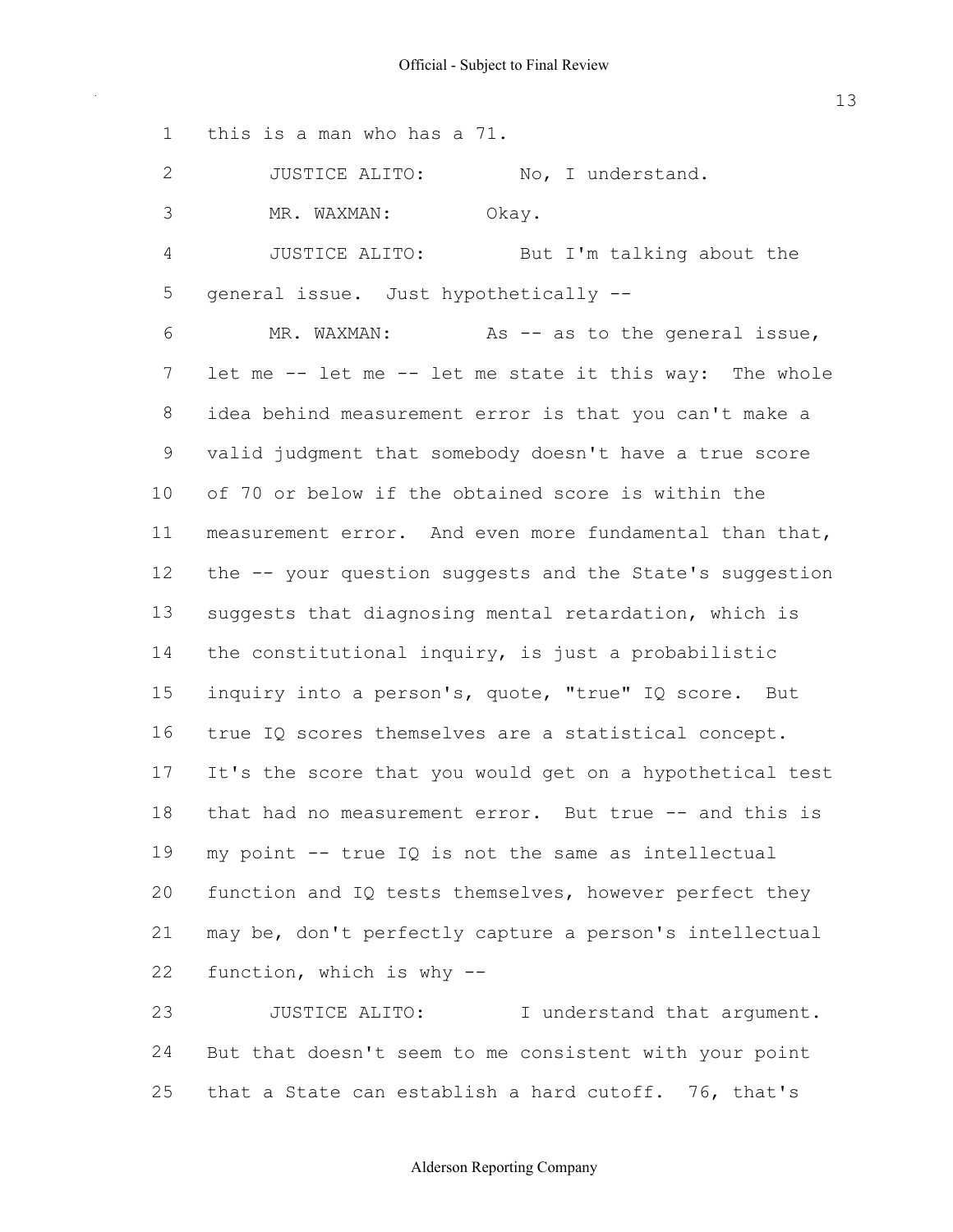this is a man who has a 71.

JUSTICE ALITO: No, I understand.

MR. WAXMAN: Okay.

JUSTICE ALITO: But I'm talking about the general issue. Just hypothetically --

MR. WAXMAN: As -- as to the general issue, let me -- let me -- let me state it this way: The whole idea behind measurement error is that you can't make a valid judgment that somebody doesn't have a true score of 70 or below if the obtained score is within the measurement error. And even more fundamental than that, the -- your question suggests and the State's suggestion suggests that diagnosing mental retardation, which is the constitutional inquiry, is just a probabilistic inquiry into a person's, quote, "true" IQ score. But true IQ scores themselves are a statistical concept. It's the score that you would get on a hypothetical test that had no measurement error. But true -- and this is my point -- true IQ is not the same as intellectual function and IQ tests themselves, however perfect they may be, don't perfectly capture a person's intellectual function, which is why --

JUSTICE ALITO: I understand that argument. But that doesn't seem to me consistent with your point that a State can establish a hard cutoff. 76, that's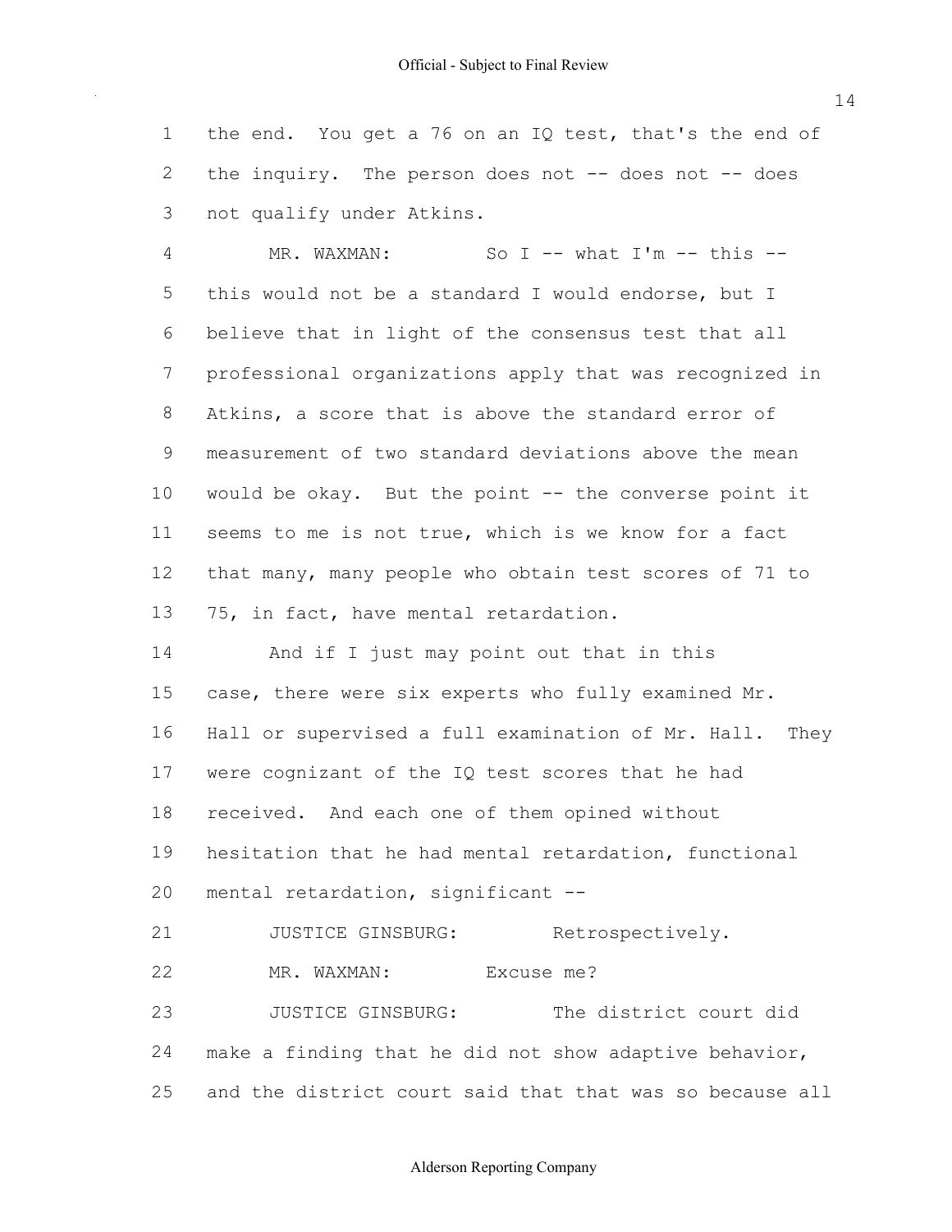the end. You get a 76 on an IQ test, that's the end of the inquiry. The person does not -- does not -- does not qualify under Atkins.

MR. WAXMAN: So I -- what I'm -- this -- this would not be a standard I would endorse, but I believe that in light of the consensus test that all professional organizations apply that was recognized in Atkins, a score that is above the standard error of measurement of two standard deviations above the mean would be okay. But the point -- the converse point it seems to me is not true, which is we know for a fact that many, many people who obtain test scores of 71 to 75, in fact, have mental retardation.

And if I just may point out that in this case, there were six experts who fully examined Mr. Hall or supervised a full examination of Mr. Hall. They were cognizant of the IQ test scores that he had received. And each one of them opined without hesitation that he had mental retardation, functional mental retardation, significant --

JUSTICE GINSBURG: Retrospectively.

MR. WAXMAN: Excuse me?

JUSTICE GINSBURG: The district court did make a finding that he did not show adaptive behavior, and the district court said that that was so because all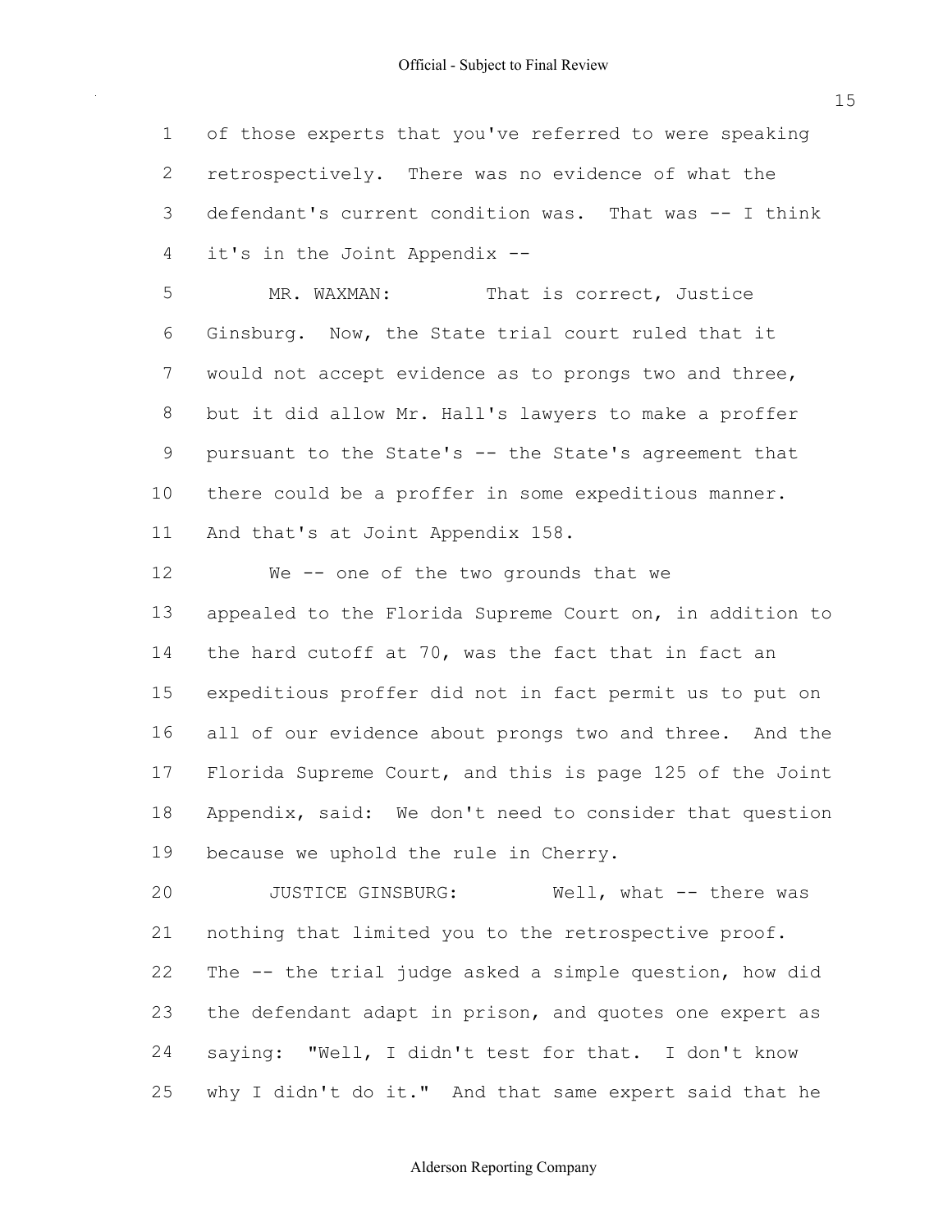of those experts that you've referred to were speaking retrospectively. There was no evidence of what the defendant's current condition was. That was -- I think it's in the Joint Appendix --

MR. WAXMAN: That is correct, Justice Ginsburg. Now, the State trial court ruled that it would not accept evidence as to prongs two and three, but it did allow Mr. Hall's lawyers to make a proffer pursuant to the State's -- the State's agreement that there could be a proffer in some expeditious manner. And that's at Joint Appendix 158.

We -- one of the two grounds that we appealed to the Florida Supreme Court on, in addition to the hard cutoff at 70, was the fact that in fact an expeditious proffer did not in fact permit us to put on all of our evidence about prongs two and three. And the Florida Supreme Court, and this is page 125 of the Joint Appendix, said: We don't need to consider that question because we uphold the rule in Cherry.

JUSTICE GINSBURG: Well, what -- there was nothing that limited you to the retrospective proof. The -- the trial judge asked a simple question, how did the defendant adapt in prison, and quotes one expert as saying: "Well, I didn't test for that. I don't know why I didn't do it." And that same expert said that he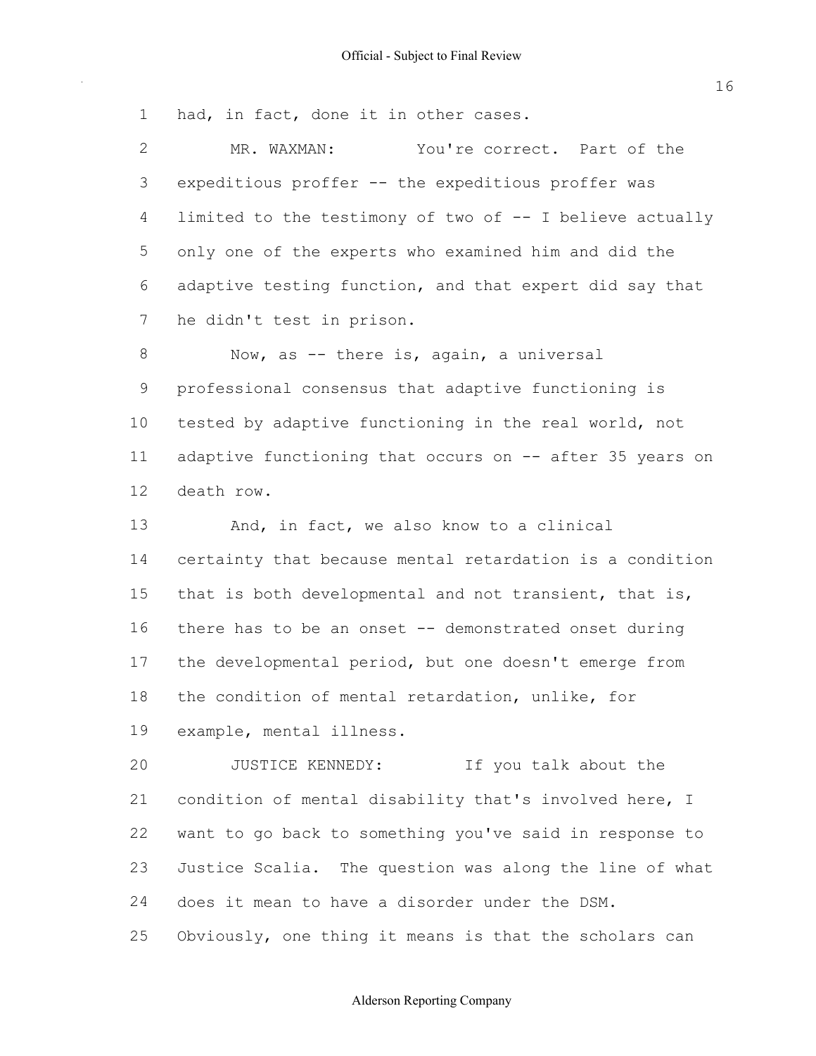had, in fact, done it in other cases.

MR. WAXMAN: You're correct. Part of the expeditious proffer -- the expeditious proffer was limited to the testimony of two of -- I believe actually only one of the experts who examined him and did the adaptive testing function, and that expert did say that he didn't test in prison.

Now, as -- there is, again, a universal professional consensus that adaptive functioning is tested by adaptive functioning in the real world, not adaptive functioning that occurs on -- after 35 years on death row.

And, in fact, we also know to a clinical certainty that because mental retardation is a condition that is both developmental and not transient, that is, there has to be an onset -- demonstrated onset during the developmental period, but one doesn't emerge from the condition of mental retardation, unlike, for example, mental illness.

JUSTICE KENNEDY: If you talk about the condition of mental disability that's involved here, I want to go back to something you've said in response to Justice Scalia. The question was along the line of what does it mean to have a disorder under the DSM. Obviously, one thing it means is that the scholars can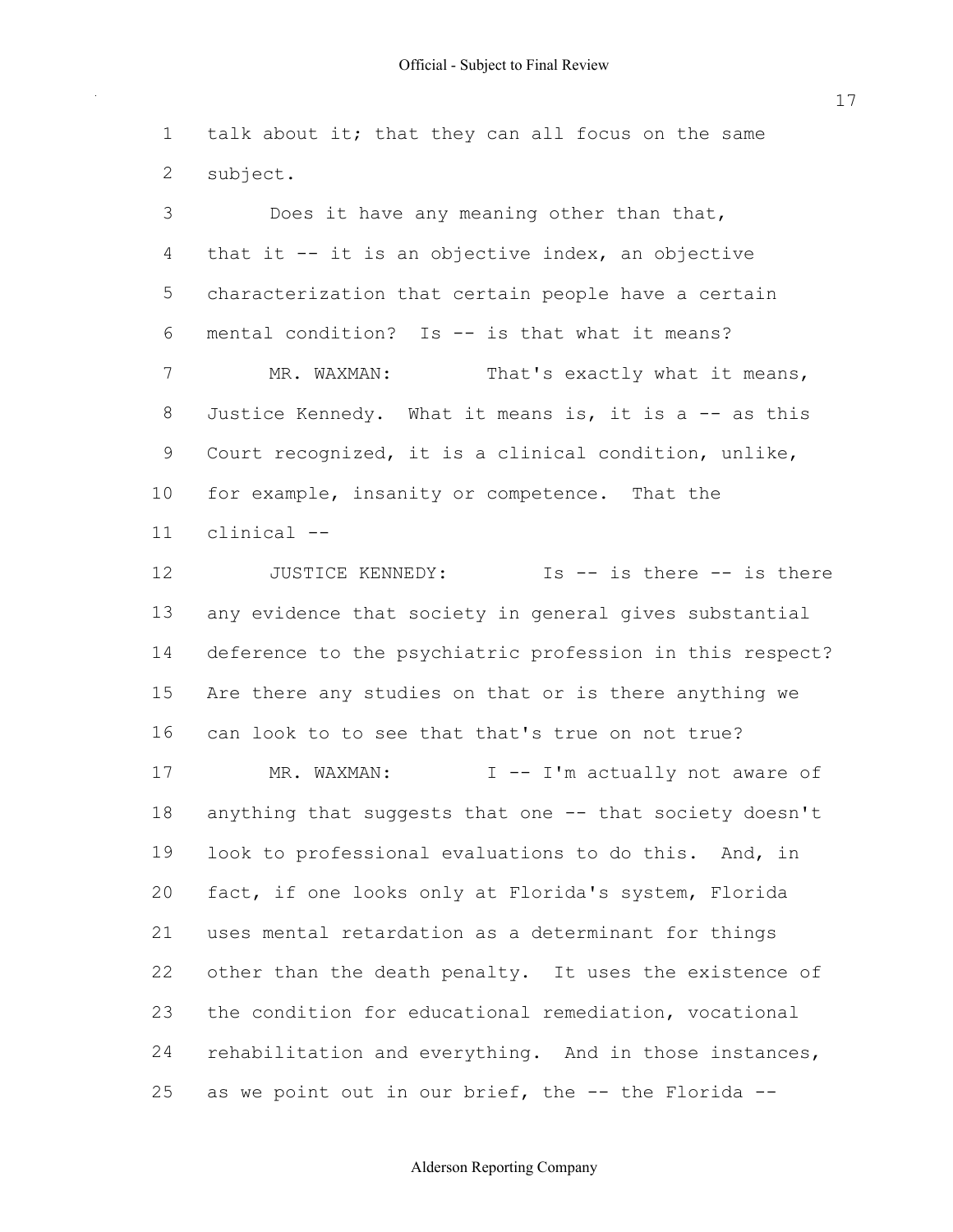talk about it; that they can all focus on the same subject.

Does it have any meaning other than that, that it -- it is an objective index, an objective characterization that certain people have a certain mental condition? Is -- is that what it means?

MR. WAXMAN: That's exactly what it means, Justice Kennedy. What it means is, it is a -- as this Court recognized, it is a clinical condition, unlike, for example, insanity or competence. That the clinical --

JUSTICE KENNEDY: Is -- is there -- is there any evidence that society in general gives substantial deference to the psychiatric profession in this respect? Are there any studies on that or is there anything we can look to to see that that's true on not true?

MR. WAXMAN: I -- I'm actually not aware of anything that suggests that one -- that society doesn't look to professional evaluations to do this. And, in fact, if one looks only at Florida's system, Florida uses mental retardation as a determinant for things other than the death penalty. It uses the existence of the condition for educational remediation, vocational rehabilitation and everything. And in those instances, as we point out in our brief, the -- the Florida --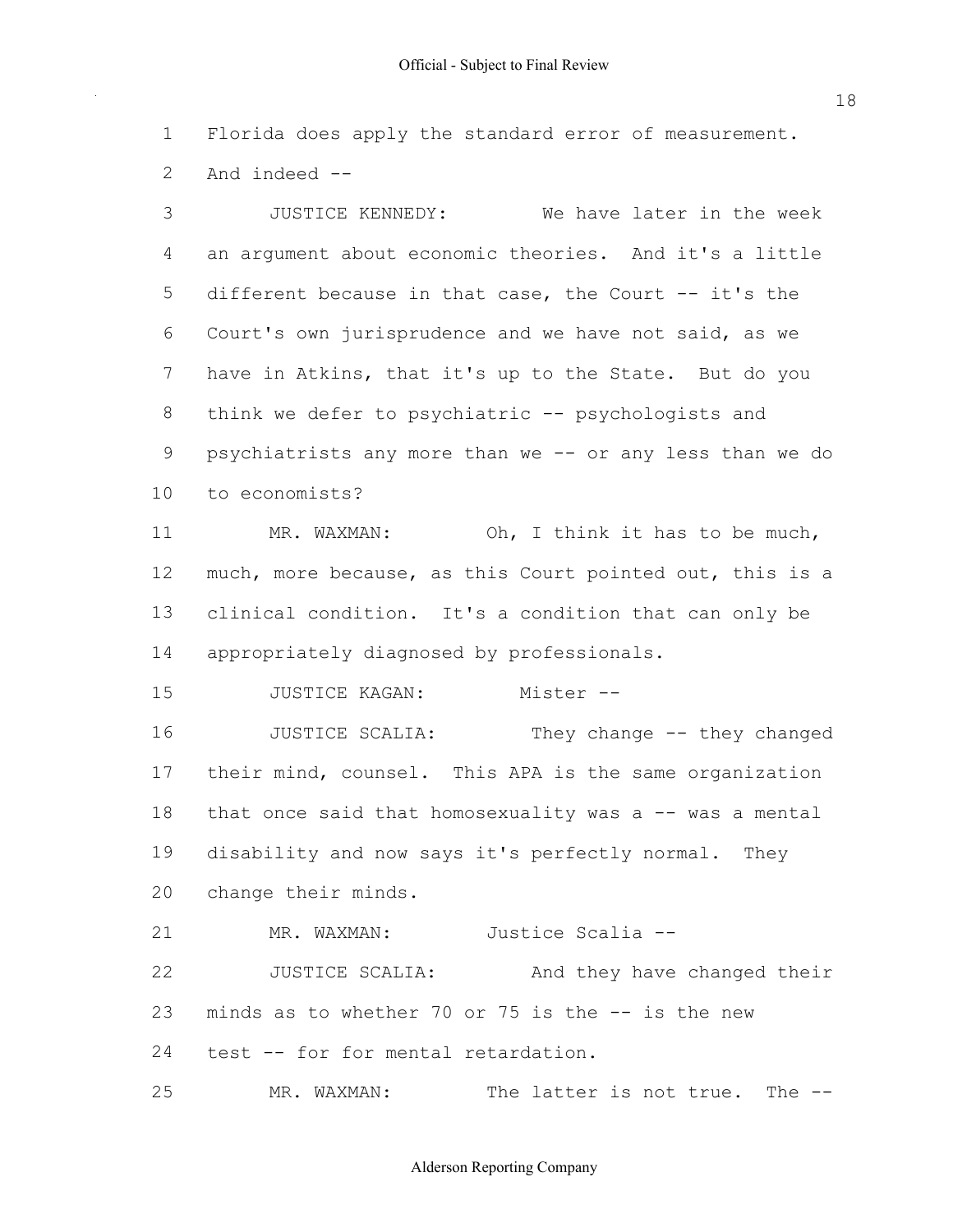1 Florida does apply the standard error of measurement.
2 And indeed --

3 JUSTICE KENNEDY: We have later in the week
4 an argument about economic theories. And it's a little
5 different because in that case, the Court -- it's the
6 Court's own jurisprudence and we have not said, as we
7 have in Atkins, that it's up to the State. But do you
8 think we defer to psychiatric -- psychologists and
9 psychiatrists any more than we -- or any less than we do
10 to economists?

11 MR. WAXMAN: Oh, I think it has to be much,
12 much, more because, as this Court pointed out, this is a
13 clinical condition. It's a condition that can only be
14 appropriately diagnosed by professionals.

15 JUSTICE KAGAN: Mister --

16 JUSTICE SCALIA: They change -- they changed
17 their mind, counsel. This APA is the same organization
18 that once said that homosexuality was a -- was a mental
19 disability and now says it's perfectly normal. They
20 change their minds.

21 MR. WAXMAN: Justice Scalia --

22 JUSTICE SCALIA: And they have changed their
23 minds as to whether 70 or 75 is the -- is the new
24 test -- for for mental retardation.

25 MR. WAXMAN: The latter is not true. The --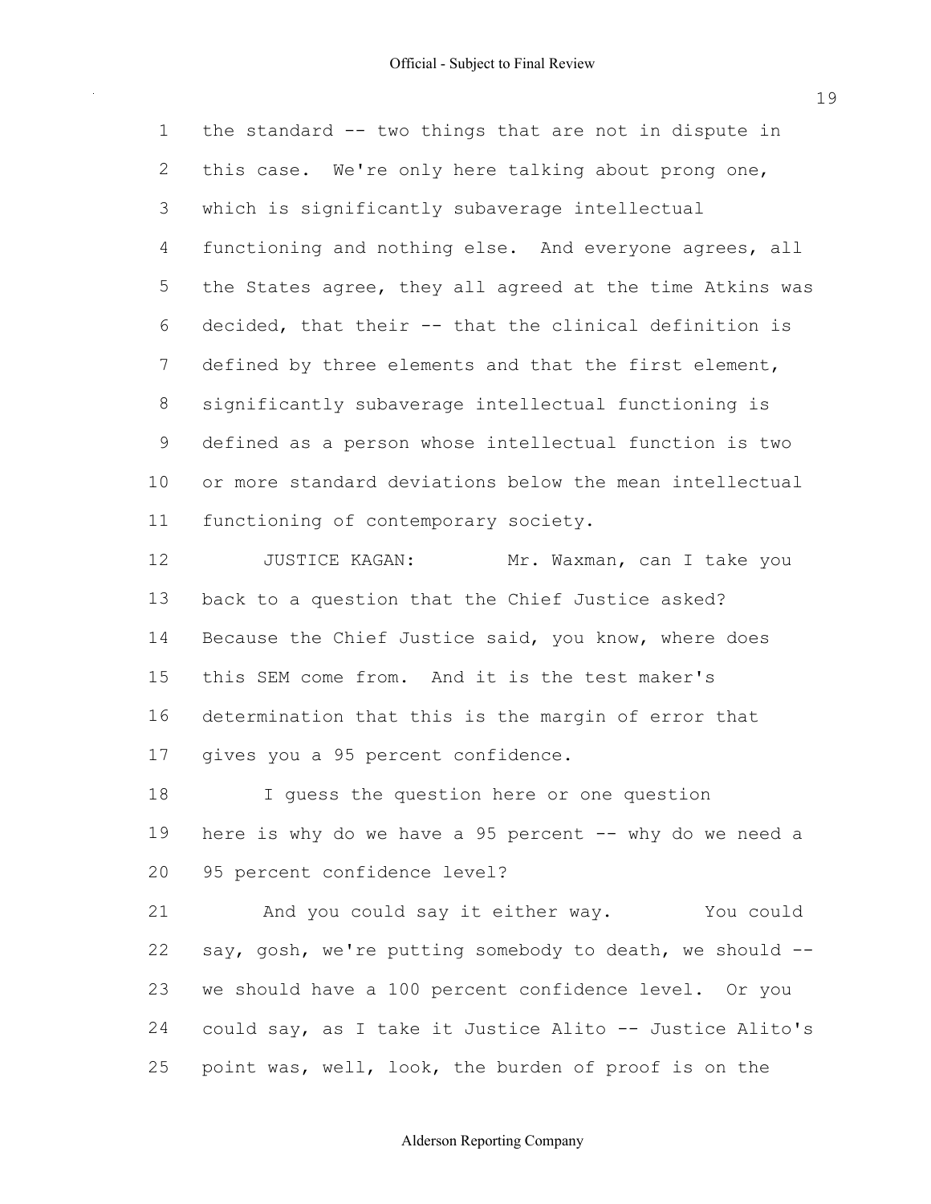the standard -- two things that are not in dispute in this case. We're only here talking about prong one, which is significantly subaverage intellectual functioning and nothing else. And everyone agrees, all the States agree, they all agreed at the time Atkins was decided, that their -- that the clinical definition is defined by three elements and that the first element, significantly subaverage intellectual functioning is defined as a person whose intellectual function is two or more standard deviations below the mean intellectual functioning of contemporary society.

JUSTICE KAGAN: Mr. Waxman, can I take you back to a question that the Chief Justice asked? Because the Chief Justice said, you know, where does this SEM come from. And it is the test maker's determination that this is the margin of error that gives you a 95 percent confidence.

I guess the question here or one question here is why do we have a 95 percent -- why do we need a 95 percent confidence level?

And you could say it either way. You could say, gosh, we're putting somebody to death, we should -- we should have a 100 percent confidence level. Or you could say, as I take it Justice Alito -- Justice Alito's point was, well, look, the burden of proof is on the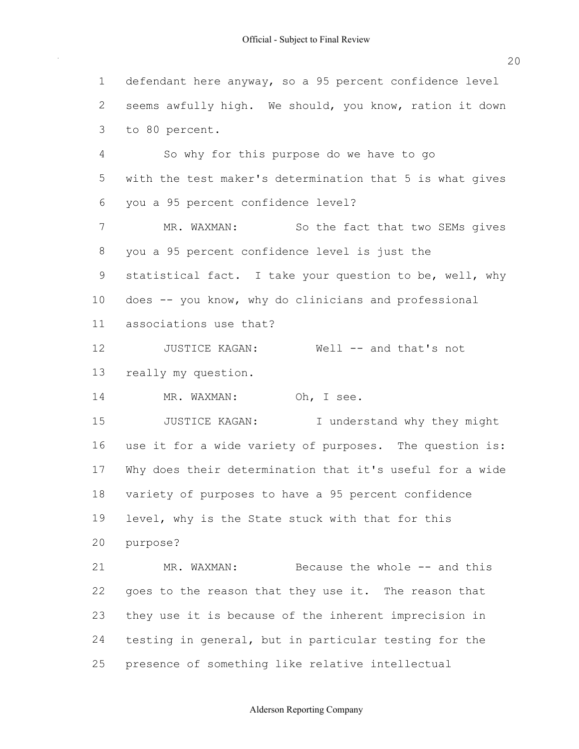defendant here anyway, so a 95 percent confidence level seems awfully high. We should, you know, ration it down to 80 percent.

So why for this purpose do we have to go with the test maker's determination that 5 is what gives you a 95 percent confidence level?

MR. WAXMAN: So the fact that two SEMs gives you a 95 percent confidence level is just the statistical fact. I take your question to be, well, why does -- you know, why do clinicians and professional associations use that?

JUSTICE KAGAN: Well -- and that's not really my question.

MR. WAXMAN: Oh, I see.

JUSTICE KAGAN: I understand why they might use it for a wide variety of purposes. The question is: Why does their determination that it's useful for a wide variety of purposes to have a 95 percent confidence level, why is the State stuck with that for this purpose?

MR. WAXMAN: Because the whole -- and this goes to the reason that they use it. The reason that they use it is because of the inherent imprecision in testing in general, but in particular testing for the presence of something like relative intellectual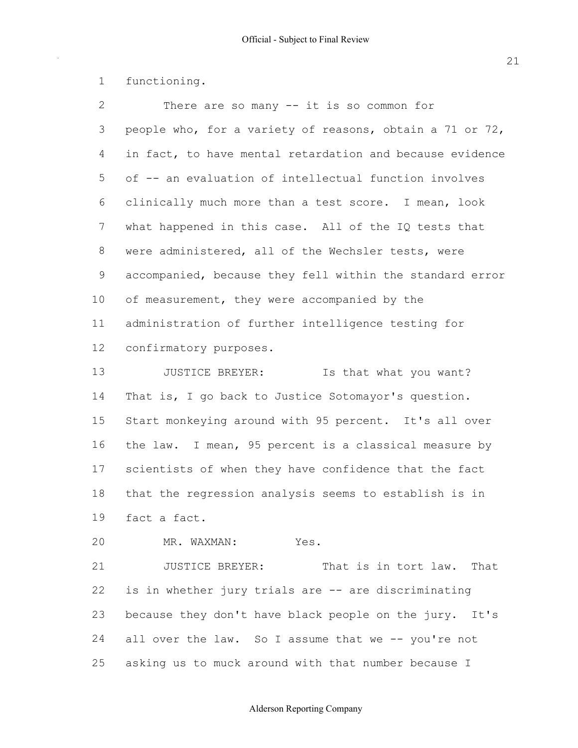functioning.

There are so many -- it is so common for people who, for a variety of reasons, obtain a 71 or 72, in fact, to have mental retardation and because evidence of -- an evaluation of intellectual function involves clinically much more than a test score. I mean, look what happened in this case. All of the IQ tests that were administered, all of the Wechsler tests, were accompanied, because they fell within the standard error of measurement, they were accompanied by the administration of further intelligence testing for confirmatory purposes.

JUSTICE BREYER: Is that what you want? That is, I go back to Justice Sotomayor's question. Start monkeying around with 95 percent. It's all over the law. I mean, 95 percent is a classical measure by scientists of when they have confidence that the fact that the regression analysis seems to establish is in fact a fact.

MR. WAXMAN: Yes.

JUSTICE BREYER: That is in tort law. That is in whether jury trials are -- are discriminating because they don't have black people on the jury. It's all over the law. So I assume that we -- you're not asking us to muck around with that number because I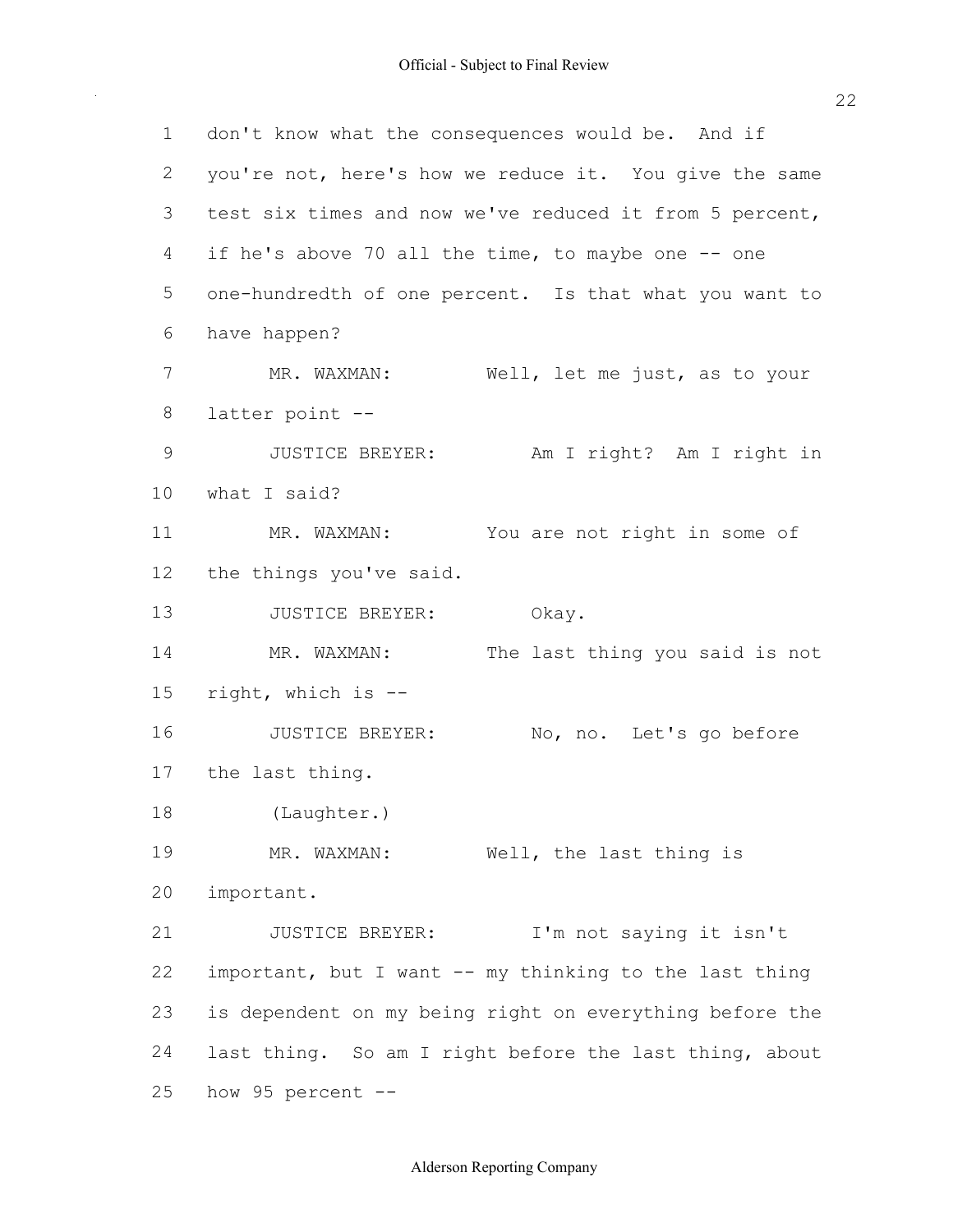don't know what the consequences would be. And if you're not, here's how we reduce it. You give the same test six times and now we've reduced it from 5 percent, if he's above 70 all the time, to maybe one -- one one-hundredth of one percent. Is that what you want to have happen?

MR. WAXMAN: Well, let me just, as to your latter point --

JUSTICE BREYER: Am I right? Am I right in what I said?

MR. WAXMAN: You are not right in some of the things you've said.

JUSTICE BREYER: Okay.

MR. WAXMAN: The last thing you said is not right, which is --

JUSTICE BREYER: No, no. Let's go before the last thing.

(Laughter.)

MR. WAXMAN: Well, the last thing is important.

JUSTICE BREYER: I'm not saying it isn't important, but I want -- my thinking to the last thing is dependent on my being right on everything before the last thing. So am I right before the last thing, about how 95 percent --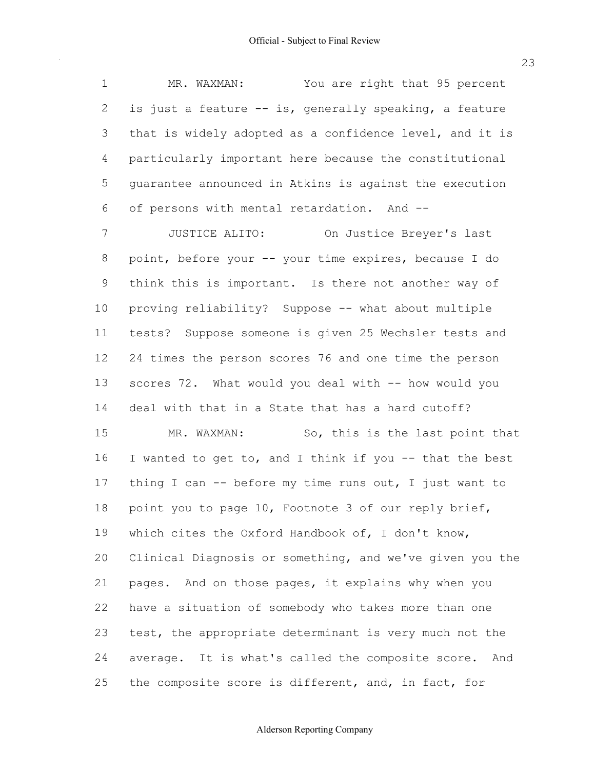MR. WAXMAN: You are right that 95 percent is just a feature -- is, generally speaking, a feature that is widely adopted as a confidence level, and it is particularly important here because the constitutional guarantee announced in Atkins is against the execution of persons with mental retardation. And --

JUSTICE ALITO: On Justice Breyer's last point, before your -- your time expires, because I do think this is important. Is there not another way of proving reliability? Suppose -- what about multiple tests? Suppose someone is given 25 Wechsler tests and 24 times the person scores 76 and one time the person scores 72. What would you deal with -- how would you deal with that in a State that has a hard cutoff?

MR. WAXMAN: So, this is the last point that I wanted to get to, and I think if you -- that the best thing I can -- before my time runs out, I just want to point you to page 10, Footnote 3 of our reply brief, which cites the Oxford Handbook of, I don't know, Clinical Diagnosis or something, and we've given you the pages. And on those pages, it explains why when you have a situation of somebody who takes more than one test, the appropriate determinant is very much not the average. It is what's called the composite score. And the composite score is different, and, in fact, for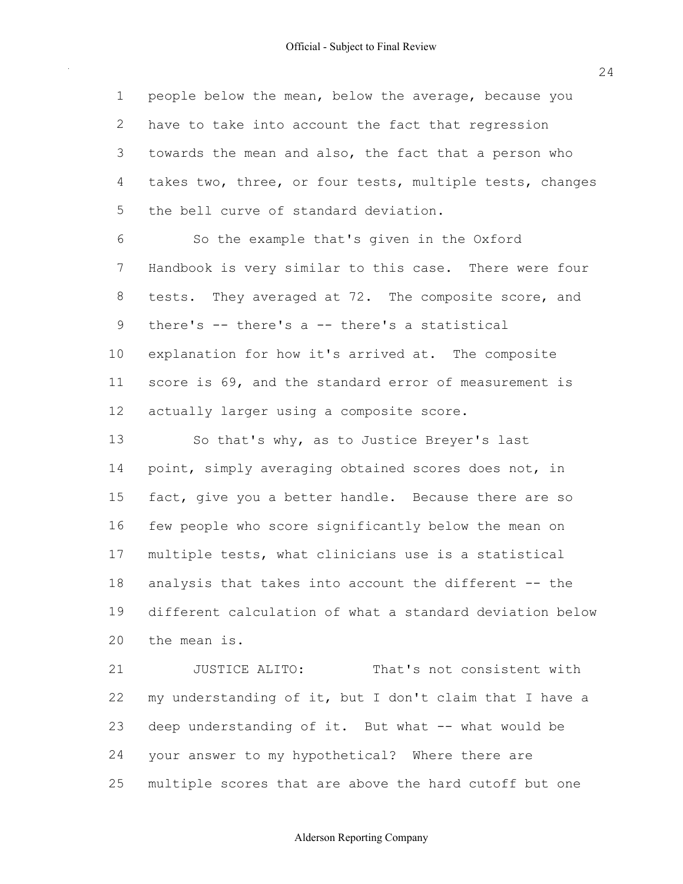people below the mean, below the average, because you have to take into account the fact that regression towards the mean and also, the fact that a person who takes two, three, or four tests, multiple tests, changes the bell curve of standard deviation.

So the example that's given in the Oxford Handbook is very similar to this case. There were four tests. They averaged at 72. The composite score, and there's -- there's a -- there's a statistical explanation for how it's arrived at. The composite score is 69, and the standard error of measurement is actually larger using a composite score.

So that's why, as to Justice Breyer's last point, simply averaging obtained scores does not, in fact, give you a better handle. Because there are so few people who score significantly below the mean on multiple tests, what clinicians use is a statistical analysis that takes into account the different -- the different calculation of what a standard deviation below the mean is.

JUSTICE ALITO: That's not consistent with my understanding of it, but I don't claim that I have a deep understanding of it. But what -- what would be your answer to my hypothetical? Where there are multiple scores that are above the hard cutoff but one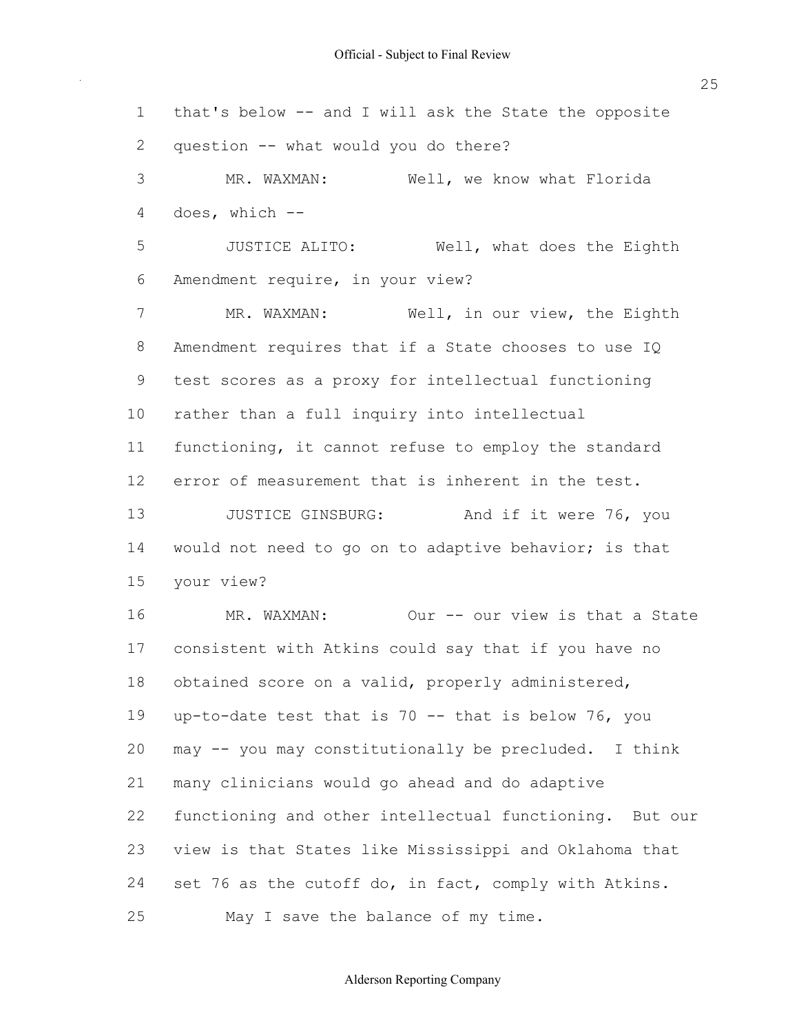that's below -- and I will ask the State the opposite question -- what would you do there?

MR. WAXMAN: Well, we know what Florida does, which --

JUSTICE ALITO: Well, what does the Eighth Amendment require, in your view?

MR. WAXMAN: Well, in our view, the Eighth Amendment requires that if a State chooses to use IQ test scores as a proxy for intellectual functioning rather than a full inquiry into intellectual functioning, it cannot refuse to employ the standard error of measurement that is inherent in the test.

JUSTICE GINSBURG: And if it were 76, you would not need to go on to adaptive behavior; is that your view?

MR. WAXMAN: Our -- our view is that a State consistent with Atkins could say that if you have no obtained score on a valid, properly administered, up-to-date test that is 70 -- that is below 76, you may -- you may constitutionally be precluded. I think many clinicians would go ahead and do adaptive functioning and other intellectual functioning. But our view is that States like Mississippi and Oklahoma that set 76 as the cutoff do, in fact, comply with Atkins.

May I save the balance of my time.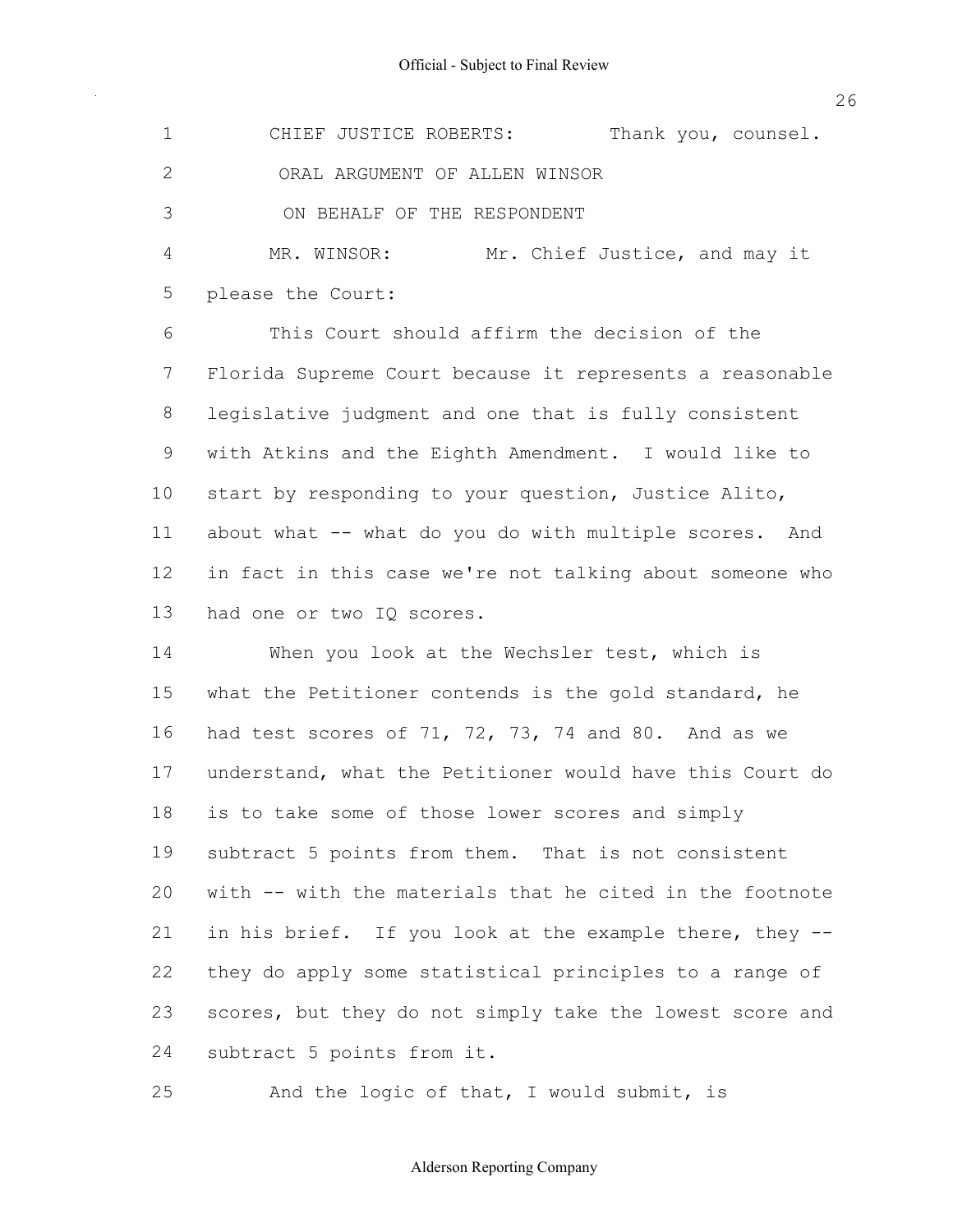CHIEF JUSTICE ROBERTS: Thank you, counsel.

ORAL ARGUMENT OF ALLEN WINSOR

ON BEHALF OF THE RESPONDENT

MR. WINSOR: Mr. Chief Justice, and may it please the Court:

This Court should affirm the decision of the Florida Supreme Court because it represents a reasonable legislative judgment and one that is fully consistent with Atkins and the Eighth Amendment. I would like to start by responding to your question, Justice Alito, about what -- what do you do with multiple scores. And in fact in this case we're not talking about someone who had one or two IQ scores.

When you look at the Wechsler test, which is what the Petitioner contends is the gold standard, he had test scores of 71, 72, 73, 74 and 80. And as we understand, what the Petitioner would have this Court do is to take some of those lower scores and simply subtract 5 points from them. That is not consistent with -- with the materials that he cited in the footnote in his brief. If you look at the example there, they -- they do apply some statistical principles to a range of scores, but they do not simply take the lowest score and subtract 5 points from it.

And the logic of that, I would submit, is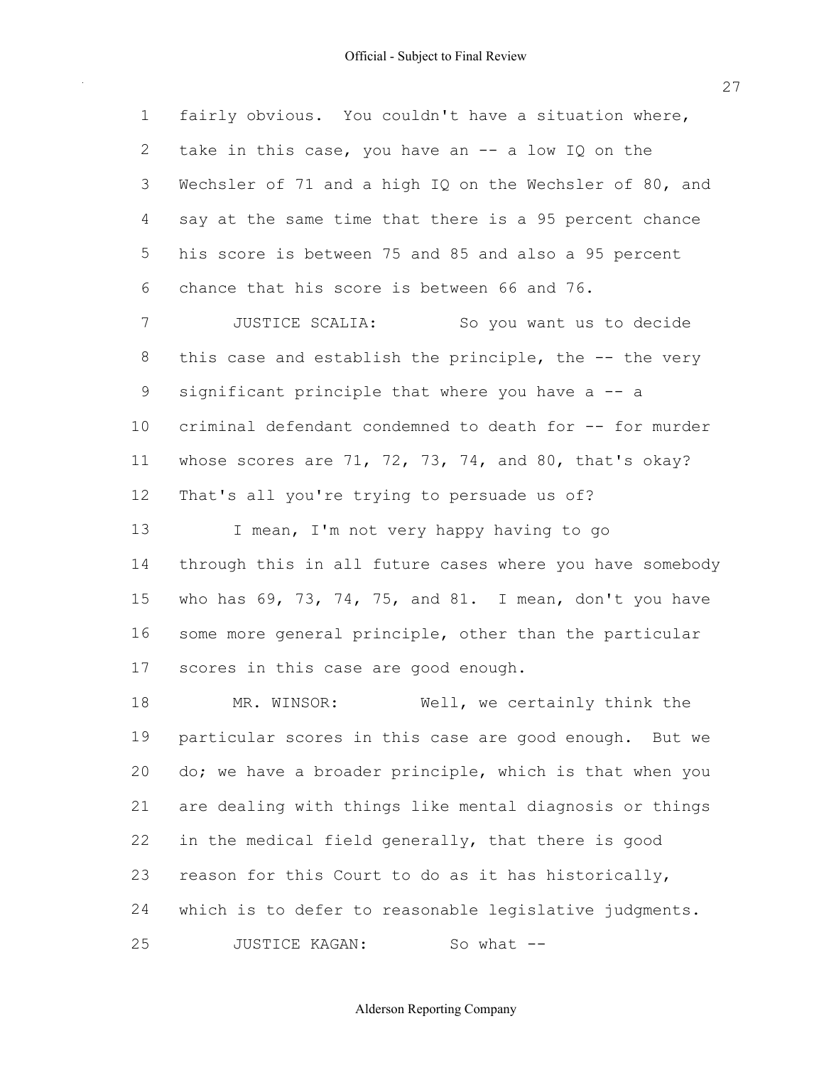fairly obvious. You couldn't have a situation where, take in this case, you have an -- a low IQ on the Wechsler of 71 and a high IQ on the Wechsler of 80, and say at the same time that there is a 95 percent chance his score is between 75 and 85 and also a 95 percent chance that his score is between 66 and 76.

JUSTICE SCALIA: So you want us to decide this case and establish the principle, the -- the very significant principle that where you have a -- a criminal defendant condemned to death for -- for murder whose scores are 71, 72, 73, 74, and 80, that's okay? That's all you're trying to persuade us of?

I mean, I'm not very happy having to go through this in all future cases where you have somebody who has 69, 73, 74, 75, and 81. I mean, don't you have some more general principle, other than the particular scores in this case are good enough.

MR. WINSOR: Well, we certainly think the particular scores in this case are good enough. But we do; we have a broader principle, which is that when you are dealing with things like mental diagnosis or things in the medical field generally, that there is good reason for this Court to do as it has historically, which is to defer to reasonable legislative judgments.

JUSTICE KAGAN: So what --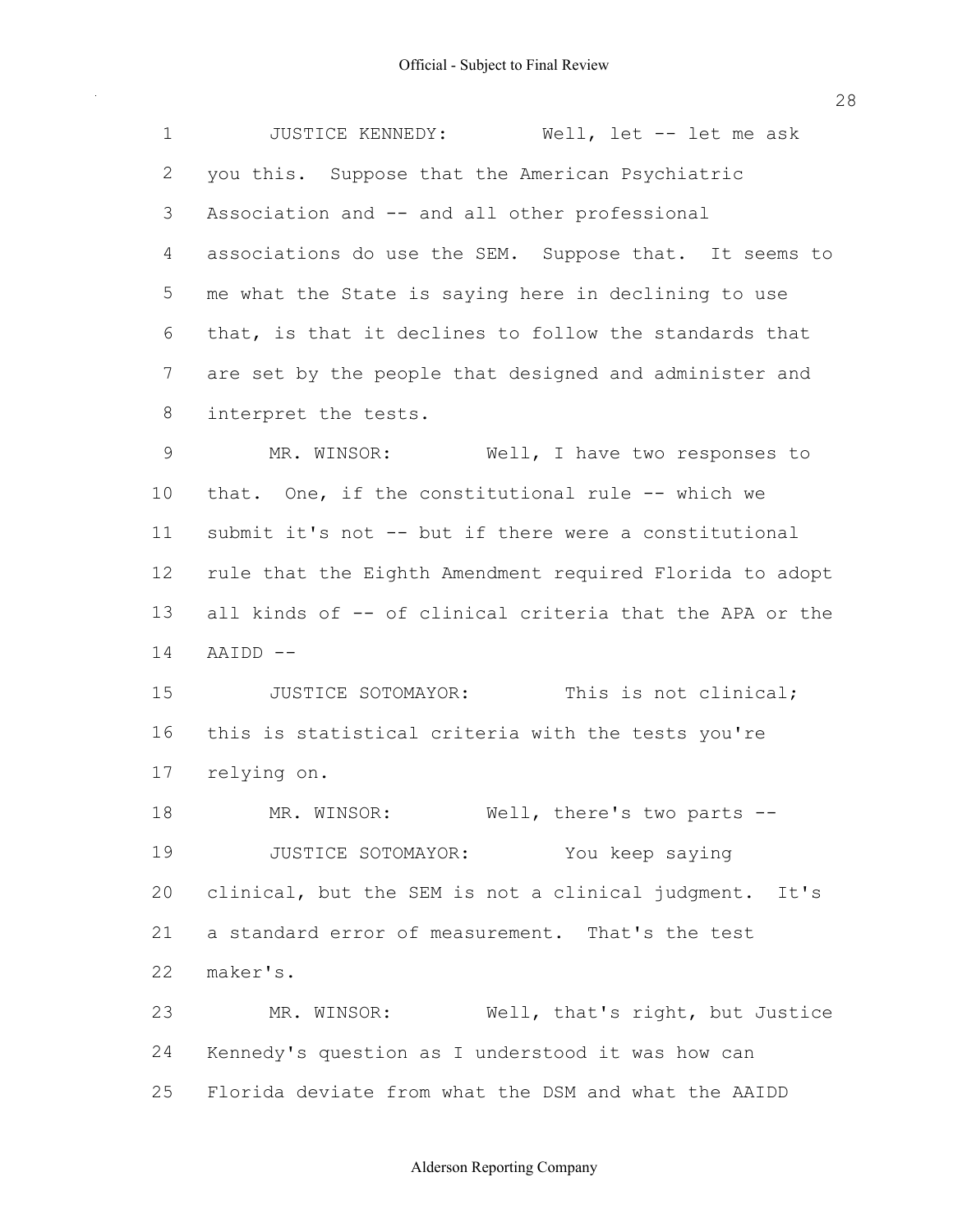JUSTICE KENNEDY: Well, let -- let me ask you this. Suppose that the American Psychiatric Association and -- and all other professional associations do use the SEM. Suppose that. It seems to me what the State is saying here in declining to use that, is that it declines to follow the standards that are set by the people that designed and administer and interpret the tests.

MR. WINSOR: Well, I have two responses to that. One, if the constitutional rule -- which we submit it's not -- but if there were a constitutional rule that the Eighth Amendment required Florida to adopt all kinds of -- of clinical criteria that the APA or the AAIDD --

JUSTICE SOTOMAYOR: This is not clinical; this is statistical criteria with the tests you're relying on.

MR. WINSOR: Well, there's two parts --

JUSTICE SOTOMAYOR: You keep saying clinical, but the SEM is not a clinical judgment. It's a standard error of measurement. That's the test maker's.

MR. WINSOR: Well, that's right, but Justice Kennedy's question as I understood it was how can Florida deviate from what the DSM and what the AAIDD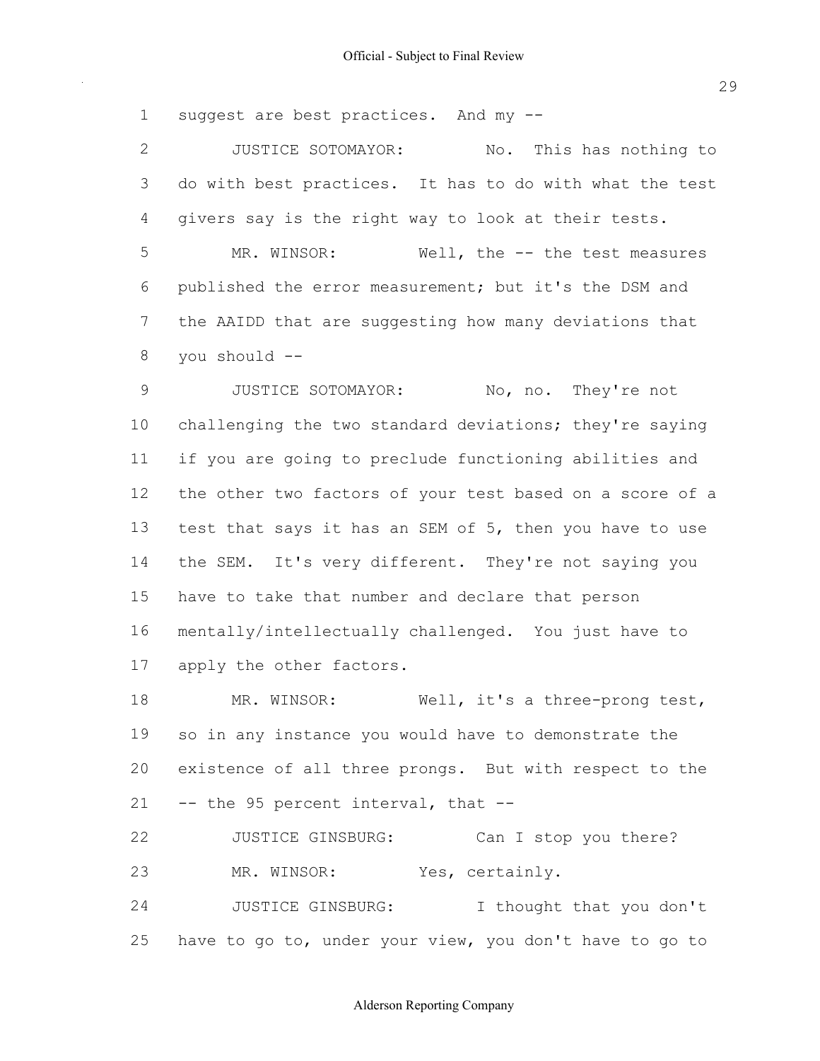1 suggest are best practices. And my --

2 JUSTICE SOTOMAYOR: No. This has nothing to

3 do with best practices. It has to do with what the test

4 givers say is the right way to look at their tests.

5 MR. WINSOR: Well, the -- the test measures

6 published the error measurement; but it's the DSM and

7 the AAIDD that are suggesting how many deviations that

8 you should --

9 JUSTICE SOTOMAYOR: No, no. They're not

10 challenging the two standard deviations; they're saying

11 if you are going to preclude functioning abilities and

12 the other two factors of your test based on a score of a

13 test that says it has an SEM of 5, then you have to use

14 the SEM. It's very different. They're not saying you

15 have to take that number and declare that person

16 mentally/intellectually challenged. You just have to

17 apply the other factors.

18 MR. WINSOR: Well, it's a three-prong test,

19 so in any instance you would have to demonstrate the

20 existence of all three prongs. But with respect to the

21 -- the 95 percent interval, that --

22 JUSTICE GINSBURG: Can I stop you there?

23 MR. WINSOR: Yes, certainly.

24 JUSTICE GINSBURG: I thought that you don't

25 have to go to, under your view, you don't have to go to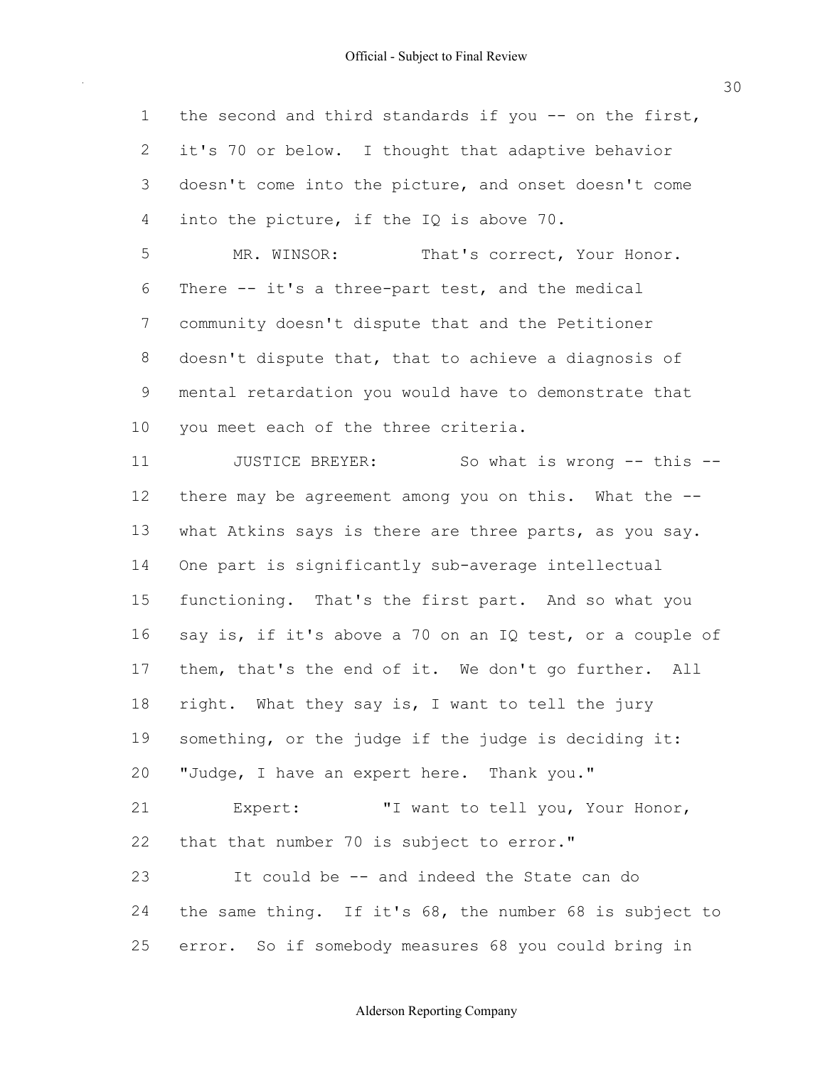the second and third standards if you -- on the first, it's 70 or below. I thought that adaptive behavior doesn't come into the picture, and onset doesn't come into the picture, if the IQ is above 70.

MR. WINSOR: That's correct, Your Honor. There -- it's a three-part test, and the medical community doesn't dispute that and the Petitioner doesn't dispute that, that to achieve a diagnosis of mental retardation you would have to demonstrate that you meet each of the three criteria.

JUSTICE BREYER: So what is wrong -- this -- there may be agreement among you on this. What the -- what Atkins says is there are three parts, as you say. One part is significantly sub-average intellectual functioning. That's the first part. And so what you say is, if it's above a 70 on an IQ test, or a couple of them, that's the end of it. We don't go further. All right. What they say is, I want to tell the jury something, or the judge if the judge is deciding it: "Judge, I have an expert here. Thank you."

Expert: "I want to tell you, Your Honor, that that number 70 is subject to error."

It could be -- and indeed the State can do the same thing. If it's 68, the number 68 is subject to error. So if somebody measures 68 you could bring in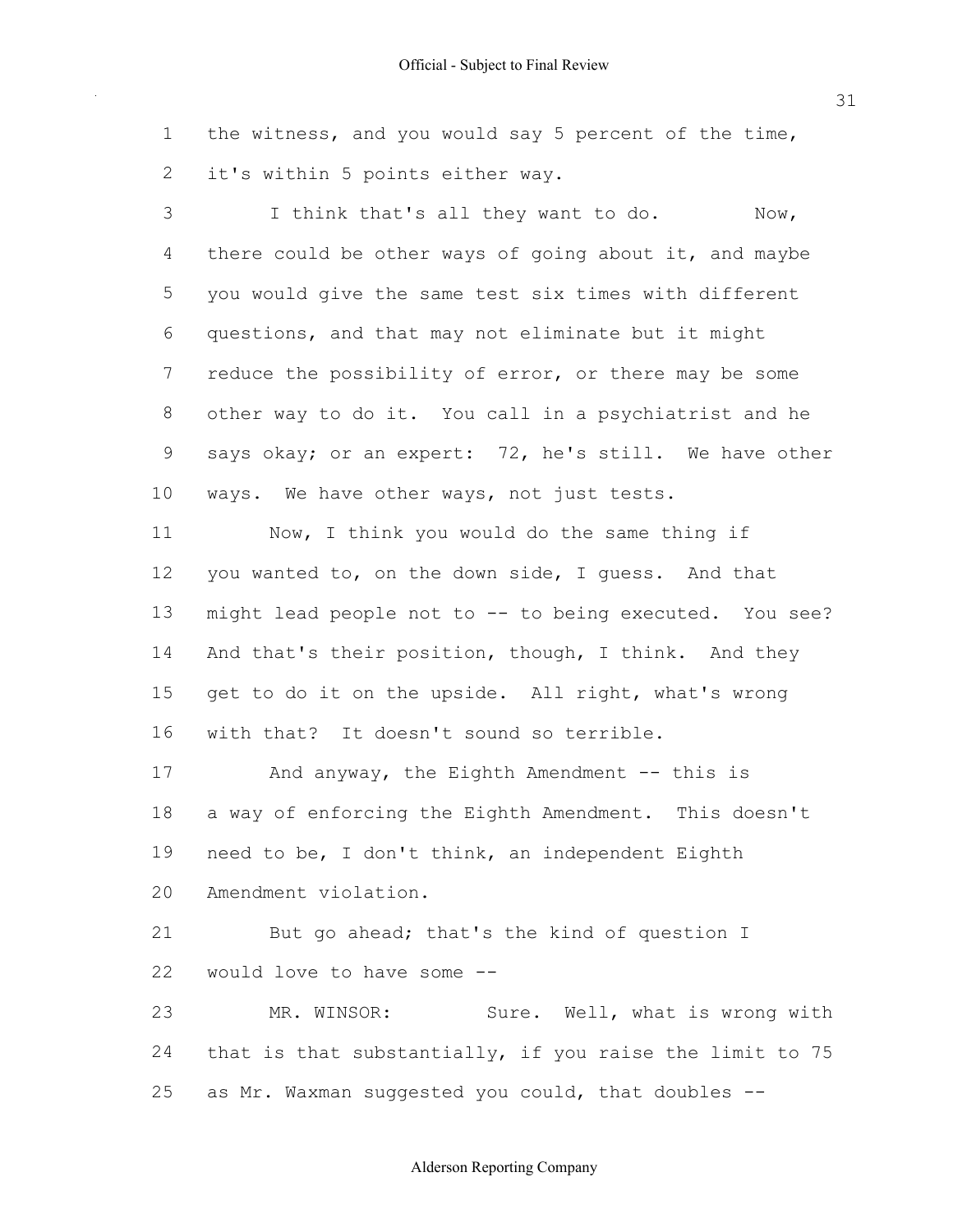the witness, and you would say 5 percent of the time, it's within 5 points either way.

I think that's all they want to do. Now, there could be other ways of going about it, and maybe you would give the same test six times with different questions, and that may not eliminate but it might reduce the possibility of error, or there may be some other way to do it. You call in a psychiatrist and he says okay; or an expert: 72, he's still. We have other ways. We have other ways, not just tests.

Now, I think you would do the same thing if you wanted to, on the down side, I guess. And that might lead people not to -- to being executed. You see? And that's their position, though, I think. And they get to do it on the upside. All right, what's wrong with that? It doesn't sound so terrible.

And anyway, the Eighth Amendment -- this is a way of enforcing the Eighth Amendment. This doesn't need to be, I don't think, an independent Eighth Amendment violation.

But go ahead; that's the kind of question I would love to have some --

MR. WINSOR: Sure. Well, what is wrong with that is that substantially, if you raise the limit to 75 as Mr. Waxman suggested you could, that doubles --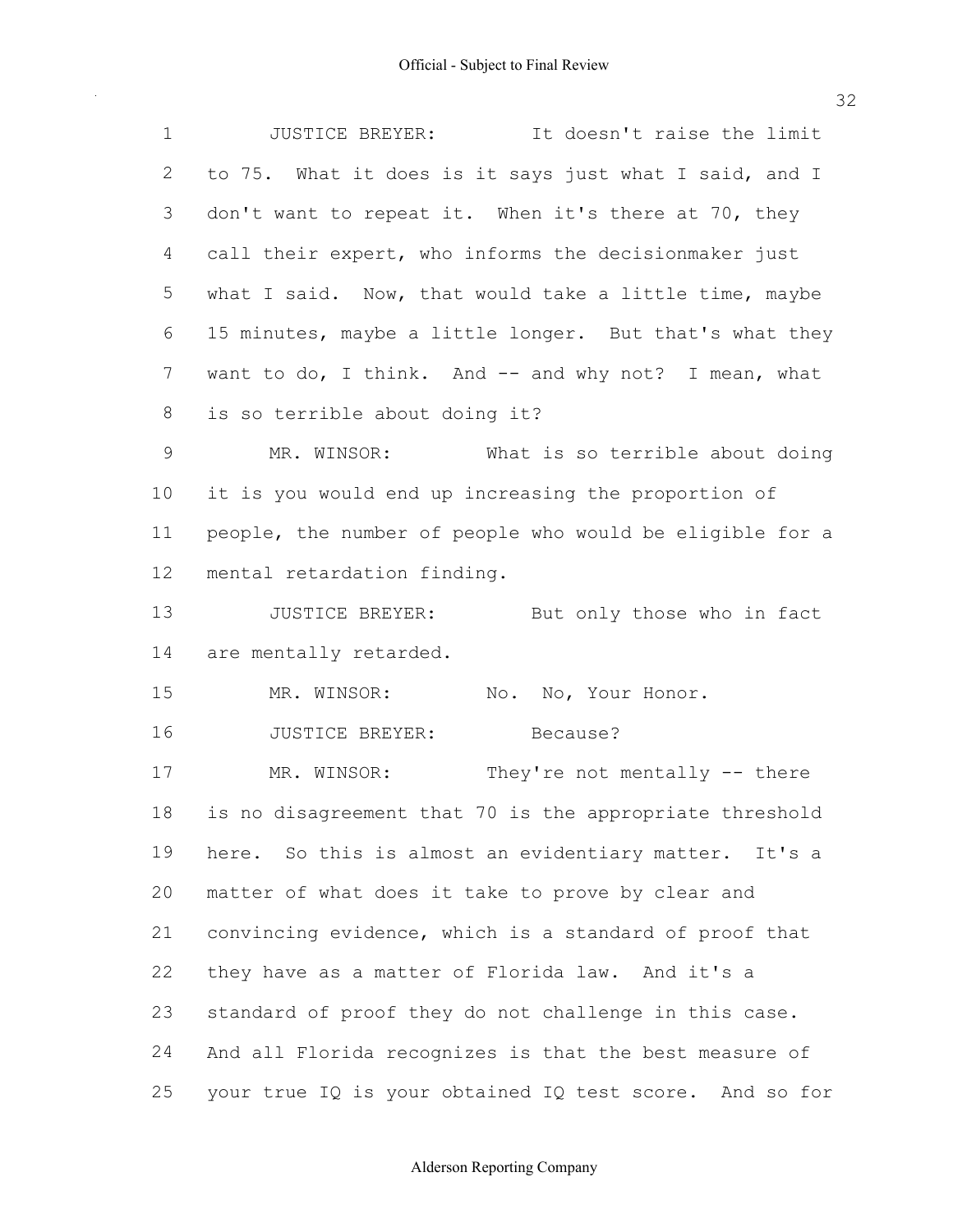JUSTICE BREYER: It doesn't raise the limit to 75. What it does is it says just what I said, and I don't want to repeat it. When it's there at 70, they call their expert, who informs the decisionmaker just what I said. Now, that would take a little time, maybe 15 minutes, maybe a little longer. But that's what they want to do, I think. And -- and why not? I mean, what is so terrible about doing it?

MR. WINSOR: What is so terrible about doing it is you would end up increasing the proportion of people, the number of people who would be eligible for a mental retardation finding.

JUSTICE BREYER: But only those who in fact are mentally retarded.

MR. WINSOR: No. No, Your Honor.

JUSTICE BREYER: Because?

MR. WINSOR: They're not mentally -- there is no disagreement that 70 is the appropriate threshold here. So this is almost an evidentiary matter. It's a matter of what does it take to prove by clear and convincing evidence, which is a standard of proof that they have as a matter of Florida law. And it's a standard of proof they do not challenge in this case. And all Florida recognizes is that the best measure of your true IQ is your obtained IQ test score. And so for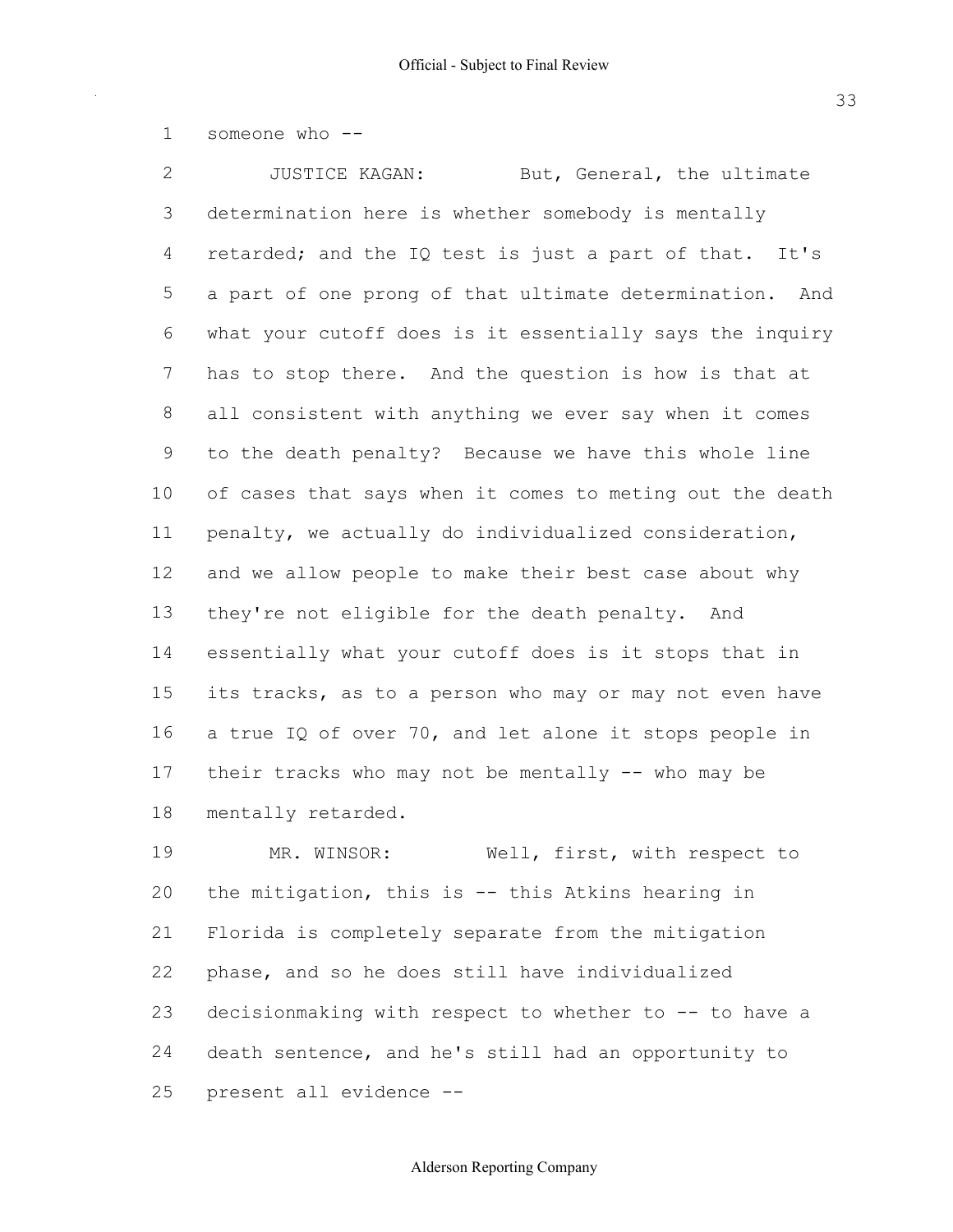someone who --

JUSTICE KAGAN: But, General, the ultimate determination here is whether somebody is mentally retarded; and the IQ test is just a part of that. It's a part of one prong of that ultimate determination. And what your cutoff does is it essentially says the inquiry has to stop there. And the question is how is that at all consistent with anything we ever say when it comes to the death penalty? Because we have this whole line of cases that says when it comes to meting out the death penalty, we actually do individualized consideration, and we allow people to make their best case about why they're not eligible for the death penalty. And essentially what your cutoff does is it stops that in its tracks, as to a person who may or may not even have a true IQ of over 70, and let alone it stops people in their tracks who may not be mentally -- who may be mentally retarded.

MR. WINSOR: Well, first, with respect to the mitigation, this is -- this Atkins hearing in Florida is completely separate from the mitigation phase, and so he does still have individualized decisionmaking with respect to whether to -- to have a death sentence, and he's still had an opportunity to present all evidence --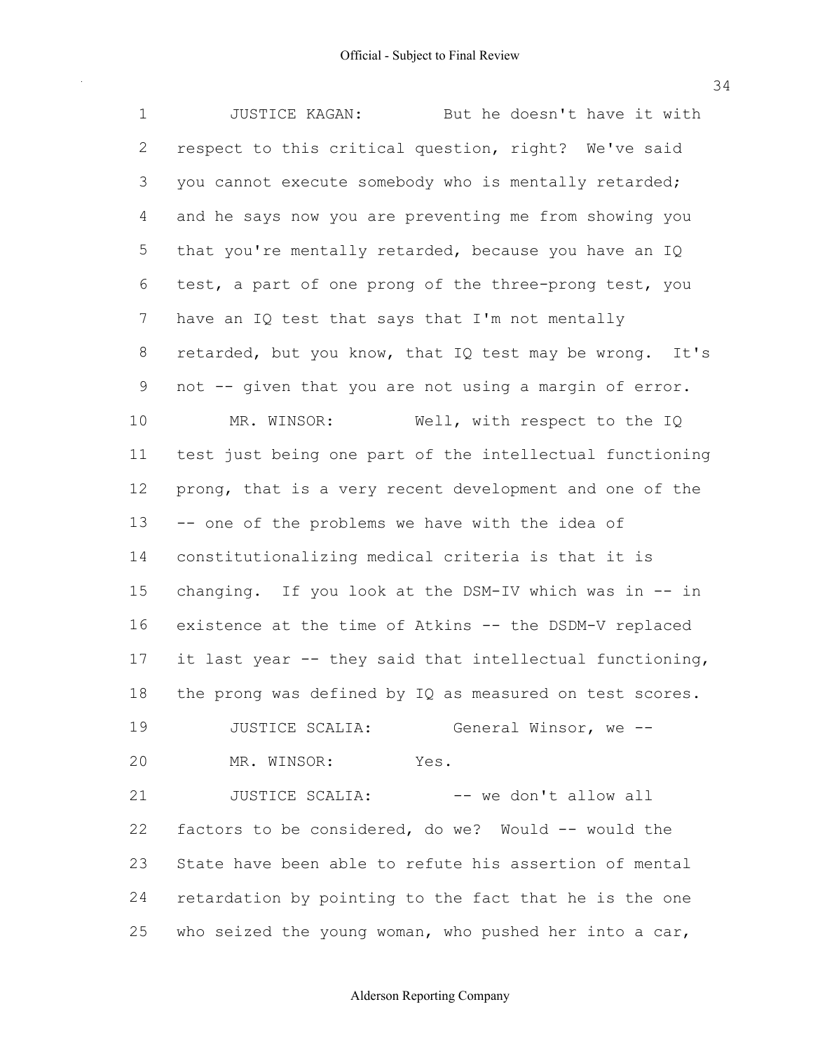JUSTICE KAGAN: But he doesn't have it with respect to this critical question, right? We've said you cannot execute somebody who is mentally retarded; and he says now you are preventing me from showing you that you're mentally retarded, because you have an IQ test, a part of one prong of the three-prong test, you have an IQ test that says that I'm not mentally retarded, but you know, that IQ test may be wrong. It's not -- given that you are not using a margin of error.

MR. WINSOR: Well, with respect to the IQ test just being one part of the intellectual functioning prong, that is a very recent development and one of the -- one of the problems we have with the idea of constitutionalizing medical criteria is that it is changing. If you look at the DSM-IV which was in -- in existence at the time of Atkins -- the DSDM-V replaced it last year -- they said that intellectual functioning, the prong was defined by IQ as measured on test scores.

JUSTICE SCALIA: General Winsor, we --

MR. WINSOR: Yes.

JUSTICE SCALIA: -- we don't allow all factors to be considered, do we? Would -- would the State have been able to refute his assertion of mental retardation by pointing to the fact that he is the one who seized the young woman, who pushed her into a car,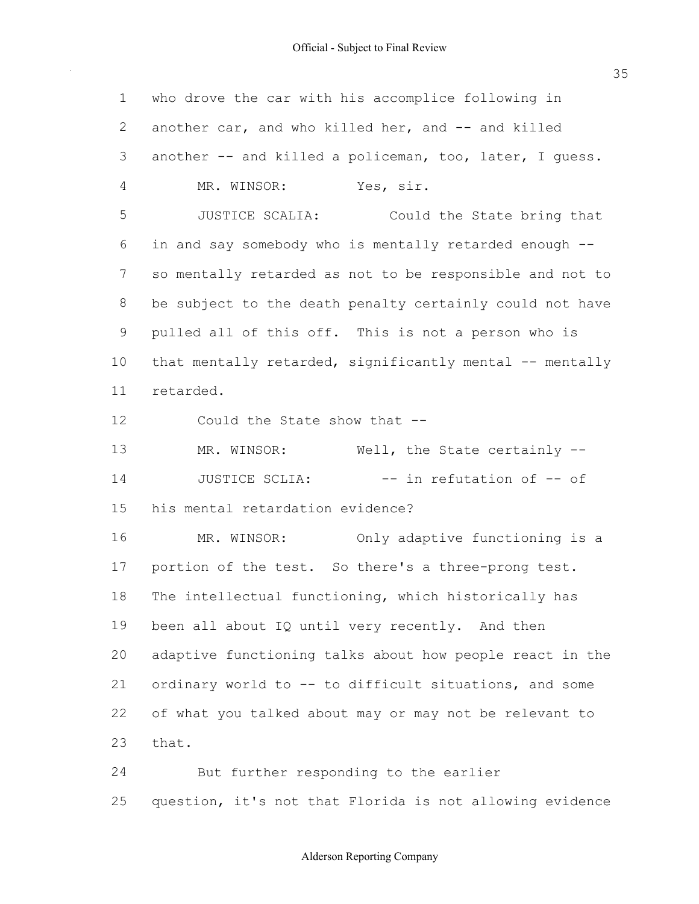who drove the car with his accomplice following in another car, and who killed her, and -- and killed another -- and killed a policeman, too, later, I guess.

MR. WINSOR: Yes, sir.

JUSTICE SCALIA: Could the State bring that in and say somebody who is mentally retarded enough -- so mentally retarded as not to be responsible and not to be subject to the death penalty certainly could not have pulled all of this off. This is not a person who is that mentally retarded, significantly mental -- mentally retarded.

Could the State show that --

MR. WINSOR: Well, the State certainly --

JUSTICE SCLIA: -- in refutation of -- of his mental retardation evidence?

MR. WINSOR: Only adaptive functioning is a portion of the test. So there's a three-prong test. The intellectual functioning, which historically has been all about IQ until very recently. And then adaptive functioning talks about how people react in the ordinary world to -- to difficult situations, and some of what you talked about may or may not be relevant to that.

But further responding to the earlier question, it's not that Florida is not allowing evidence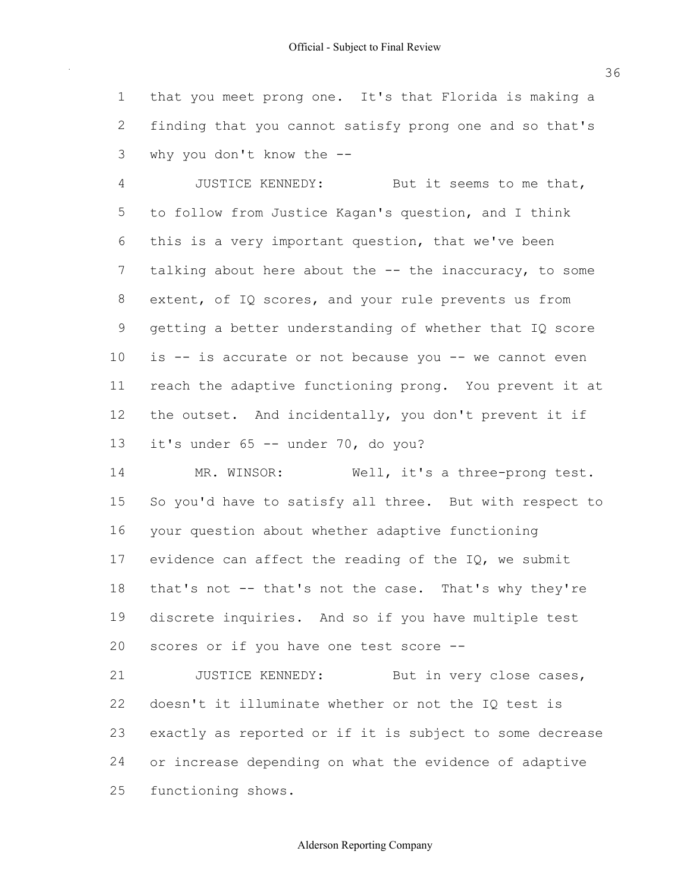that you meet prong one. It's that Florida is making a finding that you cannot satisfy prong one and so that's why you don't know the --

JUSTICE KENNEDY: But it seems to me that, to follow from Justice Kagan's question, and I think this is a very important question, that we've been talking about here about the -- the inaccuracy, to some extent, of IQ scores, and your rule prevents us from getting a better understanding of whether that IQ score is -- is accurate or not because you -- we cannot even reach the adaptive functioning prong. You prevent it at the outset. And incidentally, you don't prevent it if it's under 65 -- under 70, do you?

MR. WINSOR: Well, it's a three-prong test. So you'd have to satisfy all three. But with respect to your question about whether adaptive functioning evidence can affect the reading of the IQ, we submit that's not -- that's not the case. That's why they're discrete inquiries. And so if you have multiple test scores or if you have one test score --

JUSTICE KENNEDY: But in very close cases, doesn't it illuminate whether or not the IQ test is exactly as reported or if it is subject to some decrease or increase depending on what the evidence of adaptive functioning shows.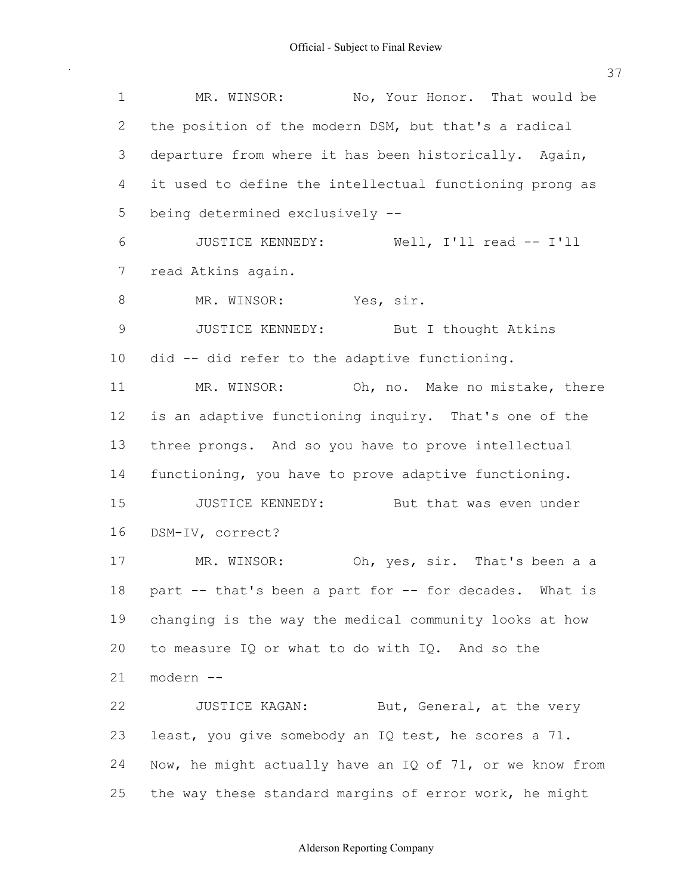MR. WINSOR: No, Your Honor. That would be the position of the modern DSM, but that's a radical departure from where it has been historically. Again, it used to define the intellectual functioning prong as being determined exclusively --

JUSTICE KENNEDY: Well, I'll read -- I'll read Atkins again.

MR. WINSOR: Yes, sir.

JUSTICE KENNEDY: But I thought Atkins did -- did refer to the adaptive functioning.

MR. WINSOR: Oh, no. Make no mistake, there is an adaptive functioning inquiry. That's one of the three prongs. And so you have to prove intellectual functioning, you have to prove adaptive functioning.

JUSTICE KENNEDY: But that was even under DSM-IV, correct?

MR. WINSOR: Oh, yes, sir. That's been a a part -- that's been a part for -- for decades. What is changing is the way the medical community looks at how to measure IQ or what to do with IQ. And so the modern --

JUSTICE KAGAN: But, General, at the very least, you give somebody an IQ test, he scores a 71. Now, he might actually have an IQ of 71, or we know from the way these standard margins of error work, he might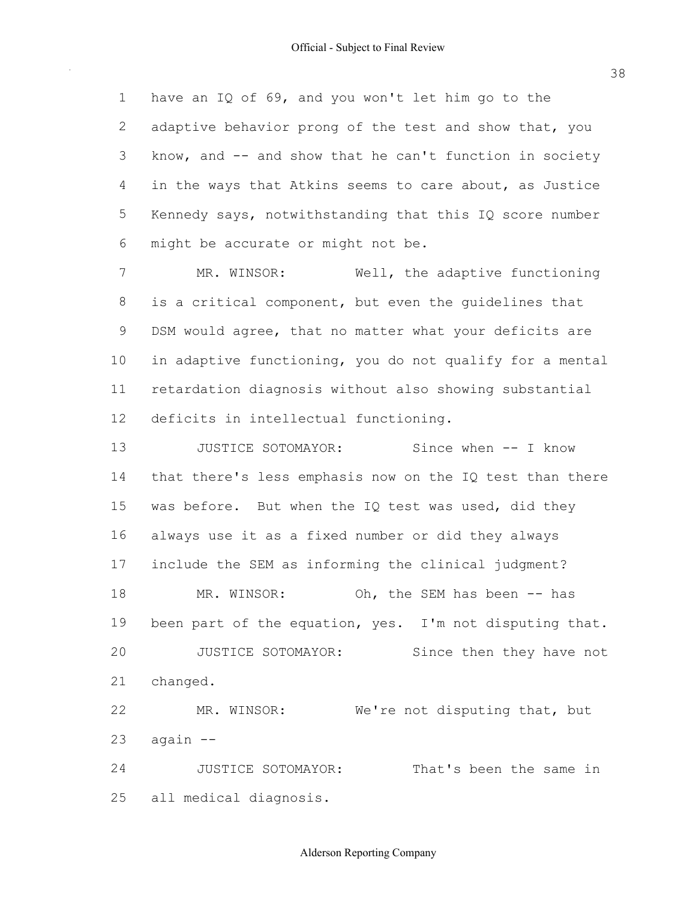have an IQ of 69, and you won't let him go to the adaptive behavior prong of the test and show that, you know, and -- and show that he can't function in society in the ways that Atkins seems to care about, as Justice Kennedy says, notwithstanding that this IQ score number might be accurate or might not be.

MR. WINSOR: Well, the adaptive functioning is a critical component, but even the guidelines that DSM would agree, that no matter what your deficits are in adaptive functioning, you do not qualify for a mental retardation diagnosis without also showing substantial deficits in intellectual functioning.

JUSTICE SOTOMAYOR: Since when -- I know that there's less emphasis now on the IQ test than there was before. But when the IQ test was used, did they always use it as a fixed number or did they always include the SEM as informing the clinical judgment?

MR. WINSOR: Oh, the SEM has been -- has been part of the equation, yes. I'm not disputing that.

JUSTICE SOTOMAYOR: Since then they have not changed.

MR. WINSOR: We're not disputing that, but again --

JUSTICE SOTOMAYOR: That's been the same in all medical diagnosis.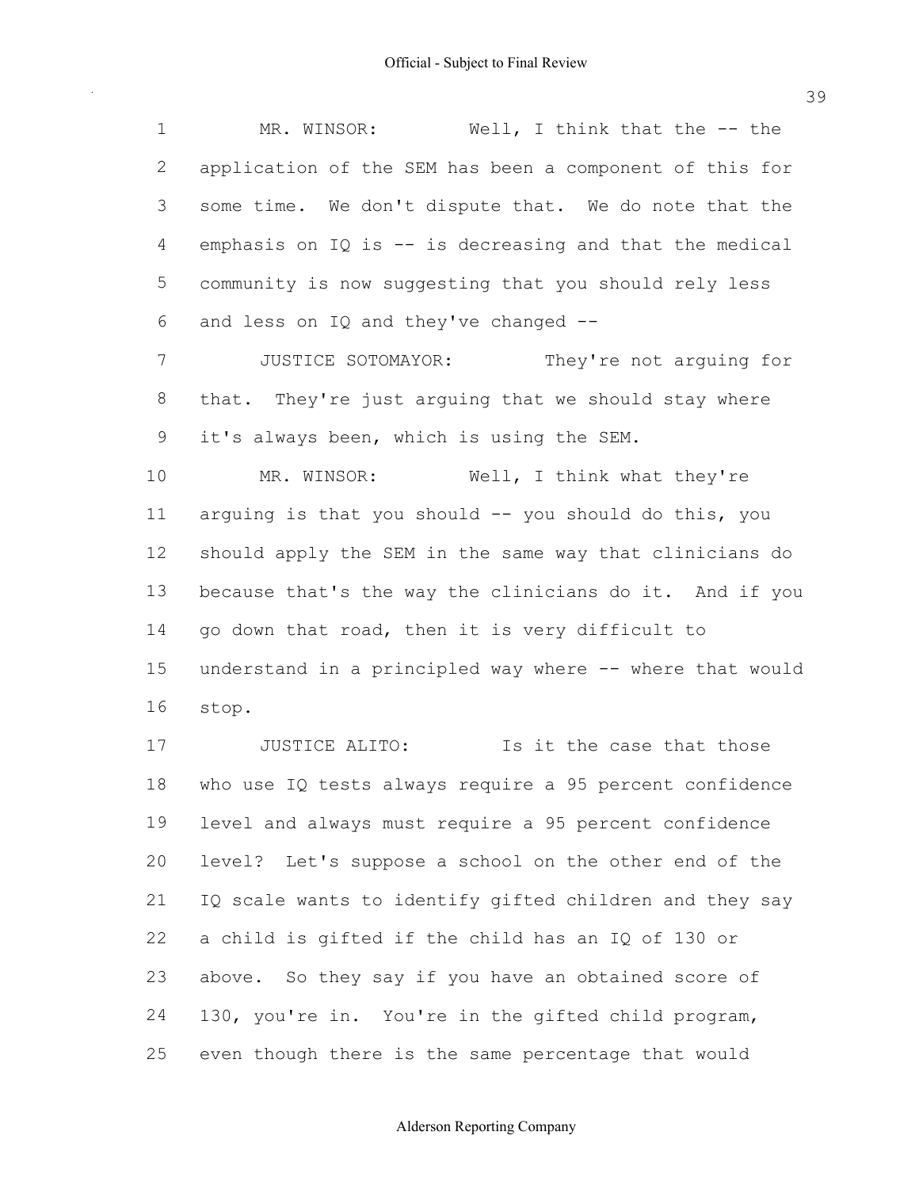MR. WINSOR: Well, I think that the -- the application of the SEM has been a component of this for some time. We don't dispute that. We do note that the emphasis on IQ is -- is decreasing and that the medical community is now suggesting that you should rely less and less on IQ and they've changed --

JUSTICE SOTOMAYOR: They're not arguing for that. They're just arguing that we should stay where it's always been, which is using the SEM.

MR. WINSOR: Well, I think what they're arguing is that you should -- you should do this, you should apply the SEM in the same way that clinicians do because that's the way the clinicians do it. And if you go down that road, then it is very difficult to understand in a principled way where -- where that would stop.

JUSTICE ALITO: Is it the case that those who use IQ tests always require a 95 percent confidence level and always must require a 95 percent confidence level? Let's suppose a school on the other end of the IQ scale wants to identify gifted children and they say a child is gifted if the child has an IQ of 130 or above. So they say if you have an obtained score of 130, you're in. You're in the gifted child program, even though there is the same percentage that would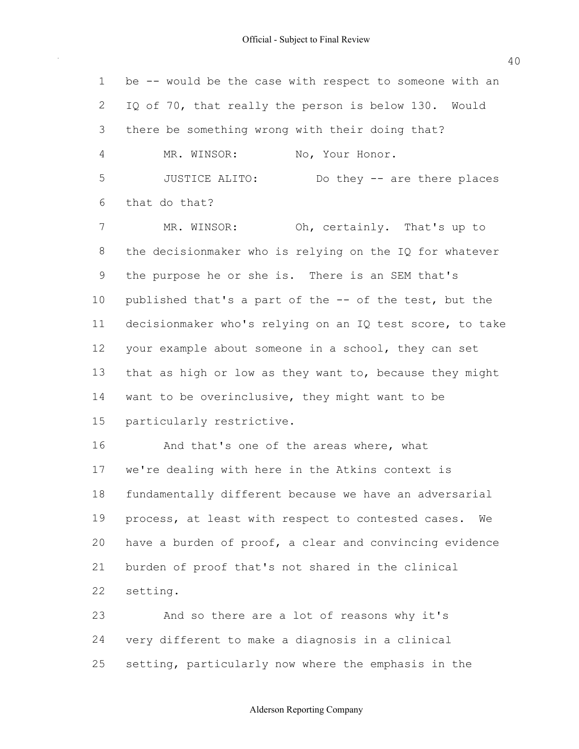be -- would be the case with respect to someone with an IQ of 70, that really the person is below 130. Would there be something wrong with their doing that?

MR. WINSOR: No, Your Honor.

JUSTICE ALITO: Do they -- are there places that do that?

MR. WINSOR: Oh, certainly. That's up to the decisionmaker who is relying on the IQ for whatever the purpose he or she is. There is an SEM that's published that's a part of the -- of the test, but the decisionmaker who's relying on an IQ test score, to take your example about someone in a school, they can set that as high or low as they want to, because they might want to be overinclusive, they might want to be particularly restrictive.

And that's one of the areas where, what we're dealing with here in the Atkins context is fundamentally different because we have an adversarial process, at least with respect to contested cases. We have a burden of proof, a clear and convincing evidence burden of proof that's not shared in the clinical setting.

And so there are a lot of reasons why it's very different to make a diagnosis in a clinical setting, particularly now where the emphasis in the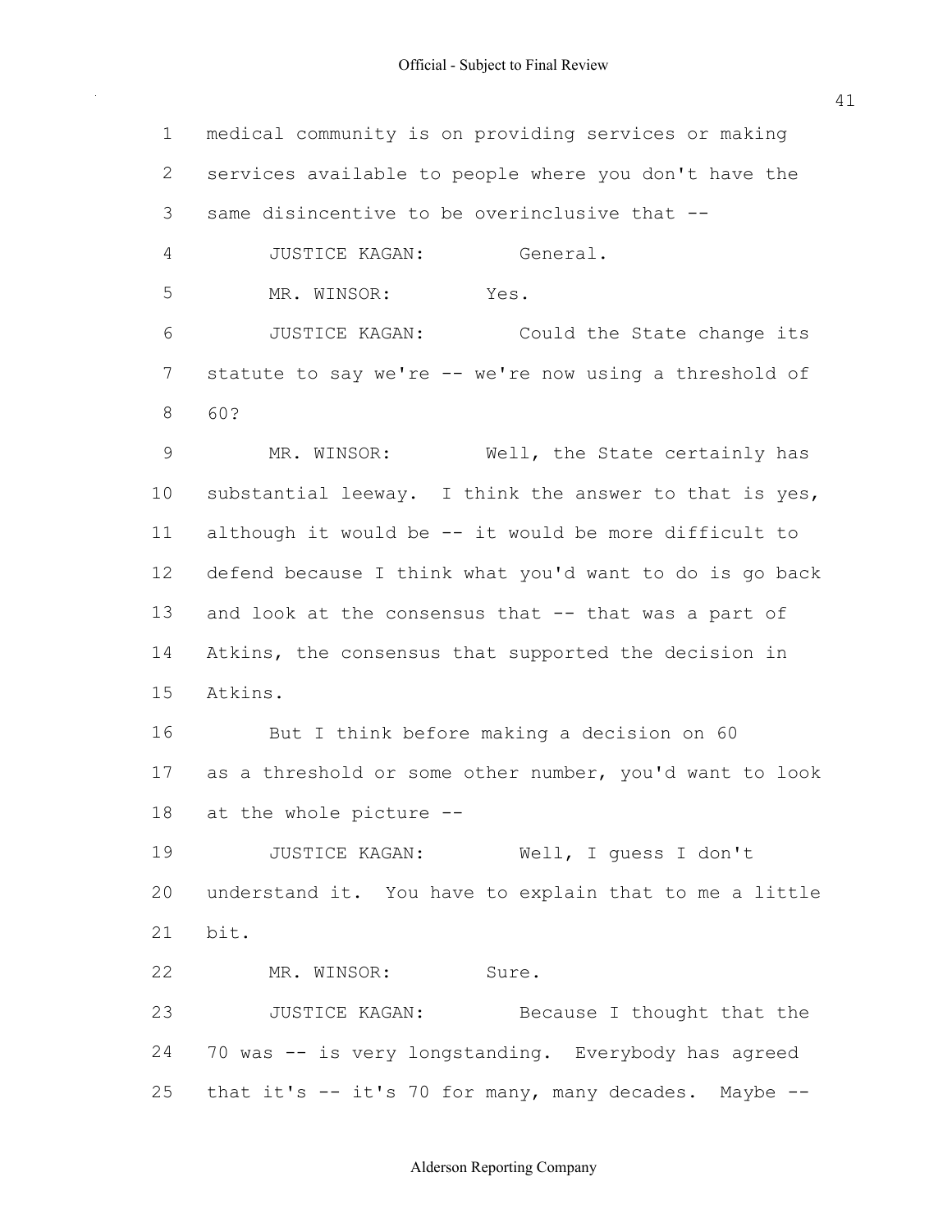1 medical community is on providing services or making
2 services available to people where you don't have the
3 same disincentive to be overinclusive that --

4 JUSTICE KAGAN: General.

5 MR. WINSOR: Yes.

6 JUSTICE KAGAN: Could the State change its
7 statute to say we're -- we're now using a threshold of
8 60?

9 MR. WINSOR: Well, the State certainly has
10 substantial leeway. I think the answer to that is yes,
11 although it would be -- it would be more difficult to
12 defend because I think what you'd want to do is go back
13 and look at the consensus that -- that was a part of
14 Atkins, the consensus that supported the decision in
15 Atkins.

16 But I think before making a decision on 60
17 as a threshold or some other number, you'd want to look
18 at the whole picture --

19 JUSTICE KAGAN: Well, I guess I don't
20 understand it. You have to explain that to me a little
21 bit.

22 MR. WINSOR: Sure.

23 JUSTICE KAGAN: Because I thought that the
24 70 was -- is very longstanding. Everybody has agreed
25 that it's -- it's 70 for many, many decades. Maybe --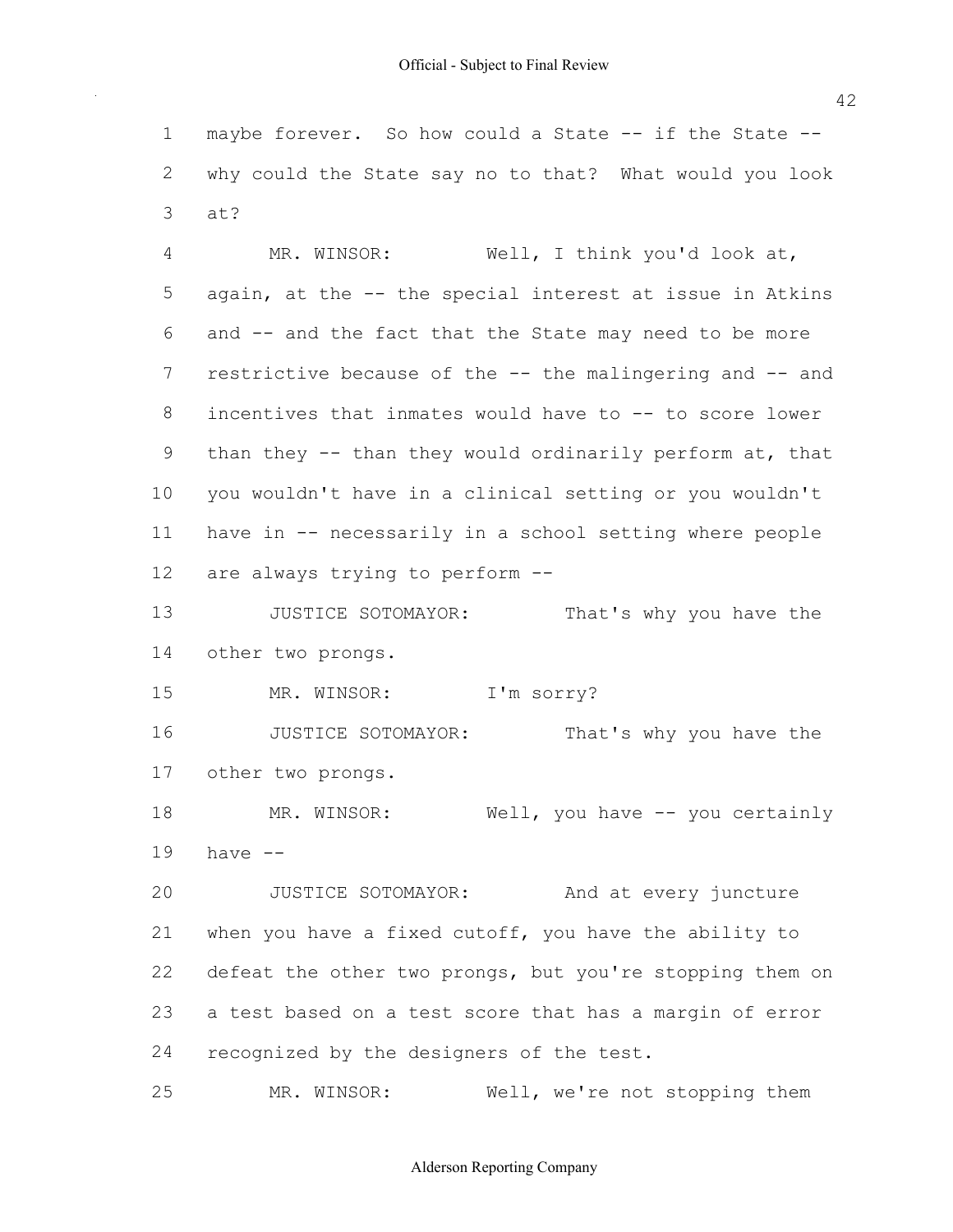maybe forever. So how could a State -- if the State -- why could the State say no to that? What would you look at?

MR. WINSOR: Well, I think you'd look at, again, at the -- the special interest at issue in Atkins and -- and the fact that the State may need to be more restrictive because of the -- the malingering and -- and incentives that inmates would have to -- to score lower than they -- than they would ordinarily perform at, that you wouldn't have in a clinical setting or you wouldn't have in -- necessarily in a school setting where people are always trying to perform --

JUSTICE SOTOMAYOR: That's why you have the other two prongs.

MR. WINSOR: I'm sorry?

JUSTICE SOTOMAYOR: That's why you have the other two prongs.

MR. WINSOR: Well, you have -- you certainly have --

JUSTICE SOTOMAYOR: And at every juncture when you have a fixed cutoff, you have the ability to defeat the other two prongs, but you're stopping them on a test based on a test score that has a margin of error recognized by the designers of the test.

MR. WINSOR: Well, we're not stopping them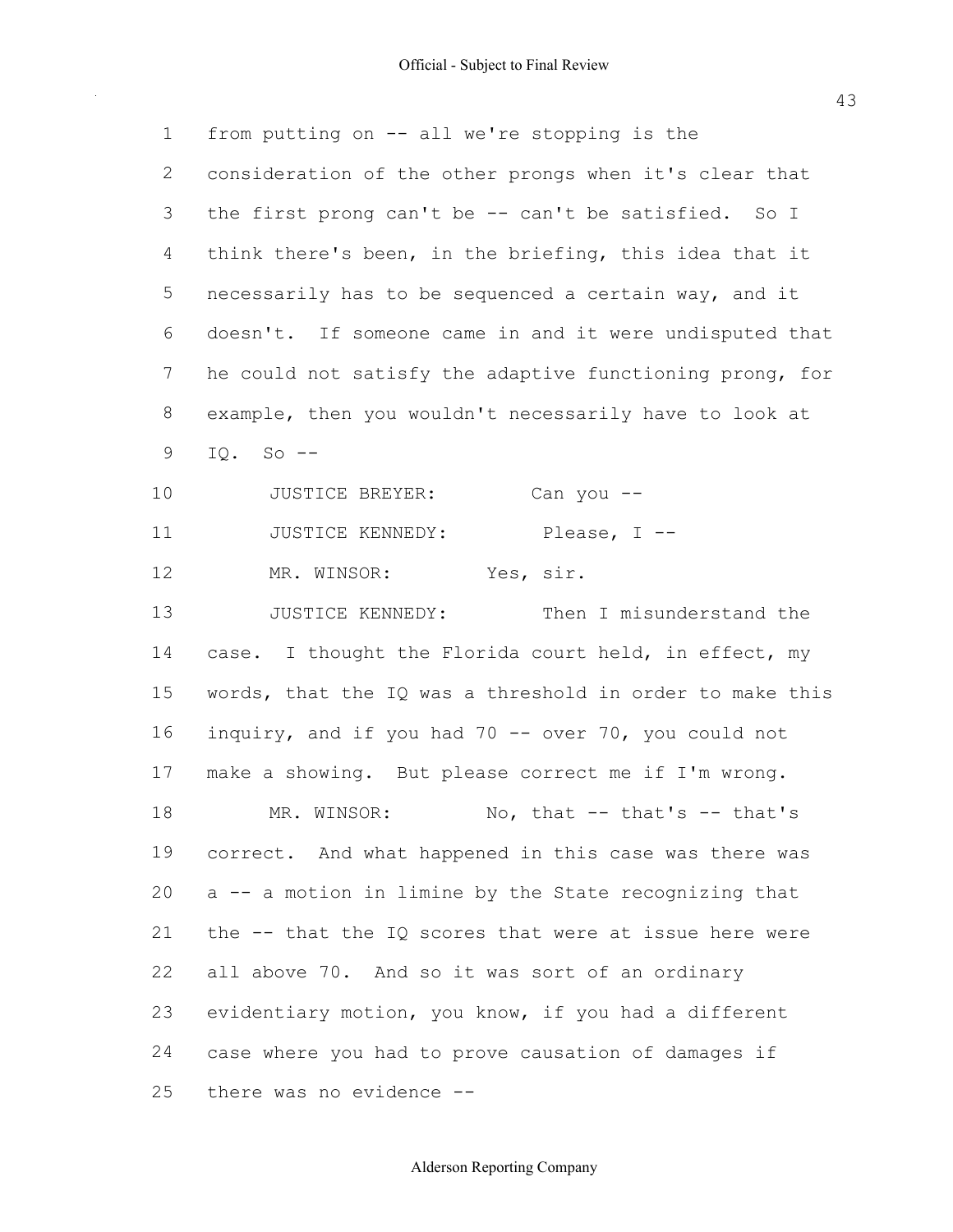from putting on -- all we're stopping is the consideration of the other prongs when it's clear that the first prong can't be -- can't be satisfied. So I think there's been, in the briefing, this idea that it necessarily has to be sequenced a certain way, and it doesn't. If someone came in and it were undisputed that he could not satisfy the adaptive functioning prong, for example, then you wouldn't necessarily have to look at IQ. So --

JUSTICE BREYER: Can you --

JUSTICE KENNEDY: Please, I --

MR. WINSOR: Yes, sir.

JUSTICE KENNEDY: Then I misunderstand the case. I thought the Florida court held, in effect, my words, that the IQ was a threshold in order to make this inquiry, and if you had 70 -- over 70, you could not make a showing. But please correct me if I'm wrong.

MR. WINSOR: No, that -- that's -- that's correct. And what happened in this case was there was a -- a motion in limine by the State recognizing that the -- that the IQ scores that were at issue here were all above 70. And so it was sort of an ordinary evidentiary motion, you know, if you had a different case where you had to prove causation of damages if there was no evidence --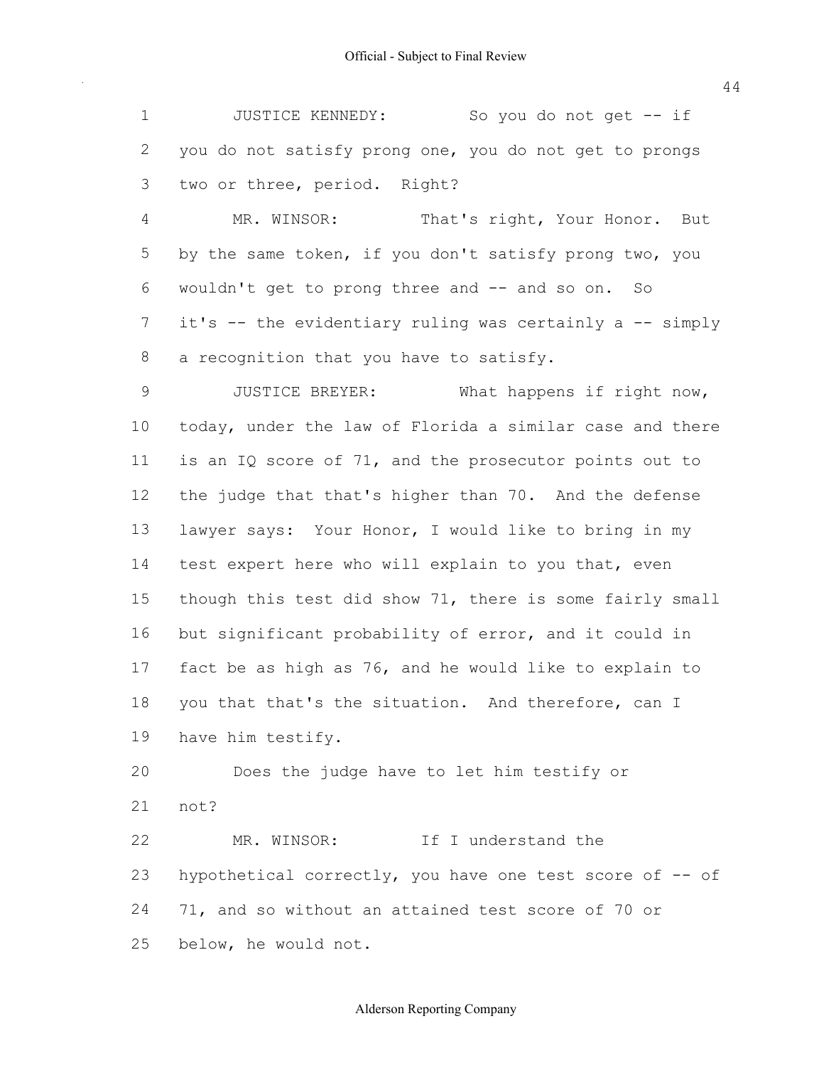JUSTICE KENNEDY: So you do not get -- if you do not satisfy prong one, you do not get to prongs two or three, period. Right?

MR. WINSOR: That's right, Your Honor. But by the same token, if you don't satisfy prong two, you wouldn't get to prong three and -- and so on. So it's -- the evidentiary ruling was certainly a -- simply a recognition that you have to satisfy.

JUSTICE BREYER: What happens if right now, today, under the law of Florida a similar case and there is an IQ score of 71, and the prosecutor points out to the judge that that's higher than 70. And the defense lawyer says: Your Honor, I would like to bring in my test expert here who will explain to you that, even though this test did show 71, there is some fairly small but significant probability of error, and it could in fact be as high as 76, and he would like to explain to you that that's the situation. And therefore, can I have him testify.

Does the judge have to let him testify or not?

MR. WINSOR: If I understand the hypothetical correctly, you have one test score of -- of 71, and so without an attained test score of 70 or below, he would not.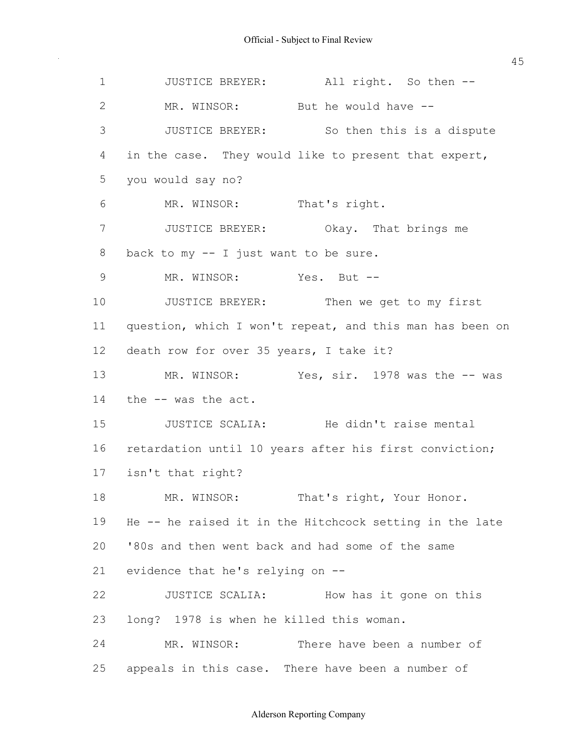JUSTICE BREYER: All right. So then --

MR. WINSOR: But he would have --

JUSTICE BREYER: So then this is a dispute in the case. They would like to present that expert, you would say no?

MR. WINSOR: That's right.

JUSTICE BREYER: Okay. That brings me back to my -- I just want to be sure.

MR. WINSOR: Yes. But --

JUSTICE BREYER: Then we get to my first question, which I won't repeat, and this man has been on death row for over 35 years, I take it?

MR. WINSOR: Yes, sir. 1978 was the -- was the -- was the act.

JUSTICE SCALIA: He didn't raise mental retardation until 10 years after his first conviction; isn't that right?

MR. WINSOR: That's right, Your Honor. He -- he raised it in the Hitchcock setting in the late '80s and then went back and had some of the same evidence that he's relying on --

JUSTICE SCALIA: How has it gone on this long? 1978 is when he killed this woman.

MR. WINSOR: There have been a number of appeals in this case. There have been a number of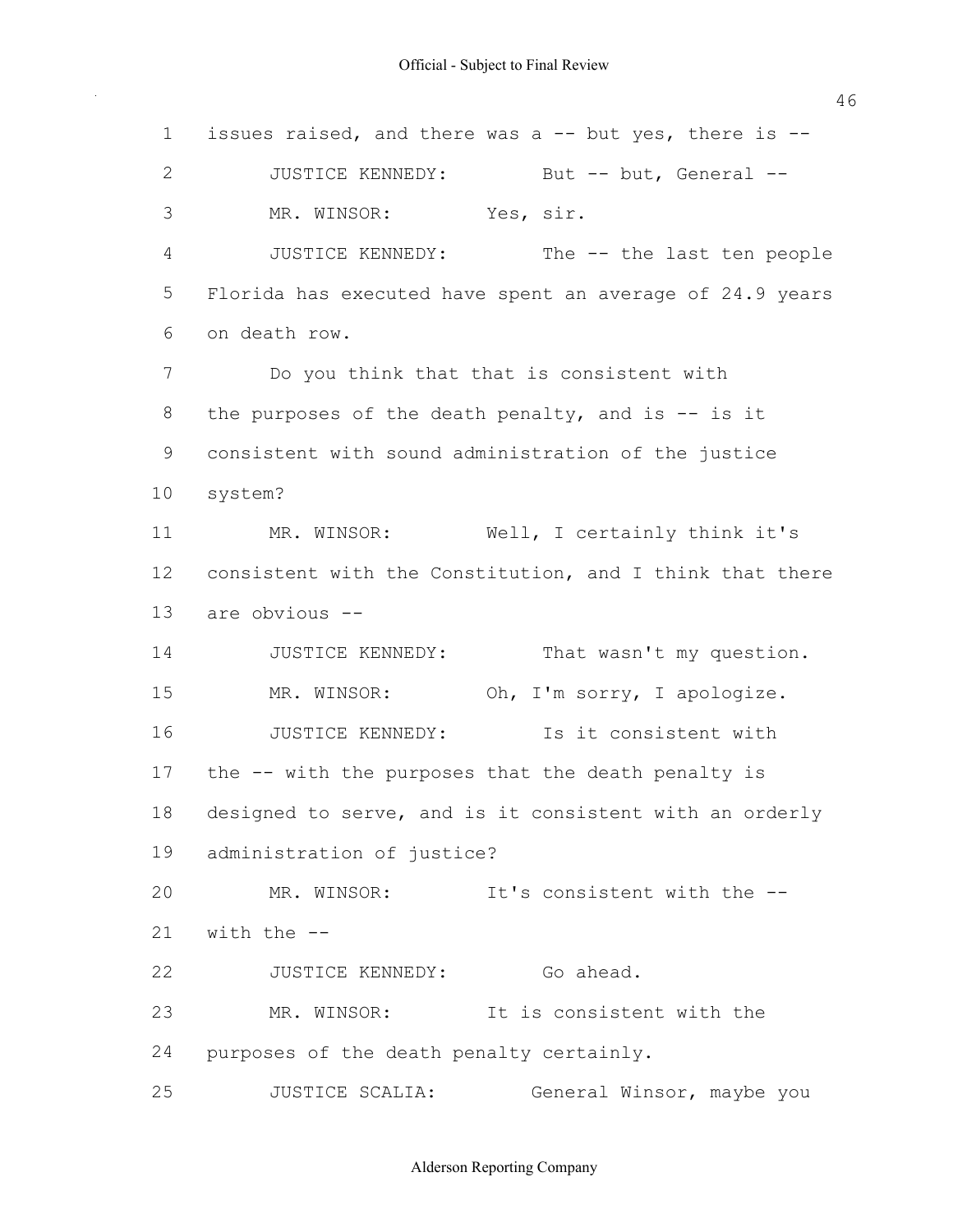1 issues raised, and there was a -- but yes, there is --

2 JUSTICE KENNEDY: But -- but, General --

3 MR. WINSOR: Yes, sir.

4 JUSTICE KENNEDY: The -- the last ten people

5 Florida has executed have spent an average of 24.9 years

6 on death row.

7 Do you think that that is consistent with

8 the purposes of the death penalty, and is -- is it

9 consistent with sound administration of the justice

10 system?

11 MR. WINSOR: Well, I certainly think it's

12 consistent with the Constitution, and I think that there

13 are obvious --

14 JUSTICE KENNEDY: That wasn't my question.

15 MR. WINSOR: Oh, I'm sorry, I apologize.

16 JUSTICE KENNEDY: Is it consistent with

17 the -- with the purposes that the death penalty is

18 designed to serve, and is it consistent with an orderly

19 administration of justice?

20 MR. WINSOR: It's consistent with the --

21 with the --

22 JUSTICE KENNEDY: Go ahead.

23 MR. WINSOR: It is consistent with the

24 purposes of the death penalty certainly.

25 JUSTICE SCALIA: General Winsor, maybe you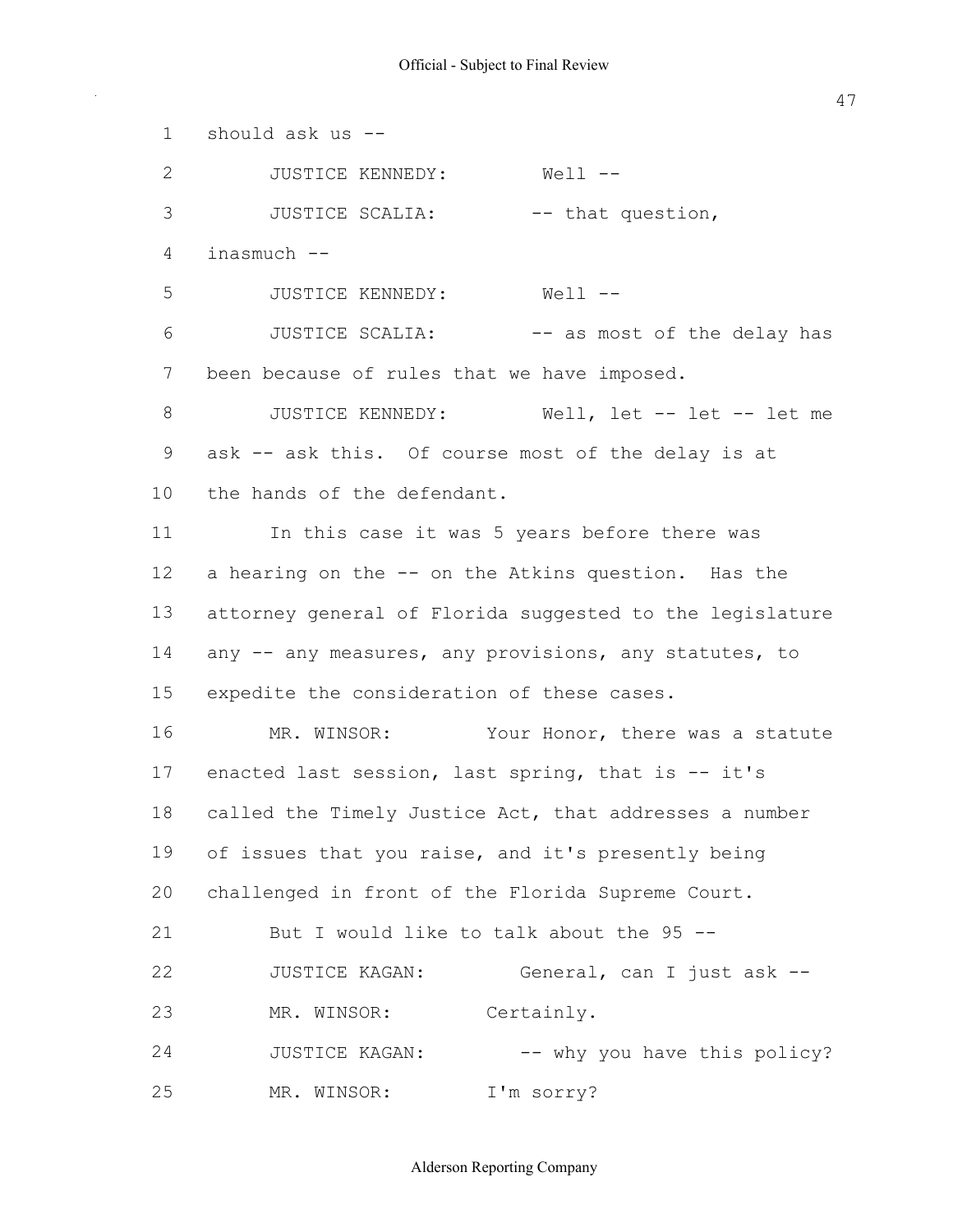should ask us --

JUSTICE KENNEDY: Well --

JUSTICE SCALIA: -- that question, inasmuch --

JUSTICE KENNEDY: Well --

JUSTICE SCALIA: -- as most of the delay has been because of rules that we have imposed.

JUSTICE KENNEDY: Well, let -- let -- let me ask -- ask this. Of course most of the delay is at the hands of the defendant.

In this case it was 5 years before there was a hearing on the -- on the Atkins question. Has the attorney general of Florida suggested to the legislature any -- any measures, any provisions, any statutes, to expedite the consideration of these cases.

MR. WINSOR: Your Honor, there was a statute enacted last session, last spring, that is -- it's called the Timely Justice Act, that addresses a number of issues that you raise, and it's presently being challenged in front of the Florida Supreme Court.

But I would like to talk about the 95 --

JUSTICE KAGAN: General, can I just ask --

MR. WINSOR: Certainly.

JUSTICE KAGAN: -- why you have this policy?

MR. WINSOR: I'm sorry?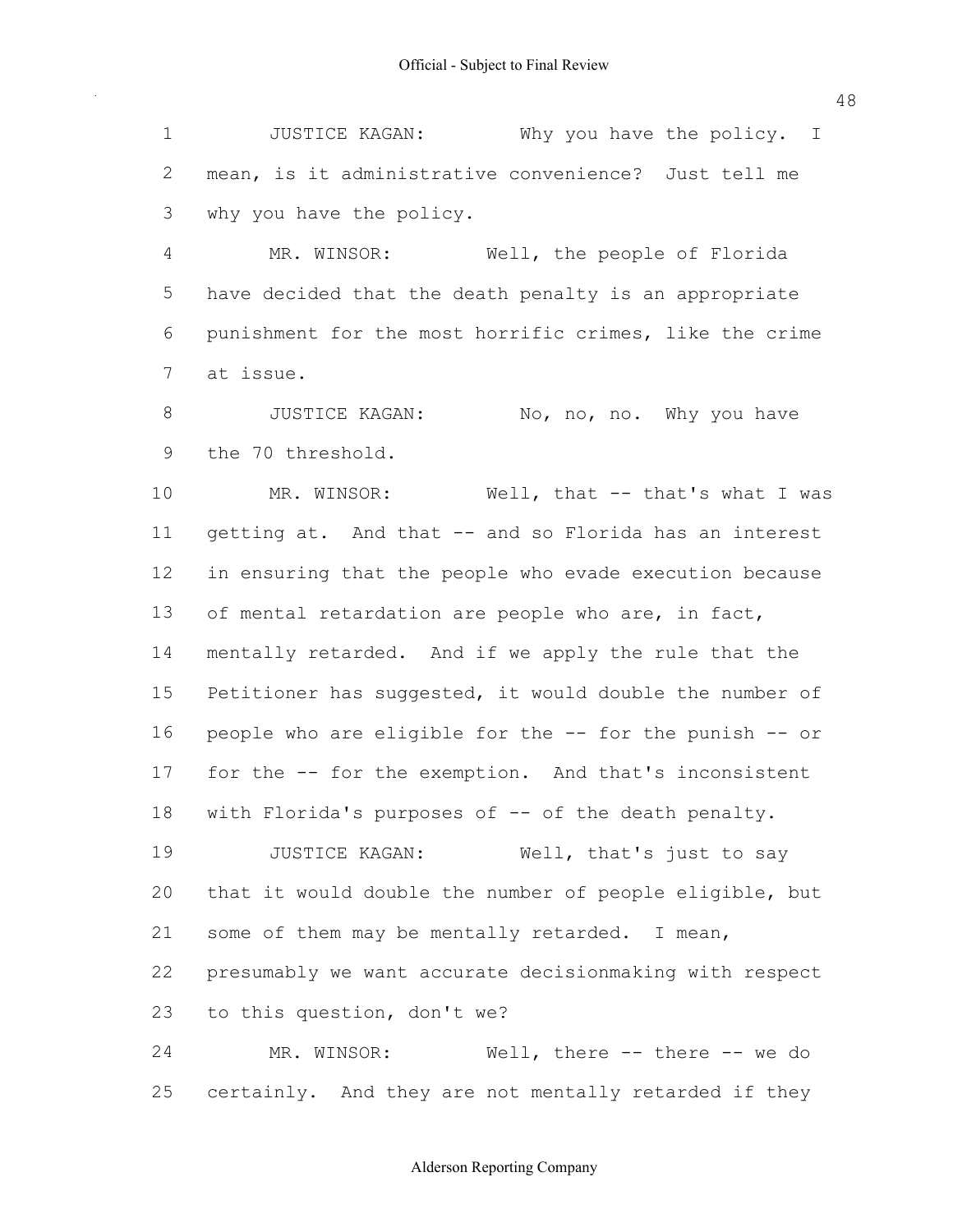JUSTICE KAGAN: Why you have the policy. I mean, is it administrative convenience? Just tell me why you have the policy.

MR. WINSOR: Well, the people of Florida have decided that the death penalty is an appropriate punishment for the most horrific crimes, like the crime at issue.

JUSTICE KAGAN: No, no, no. Why you have the 70 threshold.

MR. WINSOR: Well, that -- that's what I was getting at. And that -- and so Florida has an interest in ensuring that the people who evade execution because of mental retardation are people who are, in fact, mentally retarded. And if we apply the rule that the Petitioner has suggested, it would double the number of people who are eligible for the -- for the punish -- or for the -- for the exemption. And that's inconsistent with Florida's purposes of -- of the death penalty.

JUSTICE KAGAN: Well, that's just to say that it would double the number of people eligible, but some of them may be mentally retarded. I mean, presumably we want accurate decisionmaking with respect to this question, don't we?

MR. WINSOR: Well, there -- there -- we do certainly. And they are not mentally retarded if they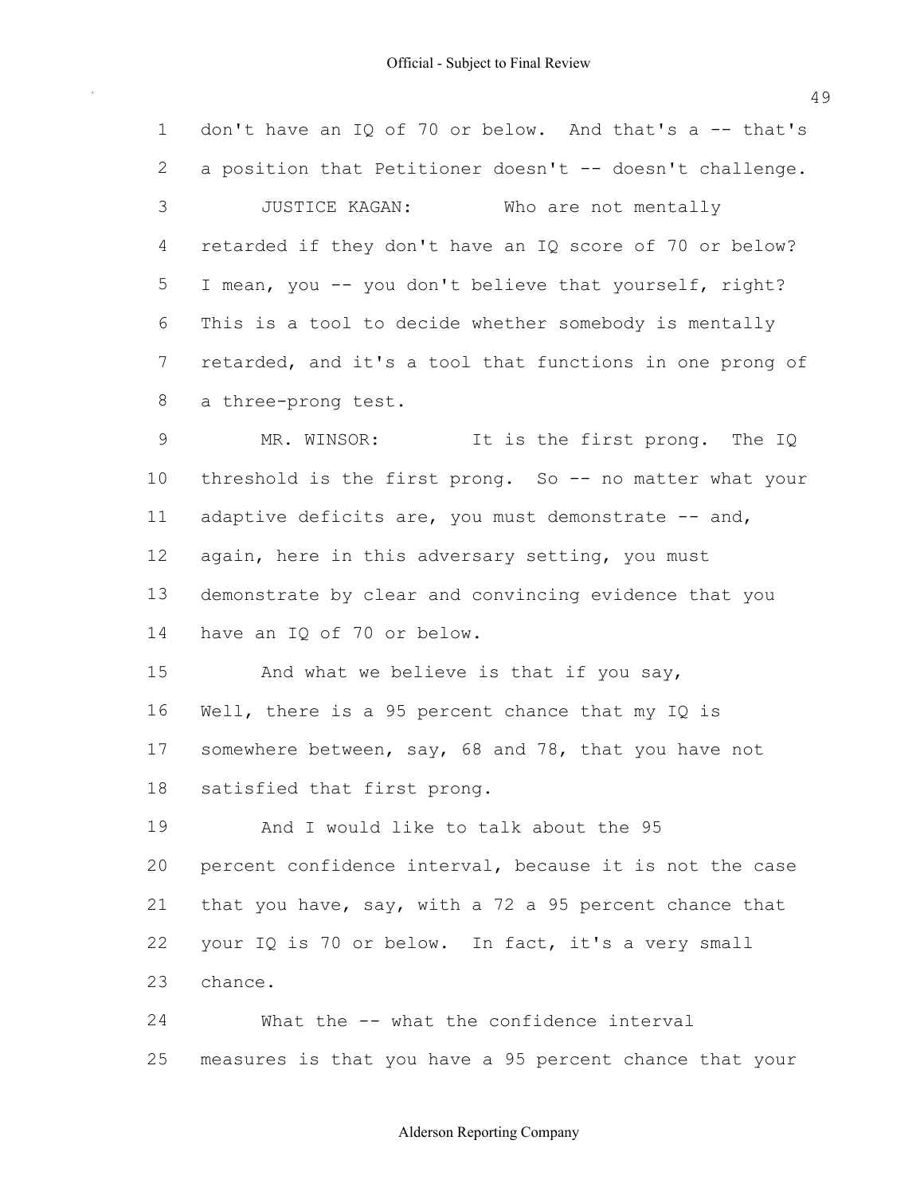don't have an IQ of 70 or below. And that's a -- that's a position that Petitioner doesn't -- doesn't challenge.

JUSTICE KAGAN: Who are not mentally retarded if they don't have an IQ score of 70 or below? I mean, you -- you don't believe that yourself, right? This is a tool to decide whether somebody is mentally retarded, and it's a tool that functions in one prong of a three-prong test.

MR. WINSOR: It is the first prong. The IQ threshold is the first prong. So -- no matter what your adaptive deficits are, you must demonstrate -- and, again, here in this adversary setting, you must demonstrate by clear and convincing evidence that you have an IQ of 70 or below.

And what we believe is that if you say, Well, there is a 95 percent chance that my IQ is somewhere between, say, 68 and 78, that you have not satisfied that first prong.

And I would like to talk about the 95 percent confidence interval, because it is not the case that you have, say, with a 72 a 95 percent chance that your IQ is 70 or below. In fact, it's a very small chance.

What the -- what the confidence interval measures is that you have a 95 percent chance that your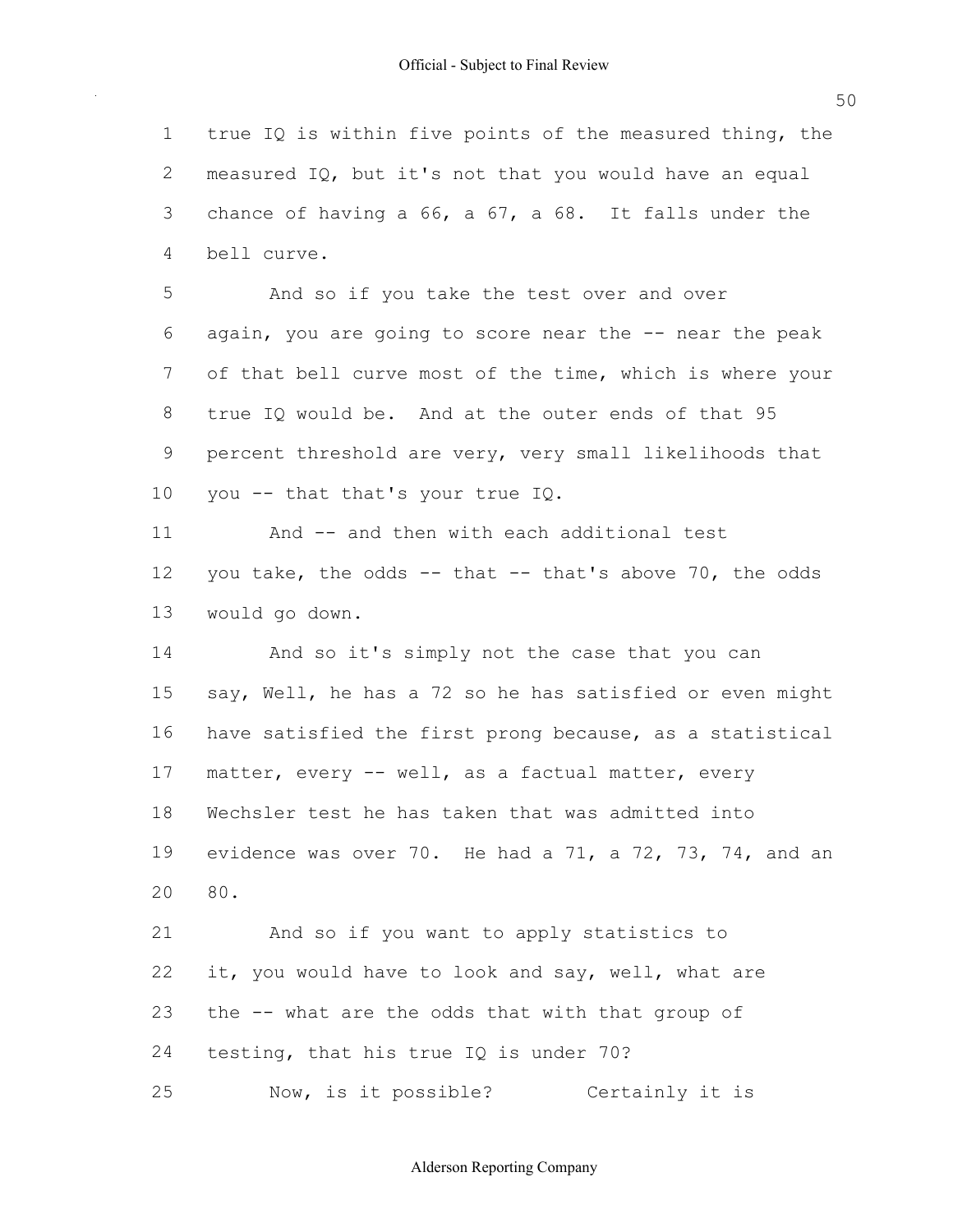true IQ is within five points of the measured thing, the measured IQ, but it's not that you would have an equal chance of having a 66, a 67, a 68. It falls under the bell curve.

And so if you take the test over and over again, you are going to score near the -- near the peak of that bell curve most of the time, which is where your true IQ would be. And at the outer ends of that 95 percent threshold are very, very small likelihoods that you -- that that's your true IQ.

And -- and then with each additional test you take, the odds -- that -- that's above 70, the odds would go down.

And so it's simply not the case that you can say, Well, he has a 72 so he has satisfied or even might have satisfied the first prong because, as a statistical matter, every -- well, as a factual matter, every Wechsler test he has taken that was admitted into evidence was over 70. He had a 71, a 72, 73, 74, and an 80.

And so if you want to apply statistics to it, you would have to look and say, well, what are the -- what are the odds that with that group of testing, that his true IQ is under 70?

Now, is it possible? Certainly it is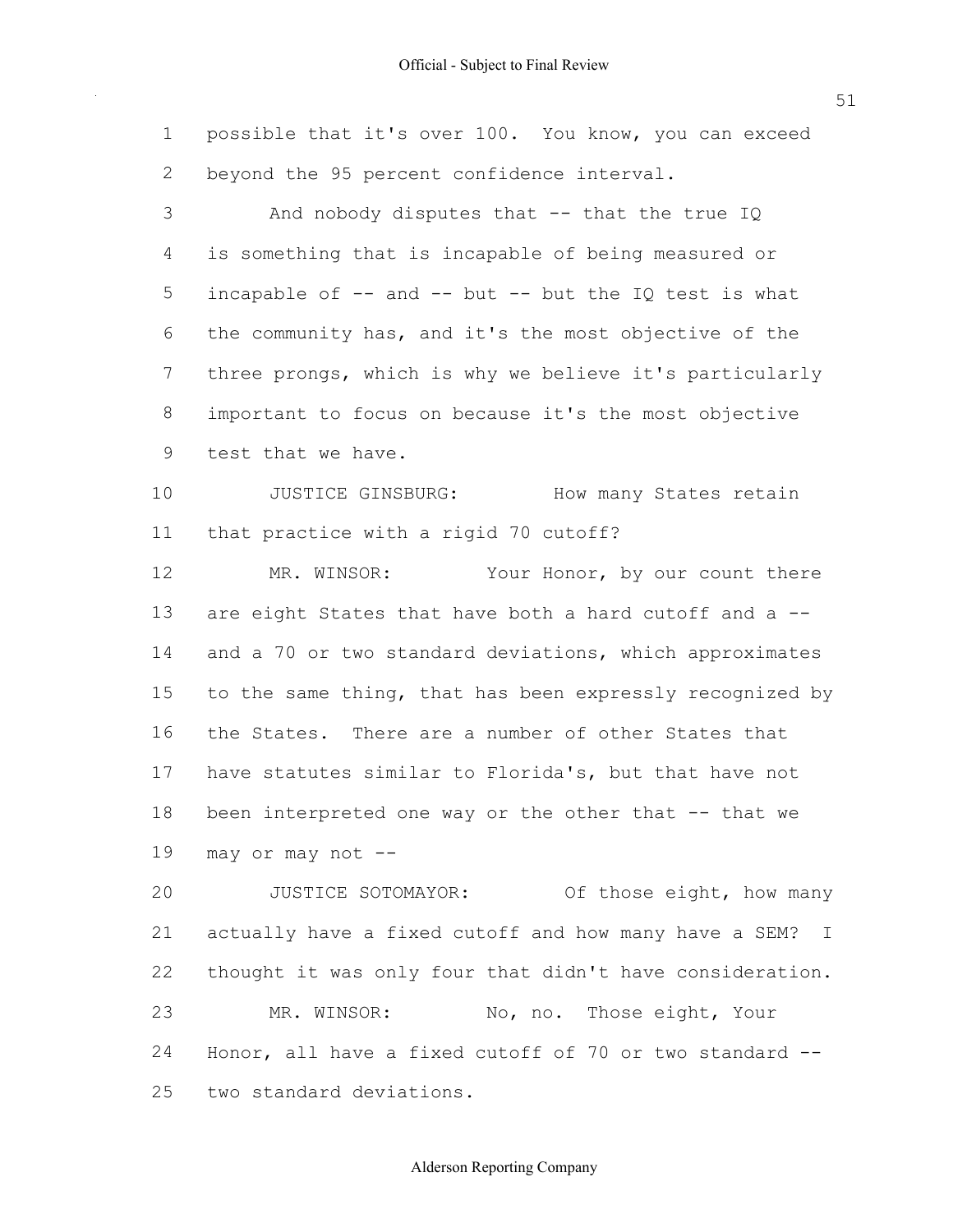1 possible that it's over 100. You know, you can exceed
2 beyond the 95 percent confidence interval.
3 And nobody disputes that -- that the true IQ
4 is something that is incapable of being measured or
5 incapable of -- and -- but -- but the IQ test is what
6 the community has, and it's the most objective of the
7 three prongs, which is why we believe it's particularly
8 important to focus on because it's the most objective
9 test that we have.
10 JUSTICE GINSBURG: How many States retain
11 that practice with a rigid 70 cutoff?
12 MR. WINSOR: Your Honor, by our count there
13 are eight States that have both a hard cutoff and a --
14 and a 70 or two standard deviations, which approximates
15 to the same thing, that has been expressly recognized by
16 the States. There are a number of other States that
17 have statutes similar to Florida's, but that have not
18 been interpreted one way or the other that -- that we
19 may or may not --
20 JUSTICE SOTOMAYOR: Of those eight, how many
21 actually have a fixed cutoff and how many have a SEM? I
22 thought it was only four that didn't have consideration.
23 MR. WINSOR: No, no. Those eight, Your
24 Honor, all have a fixed cutoff of 70 or two standard --
25 two standard deviations.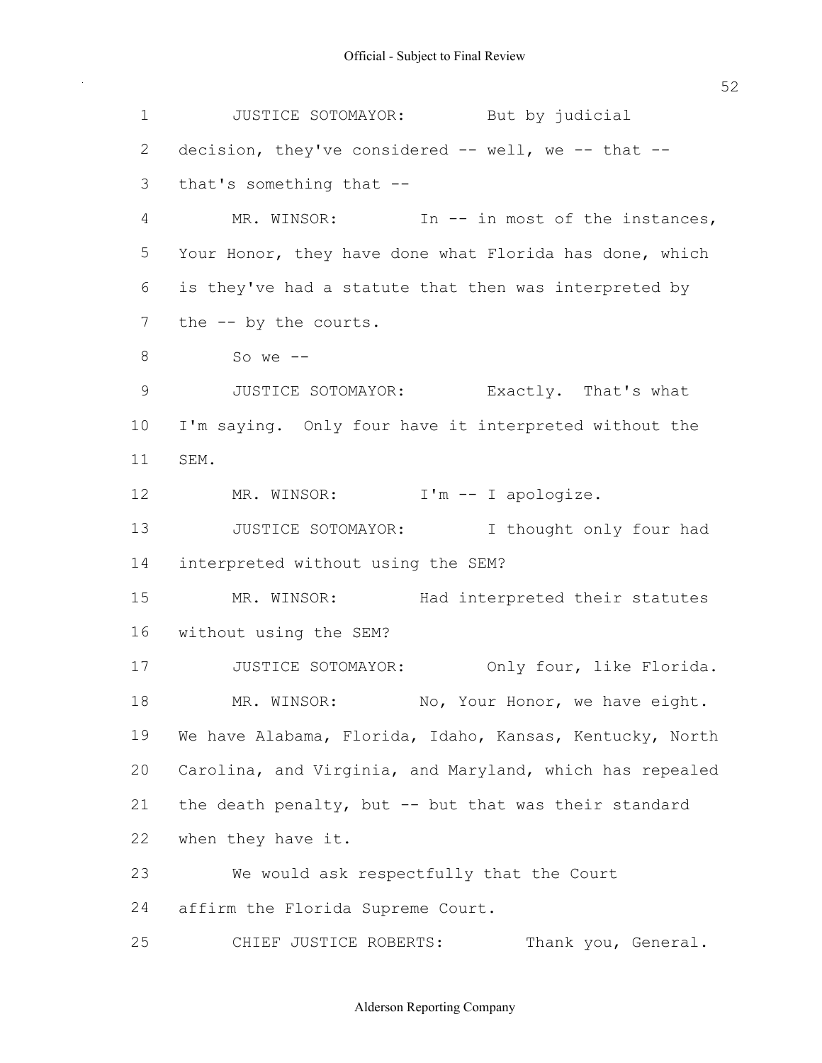1 JUSTICE SOTOMAYOR: But by judicial

2 decision, they've considered -- well, we -- that --

3 that's something that --

4 MR. WINSOR: In -- in most of the instances,

5 Your Honor, they have done what Florida has done, which

6 is they've had a statute that then was interpreted by

7 the -- by the courts.

8 So we --

9 JUSTICE SOTOMAYOR: Exactly. That's what

10 I'm saying. Only four have it interpreted without the

11 SEM.

12 MR. WINSOR: I'm -- I apologize.

13 JUSTICE SOTOMAYOR: I thought only four had

14 interpreted without using the SEM?

15 MR. WINSOR: Had interpreted their statutes

16 without using the SEM?

17 JUSTICE SOTOMAYOR: Only four, like Florida.

18 MR. WINSOR: No, Your Honor, we have eight.

19 We have Alabama, Florida, Idaho, Kansas, Kentucky, North

20 Carolina, and Virginia, and Maryland, which has repealed

21 the death penalty, but -- but that was their standard

22 when they have it.

23 We would ask respectfully that the Court

24 affirm the Florida Supreme Court.

25 CHIEF JUSTICE ROBERTS: Thank you, General.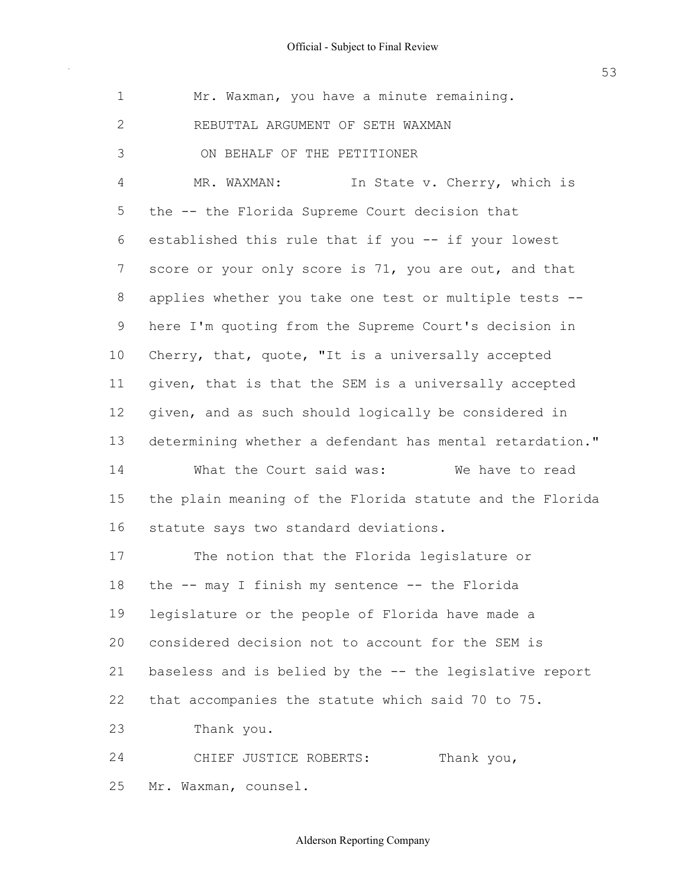Mr. Waxman, you have a minute remaining.

REBUTTAL ARGUMENT OF SETH WAXMAN

ON BEHALF OF THE PETITIONER

MR. WAXMAN: In State v. Cherry, which is the -- the Florida Supreme Court decision that established this rule that if you -- if your lowest score or your only score is 71, you are out, and that applies whether you take one test or multiple tests -- here I'm quoting from the Supreme Court's decision in Cherry, that, quote, "It is a universally accepted given, that is that the SEM is a universally accepted given, and as such should logically be considered in determining whether a defendant has mental retardation."

What the Court said was: We have to read the plain meaning of the Florida statute and the Florida statute says two standard deviations.

The notion that the Florida legislature or the -- may I finish my sentence -- the Florida legislature or the people of Florida have made a considered decision not to account for the SEM is baseless and is belied by the -- the legislative report that accompanies the statute which said 70 to 75.

Thank you.

CHIEF JUSTICE ROBERTS: Thank you, Mr. Waxman, counsel.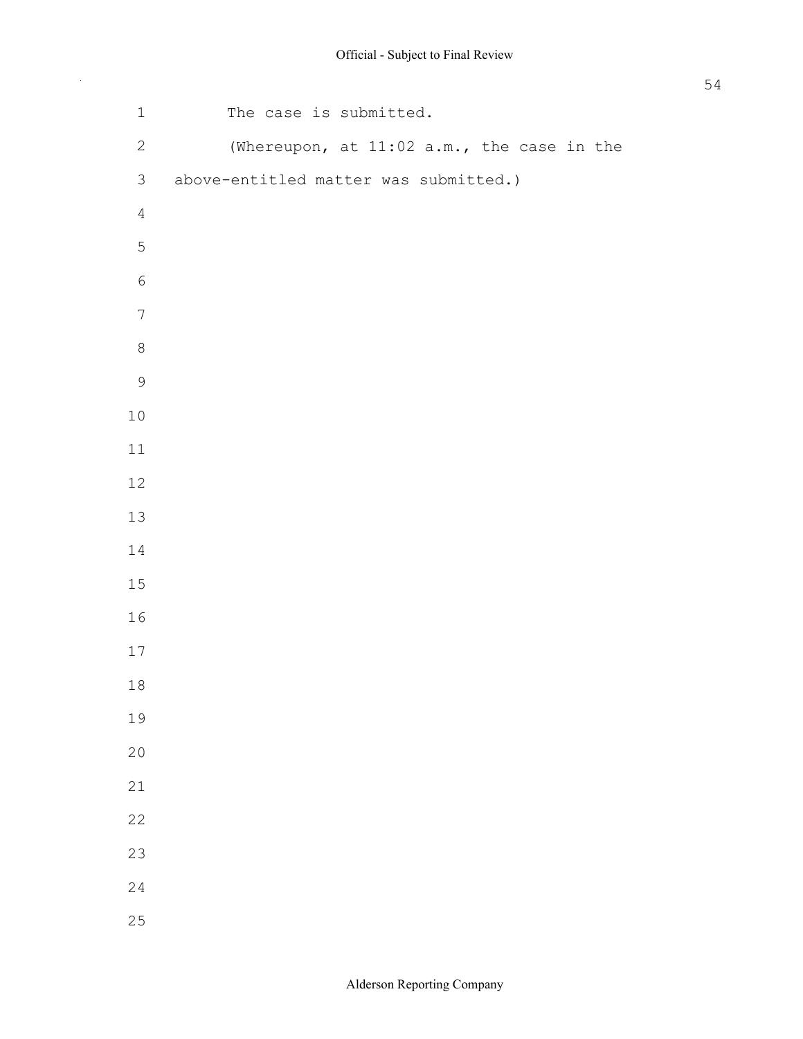The case is submitted.

(Whereupon, at 11:02 a.m., the case in the above-entitled matter was submitted.)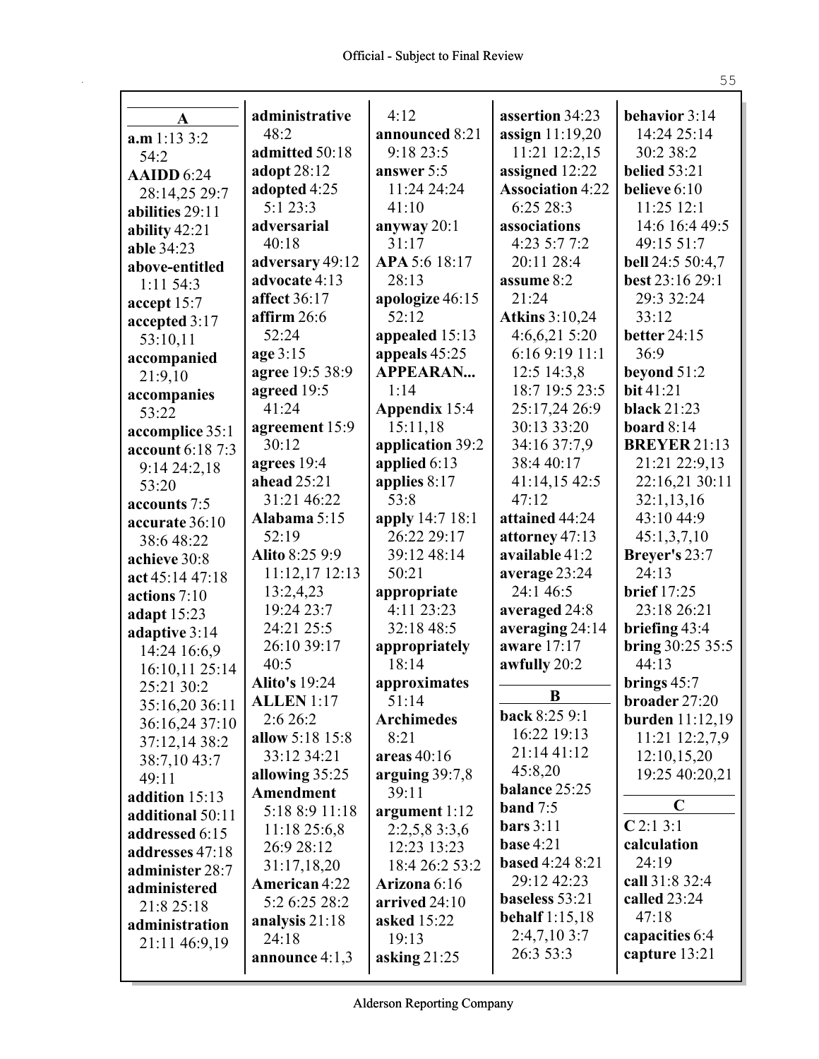## A

**a.m** 1:13 3:2 54:2
**AAIDD** 6:24 28:14,25 29:7
**abilities** 29:11
**ability** 42:21
**able** 34:23
**above-entitled** 1:11 54:3
**accept** 15:7
**accepted** 3:17 53:10,11
**accompanied** 21:9,10
**accompanies** 53:22
**accomplice** 35:1
**account** 6:18 7:3 9:14 24:2,18 53:20
**accounts** 7:5
**accurate** 36:10 38:6 48:22
**achieve** 30:8
**act** 45:14 47:18
**actions** 7:10
**adapt** 15:23
**adaptive** 3:14 14:24 16:6,9 16:10,11 25:14 25:21 30:2 35:16,20 36:11 36:16,24 37:10 37:12,14 38:2 38:7,10 43:7 49:11
**addition** 15:13
**additional** 50:11
**addressed** 6:15
**addresses** 47:18
**administer** 28:7
**administered** 21:8 25:18
**administration** 21:11 46:9,19
**administrative** 48:2
**admitted** 50:18
**adopt** 28:12
**adopted** 4:25 5:1 23:3
**adversarial** 40:18
**adversary** 49:12
**advocate** 4:13
**affect** 36:17
**affirm** 26:6 52:24
**age** 3:15
**agree** 19:5 38:9
**agreed** 19:5 41:24
**agreement** 15:9 30:12
**agrees** 19:4
**ahead** 25:21 31:21 46:22
**Alabama** 5:15 52:19
**Alito** 8:25 9:9 11:12,17 12:13 13:2,4,23 19:24 23:7 24:21 25:5 26:10 39:17 40:5
**Alito's** 19:24
**ALLEN** 1:17 2:6 26:2
**allow** 5:18 15:8 33:12 34:21
**allowing** 35:25
**Amendment** 5:18 8:9 11:18 11:18 25:6,8 26:9 28:12 31:17,18,20
**American** 4:22 5:2 6:25 28:2
**analysis** 21:18 24:18
**announce** 4:1,3 4:12
**announced** 8:21 9:18 23:5
**answer** 5:5 11:24 24:24 41:10
**anyway** 20:1 31:17
**APA** 5:6 18:17 28:13
**apologize** 46:15 52:12
**appealed** 15:13
**appeals** 45:25
**APPEARAN...** 1:14
**Appendix** 15:4 15:11,18
**application** 39:2
**applied** 6:13
**applies** 8:17 53:8
**apply** 14:7 18:1 26:22 29:17 39:12 48:14 50:21
**appropriate** 4:11 23:23 32:18 48:5
**appropriately** 18:14
**approximates** 51:14
**Archimedes** 8:21
**areas** 40:16
**arguing** 39:7,8 39:11
**argument** 1:12 2:2,5,8 3:3,6 12:23 13:23 18:4 26:2 53:2
**Arizona** 6:16
**arrived** 24:10
**asked** 15:22 19:13
**asking** 21:25
**assertion** 34:23
**assign** 11:19,20 11:21 12:2,15
**assigned** 12:22
**Association** 4:22 6:25 28:3
**associations** 4:23 5:7 7:2 20:11 28:4
**assume** 8:2 21:24
**Atkins** 3:10,24 4:6,6,21 5:20 6:16 9:19 11:1 12:5 14:3,8 18:7 19:5 23:5 25:17,24 26:9 30:13 33:20 34:16 37:7,9 38:4 40:17 41:14,15 42:5 47:12
**attained** 44:24
**attorney** 47:13
**available** 41:2
**average** 23:24 24:1 46:5
**averaged** 24:8
**averaging** 24:14
**aware** 17:17
**awfully** 20:2

## B

**back** 8:25 9:1 16:22 19:13 21:14 41:12 45:8,20
**balance** 25:25
**band** 7:5
**bars** 3:11
**base** 4:21
**based** 4:24 8:21 29:12 42:23
**baseless** 53:21
**behalf** 1:15,18 2:4,7,10 3:7 26:3 53:3
**behavior** 3:14 14:24 25:14 30:2 38:2
**belied** 53:21
**believe** 6:10 11:25 12:1 14:6 16:4 49:5 49:15 51:7
**bell** 24:5 50:4,7
**best** 23:16 29:1 29:3 32:24 33:12
**better** 24:15 36:9
**beyond** 51:2
**bit** 41:21
**black** 21:23
**board** 8:14
**BREYER** 21:13 21:21 22:9,13 22:16,21 30:11 32:1,13,16 43:10 44:9 45:1,3,7,10
**Breyer's** 23:7 24:13
**brief** 17:25 23:18 26:21
**briefing** 43:4
**bring** 30:25 35:5 44:13
**brings** 45:7
**broader** 27:20
**burden** 11:12,19 11:21 12:2,7,9 12:10,15,20 19:25 40:20,21

## C

**C** 2:1 3:1
**calculation** 24:19
**call** 31:8 32:4
**called** 23:24 47:18
**capacities** 6:4
**capture** 13:21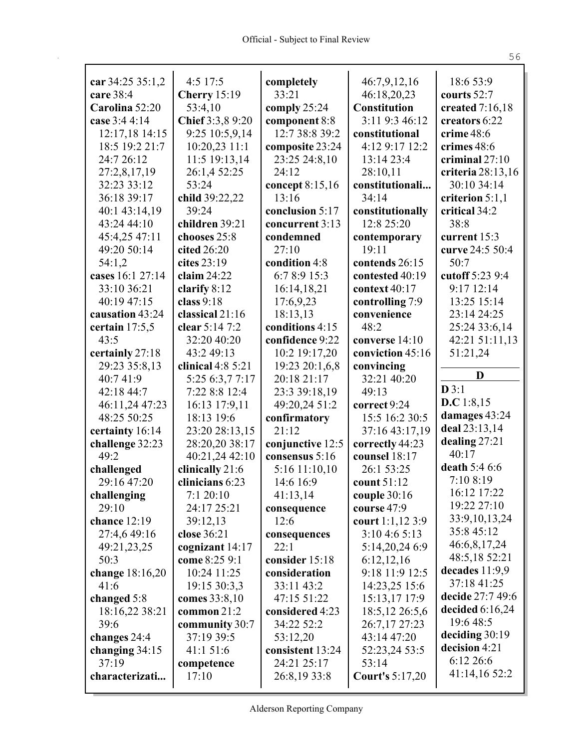**car** 34:25 35:1,2
**care** 38:4
**Carolina** 52:20
**case** 3:4 4:14 12:17,18 14:15 18:5 19:2 21:7 24:7 26:12 27:2,8,17,19 32:23 33:12 36:18 39:17 40:1 43:14,19 43:24 44:10 45:4,25 47:11 49:20 50:14 54:1,2
**cases** 16:1 27:14 33:10 36:21 40:19 47:15
**causation** 43:24
**certain** 17:5,5 43:5
**certainly** 27:18 29:23 35:8,13 40:7 41:9 42:18 44:7 46:11,24 47:23 48:25 50:25
**certainty** 16:14
**challenge** 32:23 49:2
**challenged** 29:16 47:20
**challenging** 29:10
**chance** 12:19 27:4,6 49:16 49:21,23,25 50:3
**change** 18:16,20 41:6
**changed** 5:8 18:16,22 38:21 39:6
**changes** 24:4
**changing** 34:15 37:19
**characterizati...** 4:5 17:5
**Cherry** 15:19 53:4,10
**Chief** 3:3,8 9:20 9:25 10:5,9,14 10:20,23 11:1 11:5 19:13,14 26:1,4 52:25 53:24
**child** 39:22,22 39:24
**children** 39:21
**chooses** 25:8
**cited** 26:20
**cites** 23:19
**claim** 24:22
**clarify** 8:12
**class** 9:18
**classical** 21:16
**clear** 5:14 7:2 32:20 40:20 43:2 49:13
**clinical** 4:8 5:21 5:25 6:3,7 7:17 7:22 8:8 12:4 16:13 17:9,11 18:13 19:6 23:20 28:13,15 28:20,20 38:17 40:21,24 42:10
**clinically** 21:6
**clinicians** 6:23 7:1 20:10 24:17 25:21 39:12,13
**close** 36:21
**cognizant** 14:17
**come** 8:25 9:1 10:24 11:25 19:15 30:3,3
**comes** 33:8,10
**common** 21:2
**community** 30:7 37:19 39:5 41:1 51:6
**competence** 17:10
**completely** 33:21
**comply** 25:24
**component** 8:8 12:7 38:8 39:2
**composite** 23:24 23:25 24:8,10 24:12
**concept** 8:15,16 13:16
**conclusion** 5:17
**concurrent** 3:13
**condemned** 27:10
**condition** 4:8 6:7 8:9 15:3 16:14,18,21 17:6,9,23 18:13,13
**conditions** 4:15
**confidence** 9:22 10:2 19:17,20 19:23 20:1,6,8 20:18 21:17 23:3 39:18,19 49:20,24 51:2
**confirmatory** 21:12
**conjunctive** 12:5
**consensus** 5:16 5:16 11:10,10 14:6 16:9 41:13,14
**consequence** 12:6
**consequences** 22:1
**consider** 15:18
**consideration** 33:11 43:2 47:15 51:22
**considered** 4:23 34:22 52:2 53:12,20
**consistent** 13:24 24:21 25:17 26:8,19 33:8
46:7,9,12,16 46:18,20,23
**Constitution** 3:11 9:3 46:12
**constitutional** 4:12 9:17 12:2 13:14 23:4 28:10,11
**constitutionali...** 34:14
**constitutionally** 12:8 25:20
**contemporary** 19:11
**contends** 26:15
**contested** 40:19
**context** 40:17
**controlling** 7:9
**convenience** 48:2
**converse** 14:10
**conviction** 45:16
**convincing** 32:21 40:20 49:13
**correct** 9:24 15:5 16:2 30:5 37:16 43:17,19
**correctly** 44:23
**counsel** 18:17 26:1 53:25
**count** 51:12
**couple** 30:16
**course** 47:9
**court** 1:1,12 3:9 3:10 4:6 5:13 5:14,20,24 6:9 6:12,12,16 9:18 11:9 12:5 14:23,25 15:6 15:13,17 17:9 18:5,12 26:5,6 26:7,17 27:23 43:14 47:20 52:23,24 53:5 53:14
**Court's** 5:17,20
18:6 53:9
**courts** 52:7
**created** 7:16,18
**creators** 6:22
**crime** 48:6
**crimes** 48:6
**criminal** 27:10
**criteria** 28:13,16 30:10 34:14
**criterion** 5:1,1
**critical** 34:2 38:8
**current** 15:3
**curve** 24:5 50:4 50:7
**cutoff** 5:23 9:4 9:17 12:14 13:25 15:14 23:14 24:25 25:24 33:6,14 42:21 51:11,13 51:21,24

## D

**D** 3:1
**D.C** 1:8,15
**damages** 43:24
**deal** 23:13,14
**dealing** 27:21 40:17
**death** 5:4 6:6 7:10 8:19 16:12 17:22 19:22 27:10 33:9,10,13,24 35:8 45:12 46:6,8,17,24 48:5,18 52:21
**decades** 11:9,9 37:18 41:25
**decide** 27:7 49:6
**decided** 6:16,24 19:6 48:5
**deciding** 30:19
**decision** 4:21 6:12 26:6 41:14,16 52:2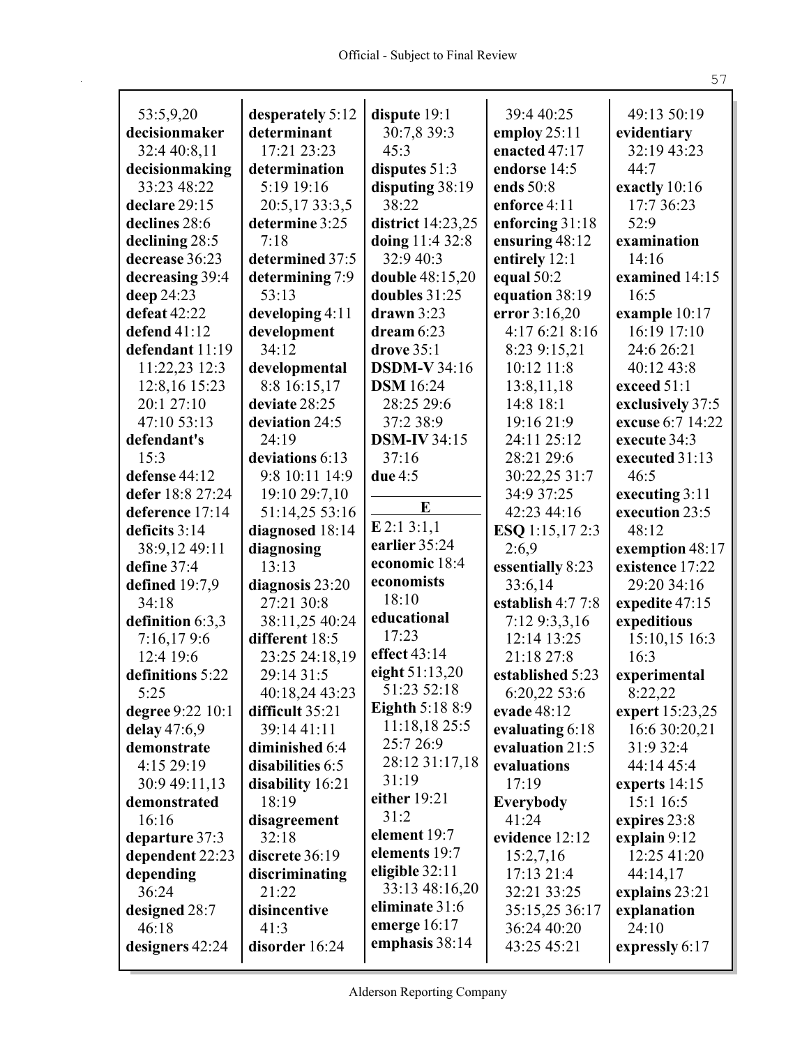53:5,9,20
**decisionmaker** 32:4 40:8,11
**decisionmaking** 33:23 48:22
**declare** 29:15
**declines** 28:6
**declining** 28:5
**decrease** 36:23
**decreasing** 39:4
**deep** 24:23
**defeat** 42:22
**defend** 41:12
**defendant** 11:19 11:22,23 12:3 12:8,16 15:23 20:1 27:10 47:10 53:13
**defendant's** 15:3
**defense** 44:12
**defer** 18:8 27:24
**deference** 17:14
**deficits** 3:14 38:9,12 49:11
**define** 37:4
**defined** 19:7,9 34:18
**definition** 6:3,3 7:16,17 9:6 12:4 19:6
**definitions** 5:22 5:25
**degree** 9:22 10:1
**delay** 47:6,9
**demonstrate** 4:15 29:19 30:9 49:11,13
**demonstrated** 16:16
**departure** 37:3
**dependent** 22:23
**depending** 36:24
**designed** 28:7 46:18
**designers** 42:24
**desperately** 5:12
**determinant** 17:21 23:23
**determination** 5:19 19:16 20:5,17 33:3,5
**determine** 3:25 7:18
**determined** 37:5
**determining** 7:9 53:13
**developing** 4:11
**development** 34:12
**developmental** 8:8 16:15,17
**deviate** 28:25
**deviation** 24:5 24:19
**deviations** 6:13 9:8 10:11 14:9 19:10 29:7,10 51:14,25 53:16
**diagnosed** 18:14
**diagnosing** 13:13
**diagnosis** 23:20 27:21 30:8 38:11,25 40:24
**different** 18:5 23:25 24:18,19 29:14 31:5 40:18,24 43:23
**difficult** 35:21 39:14 41:11
**diminished** 6:4
**disabilities** 6:5
**disability** 16:21 18:19
**disagreement** 32:18
**discrete** 36:19
**discriminating** 21:22
**disincentive** 41:3
**disorder** 16:24
**dispute** 19:1 30:7,8 39:3 45:3
**disputes** 51:3
**disputing** 38:19 38:22
**district** 14:23,25
**doing** 11:4 32:8 32:9 40:3
**double** 48:15,20
**doubles** 31:25
**drawn** 3:23
**dream** 6:23
**drove** 35:1
**DSDM-V** 34:16
**DSM** 16:24 28:25 29:6 37:2 38:9
**DSM-IV** 34:15 37:16
**due** 4:5

**E**

**E** 2:1 3:1,1
**earlier** 35:24
**economic** 18:4
**economists** 18:10
**educational** 17:23
**effect** 43:14
**eight** 51:13,20 51:23 52:18
**Eighth** 5:18 8:9 11:18,18 25:5 25:7 26:9 28:12 31:17,18 31:19
**either** 19:21 31:2
**element** 19:7
**elements** 19:7
**eligible** 32:11 33:13 48:16,20
**eliminate** 31:6
**emerge** 16:17
**emphasis** 38:14
39:4 40:25
**employ** 25:11
**enacted** 47:17
**endorse** 14:5
**ends** 50:8
**enforce** 4:11
**enforcing** 31:18
**ensuring** 48:12
**entirely** 12:1
**equal** 50:2
**equation** 38:19
**error** 3:16,20 4:17 6:21 8:16 8:23 9:15,21 10:12 11:8 13:8,11,18 14:8 18:1 19:16 21:9 24:11 25:12 28:21 29:6 30:22,25 31:7 34:9 37:25 42:23 44:16
**ESQ** 1:15,17 2:3 2:6,9
**essentially** 8:23 33:6,14
**establish** 4:7 7:8 7:12 9:3,3,16 12:14 13:25 21:18 27:8
**established** 5:23 6:20,22 53:6
**evade** 48:12
**evaluating** 6:18
**evaluation** 21:5
**evaluations** 17:19
**Everybody** 41:24
**evidence** 12:12 15:2,7,16 17:13 21:4 32:21 33:25 35:15,25 36:17 36:24 40:20 43:25 45:21
49:13 50:19
**evidentiary** 32:19 43:23 44:7
**exactly** 10:16 17:7 36:23 52:9
**examination** 14:16
**examined** 14:15 16:5
**example** 10:17 16:19 17:10 24:6 26:21 40:12 43:8
**exceed** 51:1
**exclusively** 37:5
**excuse** 6:7 14:22
**execute** 34:3
**executed** 31:13 46:5
**executing** 3:11
**execution** 23:5 48:12
**exemption** 48:17
**existence** 17:22 29:20 34:16
**expedite** 47:15
**expeditious** 15:10,15 16:3 16:3
**experimental** 8:22,22
**expert** 15:23,25 16:6 30:20,21 31:9 32:4 44:14 45:4
**experts** 14:15 15:1 16:5
**expires** 23:8
**explain** 9:12 12:25 41:20 44:14,17
**explains** 23:21
**explanation** 24:10
**expressly** 6:17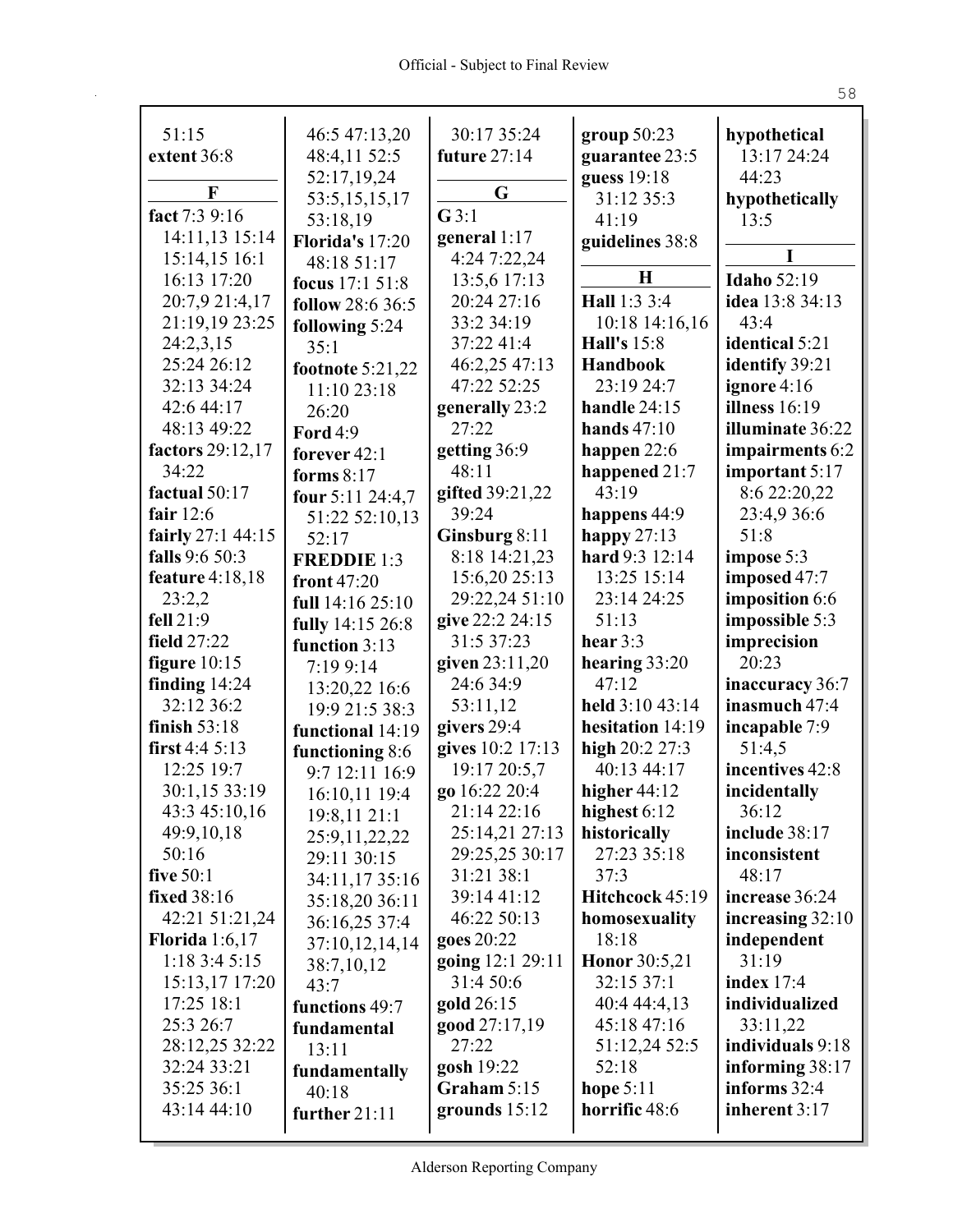51:15
**extent** 36:8

**F**

**fact** 7:3 9:16 14:11,13 15:14 15:14,15 16:1 16:13 17:20 20:7,9 21:4,17 21:19,19 23:25 24:2,3,15 25:24 26:12 32:13 34:24 42:6 44:17 48:13 49:22
**factors** 29:12,17 34:22
**factual** 50:17
**fair** 12:6
**fairly** 27:1 44:15
**falls** 9:6 50:3
**feature** 4:18,18 23:2,2
**fell** 21:9
**field** 27:22
**figure** 10:15
**finding** 14:24 32:12 36:2
**finish** 53:18
**first** 4:4 5:13 12:25 19:7 30:1,15 33:19 43:3 45:10,16 49:9,10,18 50:16
**five** 50:1
**fixed** 38:16 42:21 51:21,24
**Florida** 1:6,17 1:18 3:4 5:15 15:13,17 17:20 17:25 18:1 25:3 26:7 28:12,25 32:22 32:24 33:21 35:25 36:1 43:14 44:10 46:5 47:13,20 48:4,11 52:5 52:17,19,24 53:5,15,15,17 53:18,19
**Florida's** 17:20 48:18 51:17
**focus** 17:1 51:8
**follow** 28:6 36:5
**following** 5:24 35:1
**footnote** 5:21,22 11:10 23:18 26:20
**Ford** 4:9
**forever** 42:1
**forms** 8:17
**four** 5:11 24:4,7 51:22 52:10,13 52:17
**FREDDIE** 1:3
**front** 47:20
**full** 14:16 25:10
**fully** 14:15 26:8
**function** 3:13 7:19 9:14 13:20,22 16:6 19:9 21:5 38:3
**functional** 14:19
**functioning** 8:6 9:7 12:11 16:9 16:10,11 19:4 19:8,11 21:1 25:9,11,22,22 29:11 30:15 34:11,17 35:16 35:18,20 36:11 36:16,25 37:4 37:10,12,14,14 38:7,10,12 43:7
**functions** 49:7
**fundamental** 13:11
**fundamentally** 40:18
**further** 21:11
30:17 35:24
**future** 27:14

**G**

**G** 3:1
**general** 1:17 4:24 7:22,24 13:5,6 17:13 20:24 27:16 33:2 34:19 37:22 41:4 46:2,25 47:13 47:22 52:25
**generally** 23:2 27:22
**getting** 36:9 48:11
**gifted** 39:21,22 39:24
**Ginsburg** 8:11 8:18 14:21,23 15:6,20 25:13 29:22,24 51:10
**give** 22:2 24:15 31:5 37:23
**given** 23:11,20 24:6 34:9 53:11,12
**givers** 29:4
**gives** 10:2 17:13 19:17 20:5,7
**go** 16:22 20:4 21:14 22:16 25:14,21 27:13 29:25,25 30:17 31:21 38:1 39:14 41:12 46:22 50:13
**goes** 20:22
**going** 12:1 29:11 31:4 50:6
**gold** 26:15
**good** 27:17,19 27:22
**gosh** 19:22
**Graham** 5:15
**grounds** 15:12
**group** 50:23
**guarantee** 23:5
**guess** 19:18 31:12 35:3 41:19
**guidelines** 38:8

**H**

**Hall** 1:3 3:4 10:18 14:16,16
**Hall's** 15:8
**Handbook** 23:19 24:7
**handle** 24:15
**hands** 47:10
**happen** 22:6
**happened** 21:7 43:19
**happens** 44:9
**happy** 27:13
**hard** 9:3 12:14 13:25 15:14 23:14 24:25 51:13
**hear** 3:3
**hearing** 33:20 47:12
**held** 3:10 43:14
**hesitation** 14:19
**high** 20:2 27:3 40:13 44:17
**higher** 44:12
**highest** 6:12
**historically** 27:23 35:18 37:3
**Hitchcock** 45:19
**homosexuality** 18:18
**Honor** 30:5,21 32:15 37:1 40:4 44:4,13 45:18 47:16 51:12,24 52:5 52:18
**hope** 5:11
**horrific** 48:6
**hypothetical** 13:17 24:24 44:23
**hypothetically** 13:5

**I**

**Idaho** 52:19
**idea** 13:8 34:13 43:4
**identical** 5:21
**identify** 39:21
**ignore** 4:16
**illness** 16:19
**illuminate** 36:22
**impairments** 6:2
**important** 5:17 8:6 22:20,22 23:4,9 36:6 51:8
**impose** 5:3
**imposed** 47:7
**imposition** 6:6
**impossible** 5:3
**imprecision** 20:23
**inaccuracy** 36:7
**inasmuch** 47:4
**incapable** 7:9 51:4,5
**incentives** 42:8
**incidentally** 36:12
**include** 38:17
**inconsistent** 48:17
**increase** 36:24
**increasing** 32:10
**independent** 31:19
**index** 17:4
**individualized** 33:11,22
**individuals** 9:18
**informing** 38:17
**informs** 32:4
**inherent** 3:17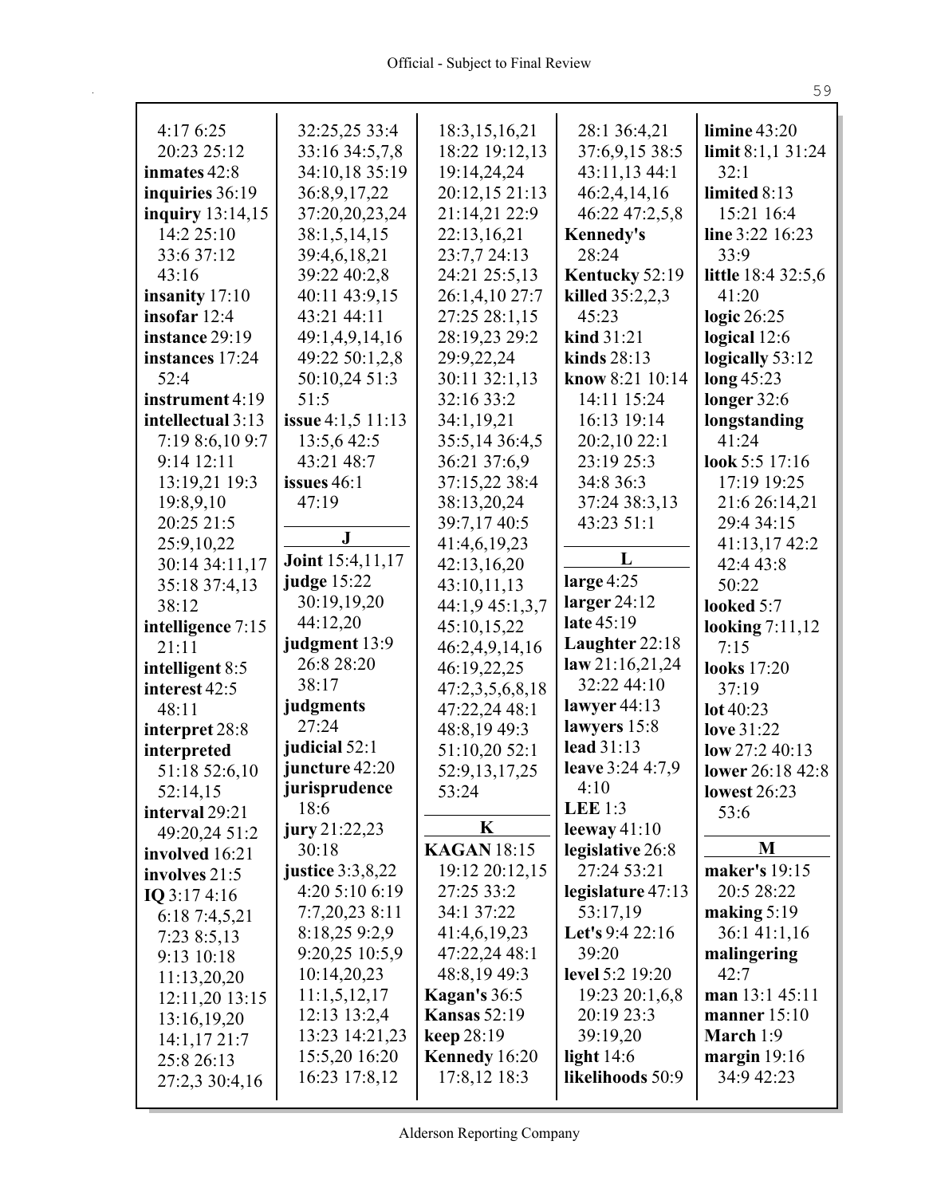4:17 6:25
20:23 25:12
**inmates** 42:8
**inquiries** 36:19
**inquiry** 13:14,15
14:2 25:10
33:6 37:12
43:16
**insanity** 17:10
**insofar** 12:4
**instance** 29:19
**instances** 17:24
52:4
**instrument** 4:19
**intellectual** 3:13
7:19 8:6,10 9:7
9:14 12:11
13:19,21 19:3
19:8,9,10
20:25 21:5
25:9,10,22
30:14 34:11,17
35:18 37:4,13
38:12
**intelligence** 7:15
21:11
**intelligent** 8:5
**interest** 42:5
48:11
**interpret** 28:8
**interpreted**
51:18 52:6,10
52:14,15
**interval** 29:21
49:20,24 51:2
**involved** 16:21
**involves** 21:5
**IQ** 3:17 4:16
6:18 7:4,5,21
7:23 8:5,13
9:13 10:18
11:13,20,20
12:11,20 13:15
13:16,19,20
14:1,17 21:7
25:8 26:13
27:2,3 30:4,16
32:25,25 33:4
33:16 34:5,7,8
34:10,18 35:19
36:8,9,17,22
37:20,20,23,24
38:1,5,14,15
39:4,6,18,21
39:22 40:2,8
40:11 43:9,15
43:21 44:11
49:1,4,9,14,16
49:22 50:1,2,8
50:10,24 51:3
51:5
**issue** 4:1,5 11:13
13:5,6 42:5
43:21 48:7
**issues** 46:1
47:19

**J**

**Joint** 15:4,11,17
**judge** 15:22
30:19,19,20
44:12,20
**judgment** 13:9
26:8 28:20
38:17
**judgments**
27:24
**judicial** 52:1
**juncture** 42:20
**jurisprudence**
18:6
**jury** 21:22,23
30:18
**justice** 3:3,8,22
4:20 5:10 6:19
7:7,20,23 8:11
8:18,25 9:2,9
9:20,25 10:5,9
10:14,20,23
11:1,5,12,17
12:13 13:2,4
13:23 14:21,23
15:5,20 16:20
16:23 17:8,12
18:3,15,16,21
18:22 19:12,13
19:14,24,24
20:12,15 21:13
21:14,21 22:9
22:13,16,21
23:7,7 24:13
24:21 25:5,13
26:1,4,10 27:7
27:25 28:1,15
28:19,23 29:2
29:9,22,24
30:11 32:1,13
32:16 33:2
34:1,19,21
35:5,14 36:4,5
36:21 37:6,9
37:15,22 38:4
38:13,20,24
39:7,17 40:5
41:4,6,19,23
42:13,16,20
43:10,11,13
44:1,9 45:1,3,7
45:10,15,22
46:2,4,9,14,16
46:19,22,25
47:2,3,5,6,8,18
47:22,24 48:1
48:8,19 49:3
51:10,20 52:1
52:9,13,17,25
53:24

**K**

**KAGAN** 18:15
19:12 20:12,15
27:25 33:2
34:1 37:22
41:4,6,19,23
47:22,24 48:1
48:8,19 49:3
**Kagan's** 36:5
**Kansas** 52:19
**keep** 28:19
**Kennedy** 16:20
17:8,12 18:3
28:1 36:4,21
37:6,9,15 38:5
43:11,13 44:1
46:2,4,14,16
46:22 47:2,5,8
**Kennedy's**
28:24
**Kentucky** 52:19
**killed** 35:2,2,3
45:23
**kind** 31:21
**kinds** 28:13
**know** 8:21 10:14
14:11 15:24
16:13 19:14
20:2,10 22:1
23:19 25:3
34:8 36:3
37:24 38:3,13
43:23 51:1

**L**

**large** 4:25
**larger** 24:12
**late** 45:19
**Laughter** 22:18
**law** 21:16,21,24
32:22 44:10
**lawyer** 44:13
**lawyers** 15:8
**lead** 31:13
**leave** 3:24 4:7,9
4:10
**LEE** 1:3
**leeway** 41:10
**legislative** 26:8
27:24 53:21
**legislature** 47:13
53:17,19
**Let's** 9:4 22:16
39:20
**level** 5:2 19:20
19:23 20:1,6,8
20:19 23:3
39:19,20
**light** 14:6
**likelihoods** 50:9
**limine** 43:20
**limit** 8:1,1 31:24
32:1
**limited** 8:13
15:21 16:4
**line** 3:22 16:23
33:9
**little** 18:4 32:5,6
41:20
**logic** 26:25
**logical** 12:6
**logically** 53:12
**long** 45:23
**longer** 32:6
**longstanding**
41:24
**look** 5:5 17:16
17:19 19:25
21:6 26:14,21
29:4 34:15
41:13,17 42:2
42:4 43:8
50:22
**looked** 5:7
**looking** 7:11,12
7:15
**looks** 17:20
37:19
**lot** 40:23
**love** 31:22
**low** 27:2 40:13
**lower** 26:18 42:8
**lowest** 26:23
53:6

**M**

**maker's** 19:15
20:5 28:22
**making** 5:19
36:1 41:1,16
**malingering**
42:7
**man** 13:1 45:11
**manner** 15:10
**March** 1:9
**margin** 19:16
34:9 42:23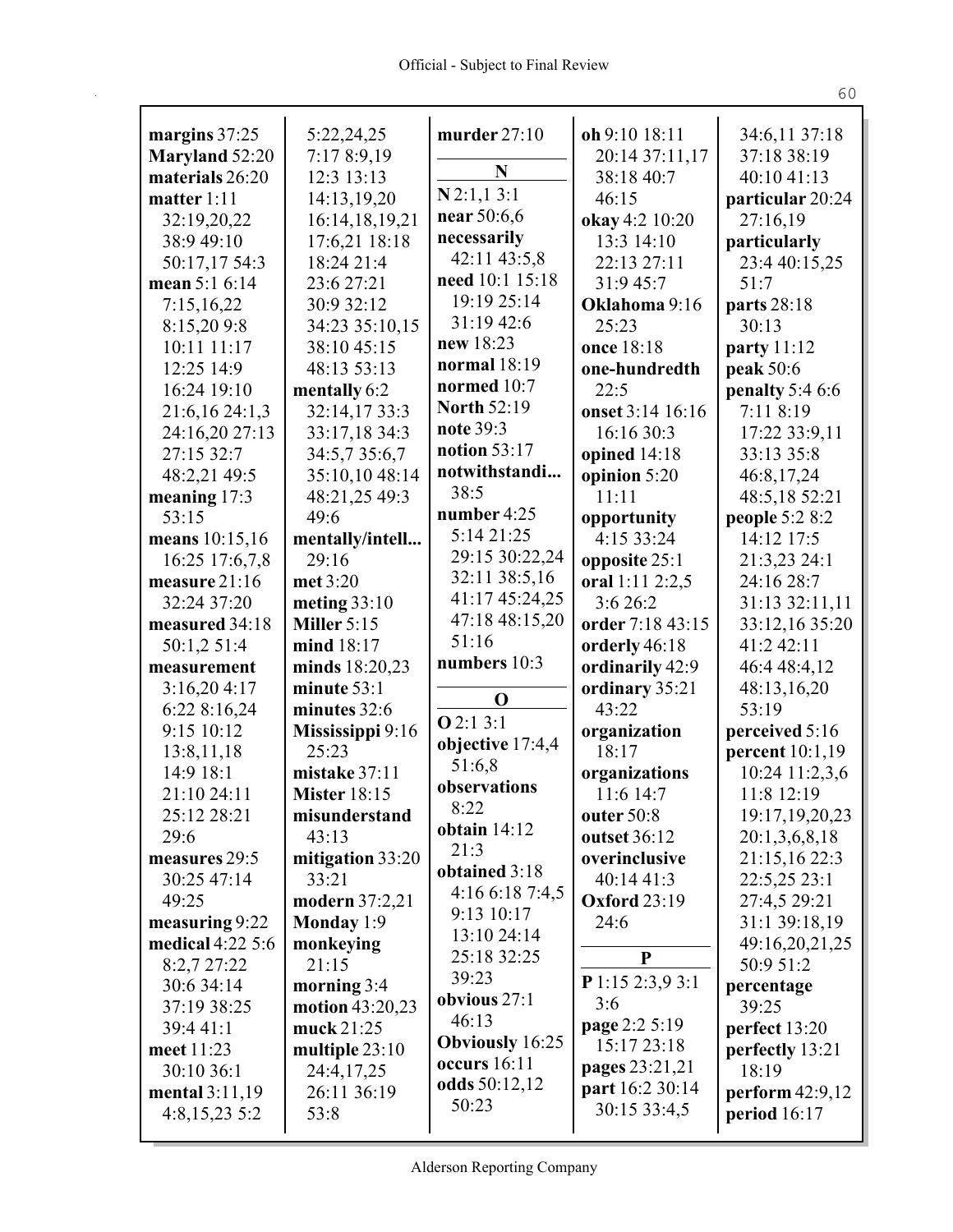**margins** 37:25
**Maryland** 52:20
**materials** 26:20
**matter** 1:11 32:19,20,22 38:9 49:10 50:17,17 54:3
**mean** 5:1 6:14 7:15,16,22 8:15,20 9:8 10:11 11:17 12:25 14:9 16:24 19:10 21:6,16 24:1,3 24:16,20 27:13 27:15 32:7 48:2,21 49:5
**meaning** 17:3 53:15
**means** 10:15,16 16:25 17:6,7,8
**measure** 21:16 32:24 37:20
**measured** 34:18 50:1,2 51:4
**measurement** 3:16,20 4:17 6:22 8:16,24 9:15 10:12 13:8,11,18 14:9 18:1 21:10 24:11 25:12 28:21 29:6
**measures** 29:5 30:25 47:14 49:25
**measuring** 9:22
**medical** 4:22 5:6 8:2,7 27:22 30:6 34:14 37:19 38:25 39:4 41:1
**meet** 11:23 30:10 36:1
**mental** 3:11,19 4:8,15,23 5:2 5:22,24,25 7:17 8:9,19 12:3 13:13 14:13,19,20 16:14,18,19,21 17:6,21 18:18 18:24 21:4 23:6 27:21 30:9 32:12 34:23 35:10,15 38:10 45:15 48:13 53:13
**mentally** 6:2 32:14,17 33:3 33:17,18 34:3 34:5,7 35:6,7 35:10,10 48:14 48:21,25 49:3 49:6
**mentally/intell...** 29:16
**met** 3:20
**meting** 33:10
**Miller** 5:15
**mind** 18:17
**minds** 18:20,23
**minute** 53:1
**minutes** 32:6
**Mississippi** 9:16 25:23
**mistake** 37:11
**Mister** 18:15
**misunderstand** 43:13
**mitigation** 33:20 33:21
**modern** 37:2,21
**Monday** 1:9
**monkeying** 21:15
**morning** 3:4
**motion** 43:20,23
**muck** 21:25
**multiple** 23:10 24:4,17,25 26:11 36:19 53:8
**murder** 27:10

**N**

**N** 2:1,1 3:1
**near** 50:6,6
**necessarily** 42:11 43:5,8
**need** 10:1 15:18 19:19 25:14 31:19 42:6
**new** 18:23
**normal** 18:19
**normed** 10:7
**North** 52:19
**note** 39:3
**notion** 53:17
**notwithstandi...** 38:5
**number** 4:25 5:14 21:25 29:15 30:22,24 32:11 38:5,16 41:17 45:24,25 47:18 48:15,20 51:16
**numbers** 10:3

**O**

**O** 2:1 3:1
**objective** 17:4,4 51:6,8
**observations** 8:22
**obtain** 14:12 21:3
**obtained** 3:18 4:16 6:18 7:4,5 9:13 10:17 13:10 24:14 25:18 32:25 39:23
**obvious** 27:1 46:13
**Obviously** 16:25
**occurs** 16:11
**odds** 50:12,12 50:23
**oh** 9:10 18:11 20:14 37:11,17 38:18 40:7 46:15
**okay** 4:2 10:20 13:3 14:10 22:13 27:11 31:9 45:7
**Oklahoma** 9:16 25:23
**once** 18:18
**one-hundredth** 22:5
**onset** 3:14 16:16 16:16 30:3
**opined** 14:18
**opinion** 5:20 11:11
**opportunity** 4:15 33:24
**opposite** 25:1
**oral** 1:11 2:2,5 3:6 26:2
**order** 7:18 43:15
**orderly** 46:18
**ordinarily** 42:9
**ordinary** 35:21 43:22
**organization** 18:17
**organizations** 11:6 14:7
**outer** 50:8
**outset** 36:12
**overinclusive** 40:14 41:3
**Oxford** 23:19 24:6

**P**

**P** 1:15 2:3,9 3:1 3:6
**page** 2:2 5:19 15:17 23:18
**pages** 23:21,21
**part** 16:2 30:14 30:15 33:4,5 34:6,11 37:18 37:18 38:19 40:10 41:13
**particular** 20:24 27:16,19
**particularly** 23:4 40:15,25 51:7
**parts** 28:18 30:13
**party** 11:12
**peak** 50:6
**penalty** 5:4 6:6 7:11 8:19 17:22 33:9,11 33:13 35:8 46:8,17,24 48:5,18 52:21
**people** 5:2 8:2 14:12 17:5 21:3,23 24:1 24:16 28:7 31:13 32:11,11 33:12,16 35:20 41:2 42:11 46:4 48:4,12 48:13,16,20 53:19
**perceived** 5:16
**percent** 10:1,19 10:24 11:2,3,6 11:8 12:19 19:17,19,20,23 20:1,3,6,8,18 21:15,16 22:3 22:5,25 23:1 27:4,5 29:21 31:1 39:18,19 49:16,20,21,25 50:9 51:2
**percentage** 39:25
**perfect** 13:20
**perfectly** 13:21 18:19
**perform** 42:9,12
**period** 16:17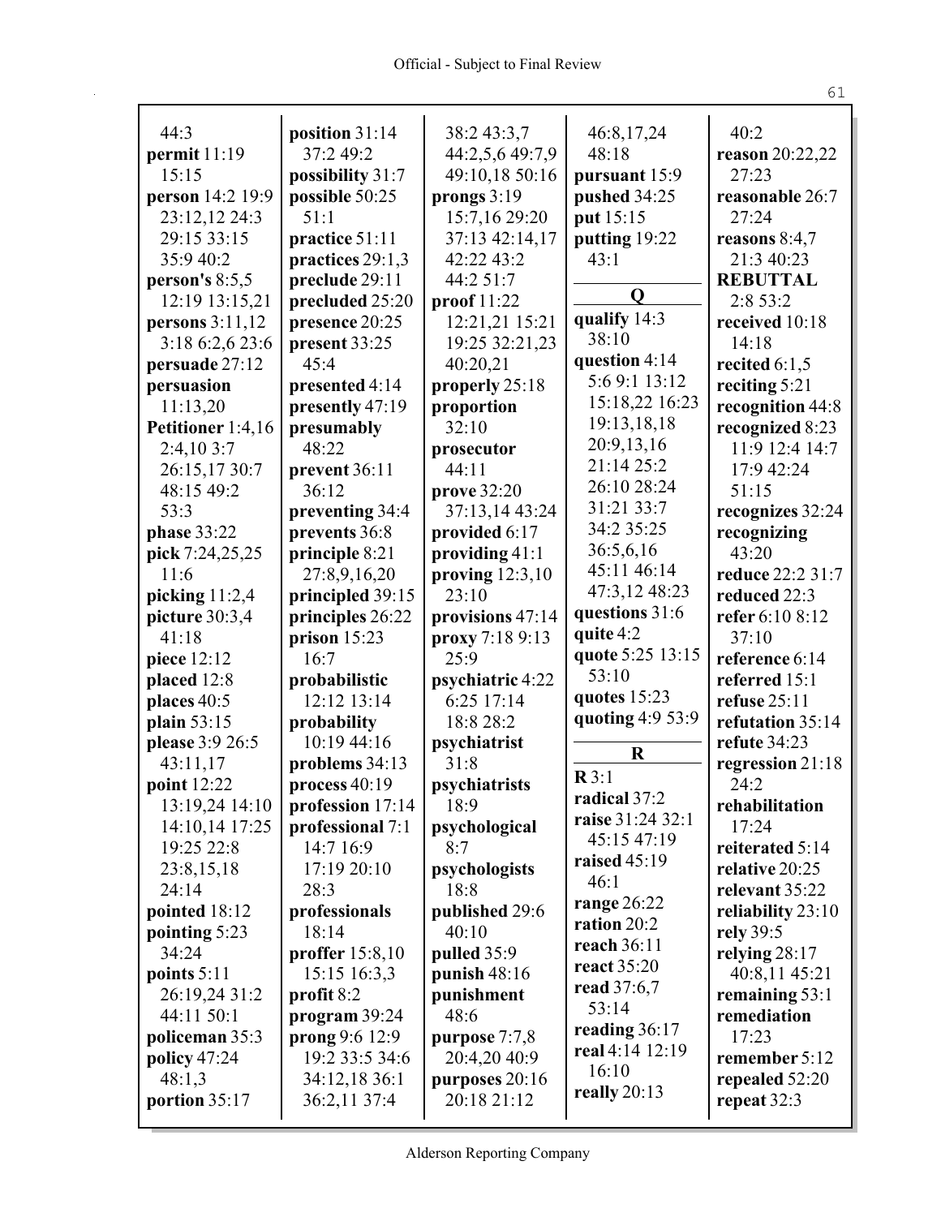44:3
**permit** 11:19 15:15
**person** 14:2 19:9 23:12,12 24:3 29:15 33:15 35:9 40:2
**person's** 8:5,5 12:19 13:15,21
**persons** 3:11,12 3:18 6:2,6 23:6
**persuade** 27:12
**persuasion** 11:13,20
**Petitioner** 1:4,16 2:4,10 3:7 26:15,17 30:7 48:15 49:2 53:3
**phase** 33:22
**pick** 7:24,25,25 11:6
**picking** 11:2,4
**picture** 30:3,4 41:18
**piece** 12:12
**placed** 12:8
**places** 40:5
**plain** 53:15
**please** 3:9 26:5 43:11,17
**point** 12:22 13:19,24 14:10 14:10,14 17:25 19:25 22:8 23:8,15,18 24:14
**pointed** 18:12
**pointing** 5:23 34:24
**points** 5:11 26:19,24 31:2 44:11 50:1
**policeman** 35:3
**policy** 47:24 48:1,3
**portion** 35:17
**position** 31:14 37:2 49:2
**possibility** 31:7
**possible** 50:25 51:1
**practice** 51:11
**practices** 29:1,3
**preclude** 29:11
**precluded** 25:20
**presence** 20:25
**present** 33:25 45:4
**presented** 4:14
**presently** 47:19
**presumably** 48:22
**prevent** 36:11 36:12
**preventing** 34:4
**prevents** 36:8
**principle** 8:21 27:8,9,16,20
**principled** 39:15
**principles** 26:22
**prison** 15:23 16:7
**probabilistic** 12:12 13:14
**probability** 10:19 44:16
**problems** 34:13
**process** 40:19
**profession** 17:14
**professional** 7:1 14:7 16:9 17:19 20:10 28:3
**professionals** 18:14
**proffer** 15:8,10 15:15 16:3,3
**profit** 8:2
**program** 39:24
**prong** 9:6 12:9 19:2 33:5 34:6 34:12,18 36:1 36:2,11 37:4 38:2 43:3,7 44:2,5,6 49:7,9 49:10,18 50:16
**prongs** 3:19 15:7,16 29:20 37:13 42:14,17 42:22 43:2 44:2 51:7
**proof** 11:22 12:21,21 15:21 19:25 32:21,23 40:20,21
**properly** 25:18
**proportion** 32:10
**prosecutor** 44:11
**prove** 32:20 37:13,14 43:24
**provided** 6:17
**providing** 41:1
**proving** 12:3,10 23:10
**provisions** 47:14
**proxy** 7:18 9:13 25:9
**psychiatric** 4:22 6:25 17:14 18:8 28:2
**psychiatrist** 31:8
**psychiatrists** 18:9
**psychological** 8:7
**psychologists** 18:8
**published** 29:6 40:10
**pulled** 35:9
**punish** 48:16
**punishment** 48:6
**purpose** 7:7,8 20:4,20 40:9
**purposes** 20:16 20:18 21:12
46:8,17,24 48:18
**pursuant** 15:9
**pushed** 34:25
**put** 15:15
**putting** 19:22 43:1

**Q**

**qualify** 14:3 38:10
**question** 4:14 5:6 9:1 13:12 15:18,22 16:23 19:13,18,18 20:9,13,16 21:14 25:2 26:10 28:24 31:21 33:7 34:2 35:25 36:5,6,16 45:11 46:14 47:3,12 48:23
**questions** 31:6
**quite** 4:2
**quote** 5:25 13:15 53:10
**quotes** 15:23
**quoting** 4:9 53:9

**R**

**R** 3:1
**radical** 37:2
**raise** 31:24 32:1 45:15 47:19
**raised** 45:19 46:1
**range** 26:22
**ration** 20:2
**reach** 36:11
**react** 35:20
**read** 37:6,7 53:14
**reading** 36:17
**real** 4:14 12:19 16:10
**really** 20:13
40:2
**reason** 20:22,22 27:23
**reasonable** 26:7 27:24
**reasons** 8:4,7 21:3 40:23
**REBUTTAL** 2:8 53:2
**received** 10:18 14:18
**recited** 6:1,5
**reciting** 5:21
**recognition** 44:8
**recognized** 8:23 11:9 12:4 14:7 17:9 42:24 51:15
**recognizes** 32:24
**recognizing** 43:20
**reduce** 22:2 31:7
**reduced** 22:3
**refer** 6:10 8:12 37:10
**reference** 6:14
**referred** 15:1
**refuse** 25:11
**refutation** 35:14
**refute** 34:23
**regression** 21:18 24:2
**rehabilitation** 17:24
**reiterated** 5:14
**relative** 20:25
**relevant** 35:22
**reliability** 23:10
**rely** 39:5
**relying** 28:17 40:8,11 45:21
**remaining** 53:1
**remediation** 17:23
**remember** 5:12
**repealed** 52:20
**repeat** 32:3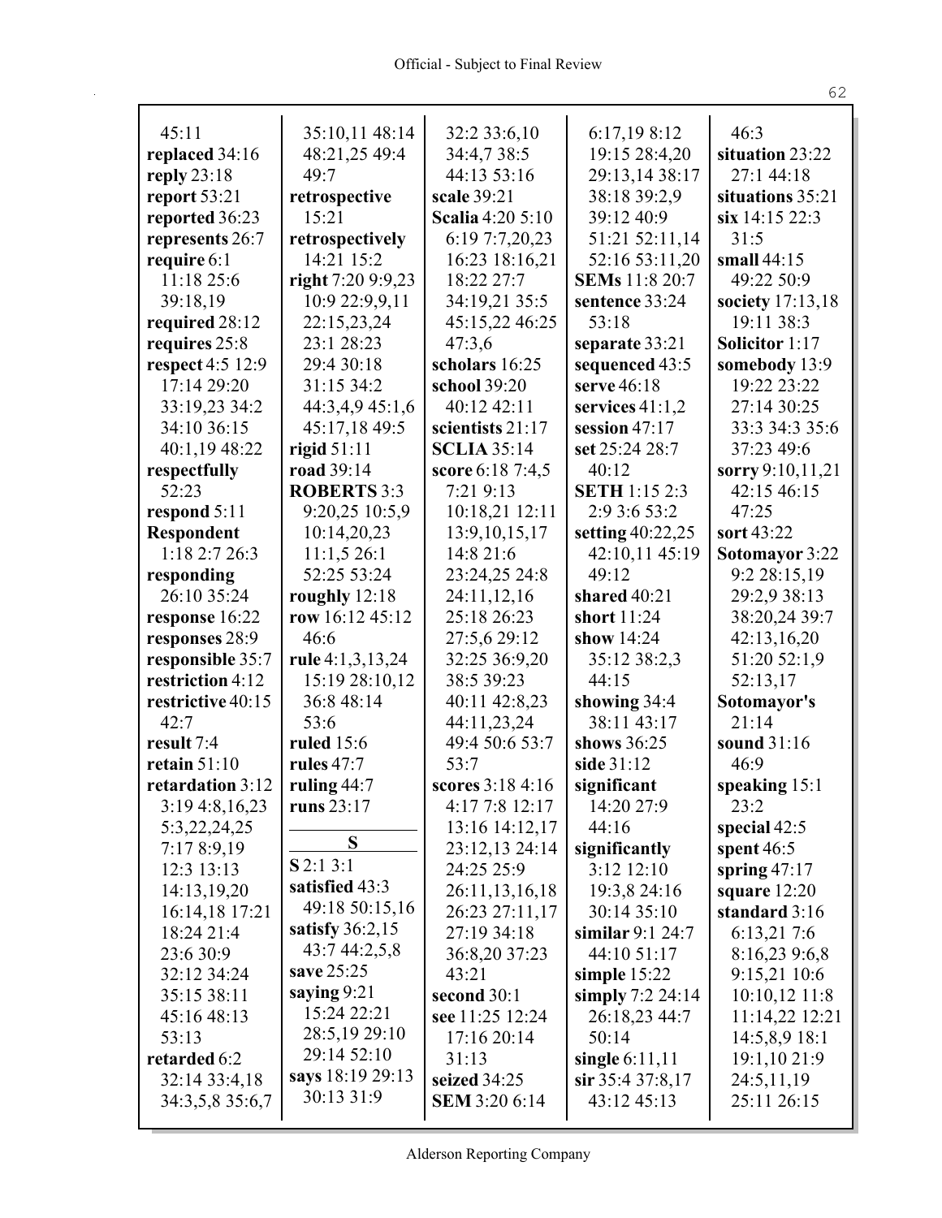45:11
**replaced** 34:16
**reply** 23:18
**report** 53:21
**reported** 36:23
**represents** 26:7
**require** 6:1
11:18 25:6
39:18,19
**required** 28:12
**requires** 25:8
**respect** 4:5 12:9
17:14 29:20
33:19,23 34:2
34:10 36:15
40:1,19 48:22
**respectfully**
52:23
**respond** 5:11
**Respondent**
1:18 2:7 26:3
**responding**
26:10 35:24
**response** 16:22
**responses** 28:9
**responsible** 35:7
**restriction** 4:12
**restrictive** 40:15
42:7
**result** 7:4
**retain** 51:10
**retardation** 3:12
3:19 4:8,16,23
5:3,22,24,25
7:17 8:9,19
12:3 13:13
14:13,19,20
16:14,18 17:21
18:24 21:4
23:6 30:9
32:12 34:24
35:15 38:11
45:16 48:13
53:13
**retarded** 6:2
32:14 33:4,18
34:3,5,8 35:6,7
35:10,11 48:14
48:21,25 49:4
49:7
**retrospective**
15:21
**retrospectively**
14:21 15:2
**right** 7:20 9:9,23
10:9 22:9,9,11
22:15,23,24
23:1 28:23
29:4 30:18
31:15 34:2
44:3,4,9 45:1,6
45:17,18 49:5
**rigid** 51:11
**road** 39:14
**ROBERTS** 3:3
9:20,25 10:5,9
10:14,20,23
11:1,5 26:1
52:25 53:24
**roughly** 12:18
**row** 16:12 45:12
46:6
**rule** 4:1,3,13,24
15:19 28:10,12
36:8 48:14
53:6
**ruled** 15:6
**rules** 47:7
**ruling** 44:7
**runs** 23:17

## S

**S** 2:1 3:1
**satisfied** 43:3
49:18 50:15,16
**satisfy** 36:2,15
43:7 44:2,5,8
**save** 25:25
**saying** 9:21
15:24 22:21
28:5,19 29:10
29:14 52:10
**says** 18:19 29:13
30:13 31:9
32:2 33:6,10
34:4,7 38:5
44:13 53:16
**scale** 39:21
**Scalia** 4:20 5:10
6:19 7:7,20,23
16:23 18:16,21
18:22 27:7
34:19,21 35:5
45:15,22 46:25
47:3,6
**scholars** 16:25
**school** 39:20
40:12 42:11
**scientists** 21:17
**SCLIA** 35:14
**score** 6:18 7:4,5
7:21 9:13
10:18,21 12:11
13:9,10,15,17
14:8 21:6
23:24,25 24:8
24:11,12,16
25:18 26:23
27:5,6 29:12
32:25 36:9,20
38:5 39:23
40:11 42:8,23
44:11,23,24
49:4 50:6 53:7
53:7
**scores** 3:18 4:16
4:17 7:8 12:17
13:16 14:12,17
23:12,13 24:14
24:25 25:9
26:11,13,16,18
26:23 27:11,17
27:19 34:18
36:8,20 37:23
43:21
**second** 30:1
**see** 11:25 12:24
17:16 20:14
31:13
**seized** 34:25
**SEM** 3:20 6:14
6:17,19 8:12
19:15 28:4,20
29:13,14 38:17
38:18 39:2,9
39:12 40:9
51:21 52:11,14
52:16 53:11,20
**SEMs** 11:8 20:7
**sentence** 33:24
53:18
**separate** 33:21
**sequenced** 43:5
**serve** 46:18
**services** 41:1,2
**session** 47:17
**set** 25:24 28:7
40:12
**SETH** 1:15 2:3
2:9 3:6 53:2
**setting** 40:22,25
42:10,11 45:19
49:12
**shared** 40:21
**short** 11:24
**show** 14:24
35:12 38:2,3
44:15
**showing** 34:4
38:11 43:17
**shows** 36:25
**side** 31:12
**significant**
14:20 27:9
44:16
**significantly**
3:12 12:10
19:3,8 24:16
30:14 35:10
**similar** 9:1 24:7
44:10 51:17
**simple** 15:22
**simply** 7:2 24:14
26:18,23 44:7
50:14
**single** 6:11,11
**sir** 35:4 37:8,17
43:12 45:13
46:3
**situation** 23:22
27:1 44:18
**situations** 35:21
**six** 14:15 22:3
31:5
**small** 44:15
49:22 50:9
**society** 17:13,18
19:11 38:3
**Solicitor** 1:17
**somebody** 13:9
19:22 23:22
27:14 30:25
33:3 34:3 35:6
37:23 49:6
**sorry** 9:10,11,21
42:15 46:15
47:25
**sort** 43:22
**Sotomayor** 3:22
9:2 28:15,19
29:2,9 38:13
38:20,24 39:7
42:13,16,20
51:20 52:1,9
52:13,17
**Sotomayor's**
21:14
**sound** 31:16
46:9
**speaking** 15:1
23:2
**special** 42:5
**spent** 46:5
**spring** 47:17
**square** 12:20
**standard** 3:16
6:13,21 7:6
8:16,23 9:6,8
9:15,21 10:6
10:10,12 11:8
11:14,22 12:21
14:5,8,9 18:1
19:1,10 21:9
24:5,11,19
25:11 26:15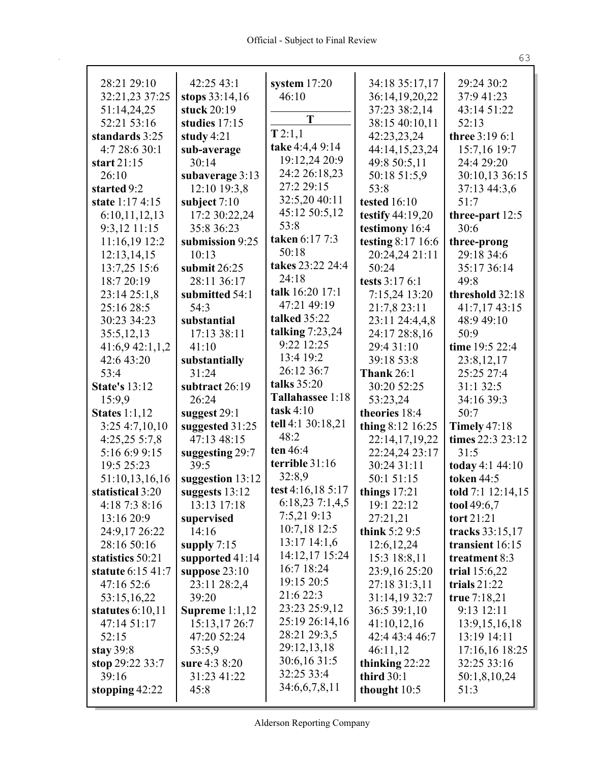28:21 29:10
32:21,23 37:25
51:14,24,25
52:21 53:16

**standards** 3:25
4:7 28:6 30:1

**start** 21:15
26:10

**started** 9:2

**state** 1:17 4:15
6:10,11,12,13
9:3,12 11:15
11:16,19 12:2
12:13,14,15
13:7,25 15:6
18:7 20:19
23:14 25:1,8
25:16 28:5
30:23 34:23
35:5,12,13
41:6,9 42:1,1,2
42:6 43:20
53:4

**State's** 13:12
15:9,9

**States** 1:1,12
3:25 4:7,10,10
4:25,25 5:7,8
5:16 6:9 9:15
19:5 25:23
51:10,13,16,16

**statistical** 3:20
4:18 7:3 8:16
13:16 20:9
24:9,17 26:22
28:16 50:16

**statistics** 50:21

**statute** 6:15 41:7
47:16 52:6
53:15,16,22

**statutes** 6:10,11
47:14 51:17
52:15

**stay** 39:8

**stop** 29:22 33:7
39:16

**stopping** 42:22

42:25 43:1

**stops** 33:14,16

**stuck** 20:19

**studies** 17:15

**study** 4:21

**sub-average**
30:14

**subaverage** 3:13
12:10 19:3,8

**subject** 7:10
17:2 30:22,24
35:8 36:23

**submission** 9:25
10:13

**submit** 26:25
28:11 36:17

**submitted** 54:1
54:3

**substantial**
17:13 38:11
41:10

**substantially**
31:24

**subtract** 26:19
26:24

**suggest** 29:1

**suggested** 31:25
47:13 48:15

**suggesting** 29:7
39:5

**suggestion** 13:12

**suggests** 13:12
13:13 17:18

**supervised**
14:16

**supply** 7:15

**supported** 41:14

**suppose** 23:10
23:11 28:2,4
39:20

**Supreme** 1:1,12
15:13,17 26:7
47:20 52:24
53:5,9

**sure** 4:3 8:20
31:23 41:22
45:8

**system** 17:20
46:10

## T

**T** 2:1,1

**take** 4:4,4 9:14
19:12,24 20:9
24:2 26:18,23
27:2 29:15
32:5,20 40:11
45:12 50:5,12
53:8

**taken** 6:17 7:3
50:18

**takes** 23:22 24:4
24:18

**talk** 16:20 17:1
47:21 49:19

**talked** 35:22

**talking** 7:23,24
9:22 12:25
13:4 19:2
26:12 36:7

**talks** 35:20

**Tallahassee** 1:18

**task** 4:10

**tell** 4:1 30:18,21
48:2

**ten** 46:4

**terrible** 31:16
32:8,9

**test** 4:16,18 5:17
6:18,23 7:1,4,5
7:5,21 9:13
10:7,18 12:5
13:17 14:1,6
14:12,17 15:24
16:7 18:24
19:15 20:5
21:6 22:3
23:23 25:9,12
25:19 26:14,16
28:21 29:3,5
29:12,13,18
30:6,16 31:5
32:25 33:4
34:6,6,7,8,11

34:18 35:17,17
36:14,19,20,22
37:23 38:2,14
38:15 40:10,11
42:23,23,24
44:14,15,23,24
49:8 50:5,11
50:18 51:5,9
53:8

**tested** 16:10

**testify** 44:19,20

**testimony** 16:4

**testing** 8:17 16:6
20:24,24 21:11
50:24

**tests** 3:17 6:1
7:15,24 13:20
21:7,8 23:11
23:11 24:4,4,8
24:17 28:8,16
29:4 31:10
39:18 53:8

**Thank** 26:1
30:20 52:25
53:23,24

**theories** 18:4

**thing** 8:12 16:25
22:14,17,19,22
22:24,24 23:17
30:24 31:11
50:1 51:15

**things** 17:21
19:1 22:12
27:21,21

**think** 5:2 9:5
12:6,12,24
15:3 18:8,11
23:9,16 25:20
27:18 31:3,11
31:14,19 32:7
36:5 39:1,10
41:10,12,16
42:4 43:4 46:7
46:11,12

**thinking** 22:22

**third** 30:1

**thought** 10:5

29:24 30:2
37:9 41:23
43:14 51:22
52:13

**three** 3:19 6:1
15:7,16 19:7
24:4 29:20
30:10,13 36:15
37:13 44:3,6
51:7

**three-part** 12:5
30:6

**three-prong**
29:18 34:6
35:17 36:14
49:8

**threshold** 32:18
41:7,17 43:15
48:9 49:10
50:9

**time** 19:5 22:4
23:8,12,17
25:25 27:4
31:1 32:5
34:16 39:3
50:7

**Timely** 47:18

**times** 22:3 23:12
31:5

**today** 4:1 44:10

**token** 44:5

**told** 7:1 12:14,15

**tool** 49:6,7

**tort** 21:21

**tracks** 33:15,17

**transient** 16:15

**treatment** 8:3

**trial** 15:6,22

**trials** 21:22

**true** 7:18,21
9:13 12:11
13:9,15,16,18
13:19 14:11
17:16,16 18:25
32:25 33:16
50:1,8,10,24
51:3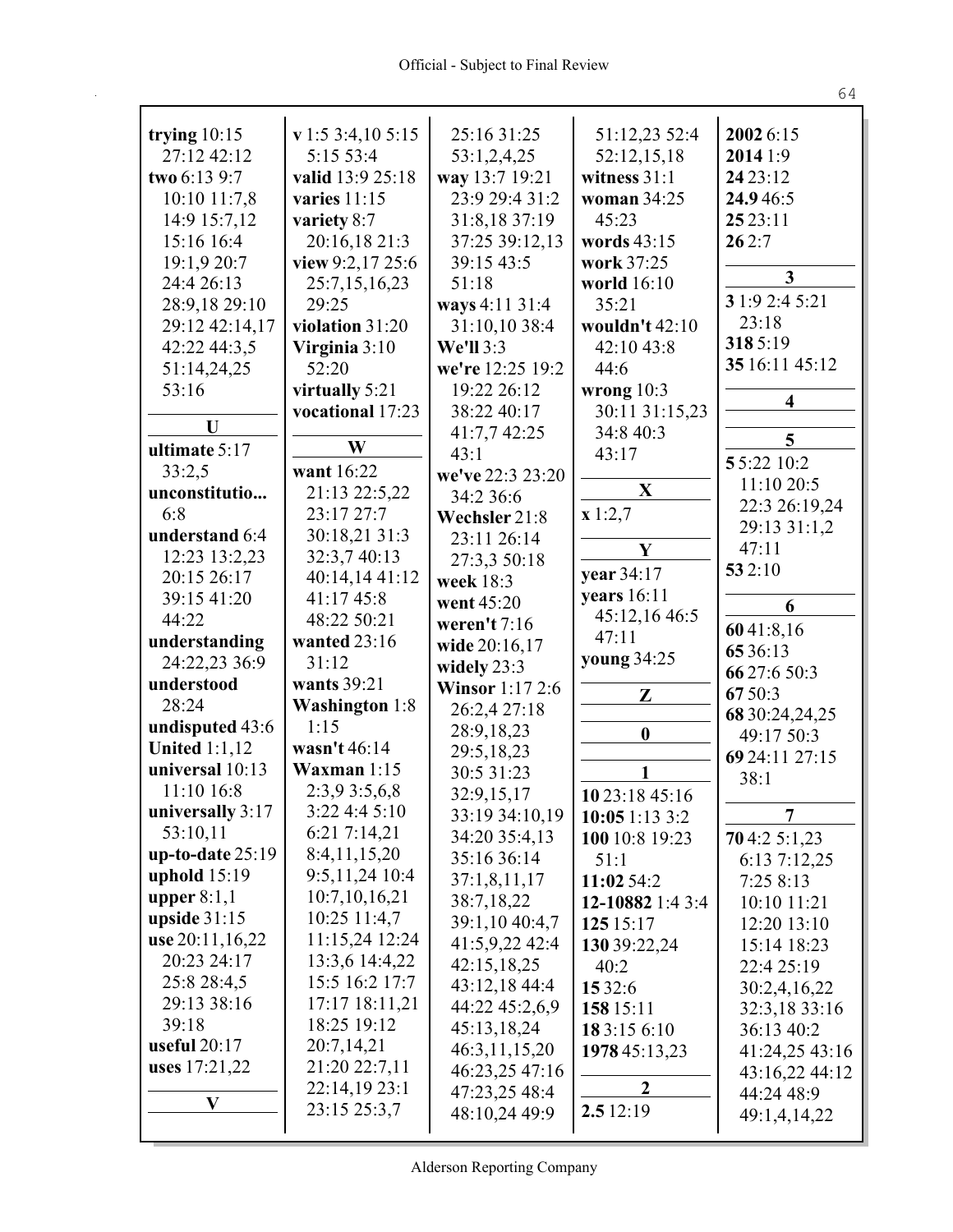**trying** 10:15 27:12 42:12
**two** 6:13 9:7 10:10 11:7,8 14:9 15:7,12 15:16 16:4 19:1,9 20:7 24:4 26:13 28:9,18 29:10 29:12 42:14,17 42:22 44:3,5 51:14,24,25 53:16

**U**

**ultimate** 5:17 33:2,5
**unconstitutio...** 6:8
**understand** 6:4 12:23 13:2,23 20:15 26:17 39:15 41:20 44:22
**understanding** 24:22,23 36:9
**understood** 28:24
**undisputed** 43:6
**United** 1:1,12
**universal** 10:13 11:10 16:8
**universally** 3:17 53:10,11
**up-to-date** 25:19
**uphold** 15:19
**upper** 8:1,1
**upside** 31:15
**use** 20:11,16,22 20:23 24:17 25:8 28:4,5 29:13 38:16 39:18
**useful** 20:17
**uses** 17:21,22

**V**

**v** 1:5 3:4,10 5:15 5:15 53:4
**valid** 13:9 25:18
**varies** 11:15
**variety** 8:7 20:16,18 21:3
**view** 9:2,17 25:6 25:7,15,16,23 29:25
**violation** 31:20
**Virginia** 3:10 52:20
**virtually** 5:21
**vocational** 17:23

**W**

**want** 16:22 21:13 22:5,22 23:17 27:7 30:18,21 31:3 32:3,7 40:13 40:14,14 41:12 41:17 45:8 48:22 50:21
**wanted** 23:16 31:12
**wants** 39:21
**Washington** 1:8 1:15
**wasn't** 46:14
**Waxman** 1:15 2:3,9 3:5,6,8 3:22 4:4 5:10 6:21 7:14,21 8:4,11,15,20 9:5,11,24 10:4 10:7,10,16,21 10:25 11:4,7 11:15,24 12:24 13:3,6 14:4,22 15:5 16:2 17:7 17:17 18:11,21 18:25 19:12 20:7,14,21 21:20 22:7,11 22:14,19 23:1 23:15 25:3,7 25:16 31:25 53:1,2,4,25
**way** 13:7 19:21 23:9 29:4 31:2 31:8,18 37:19 37:25 39:12,13 39:15 43:5 51:18
**ways** 4:11 31:4 31:10,10 38:4
**We'll** 3:3
**we're** 12:25 19:2 19:22 26:12 38:22 40:17 41:7,7 42:25 43:1
**we've** 22:3 23:20 34:2 36:6
**Wechsler** 21:8 23:11 26:14 27:3,3 50:18
**week** 18:3
**went** 45:20
**weren't** 7:16
**wide** 20:16,17
**widely** 23:3
**Winsor** 1:17 2:6 26:2,4 27:18 28:9,18,23 29:5,18,23 30:5 31:23 32:9,15,17 33:19 34:10,19 34:20 35:4,13 35:16 36:14 37:1,8,11,17 38:7,18,22 39:1,10 40:4,7 41:5,9,22 42:4 42:15,18,25 43:12,18 44:4 44:22 45:2,6,9 45:13,18,24 46:3,11,15,20 46:23,25 47:16 47:23,25 48:4 48:10,24 49:9 51:12,23 52:4 52:12,15,18
**witness** 31:1
**woman** 34:25 45:23
**words** 43:15
**work** 37:25
**world** 16:10 35:21
**wouldn't** 42:10 42:10 43:8 44:6
**wrong** 10:3 30:11 31:15,23 34:8 40:3 43:17

**X**

**x** 1:2,7

**Y**

**year** 34:17
**years** 16:11 45:12,16 46:5 47:11
**young** 34:25

**Z**

**0**

**1**

**10** 23:18 45:16
**10:05** 1:13 3:2
**100** 10:8 19:23 51:1
**11:02** 54:2
**12-10882** 1:4 3:4
**125** 15:17
**130** 39:22,24 40:2
**15** 32:6
**158** 15:11
**18** 3:15 6:10
**1978** 45:13,23

**2**

**2.5** 12:19
**2002** 6:15
**2014** 1:9
**24** 23:12
**24.9** 46:5
**25** 23:11
**26** 2:7

**3**

**3** 1:9 2:4 5:21 23:18
**318** 5:19
**35** 16:11 45:12

**4**

**5**

**5** 5:22 10:2 11:10 20:5 22:3 26:19,24 29:13 31:1,2 47:11
**53** 2:10

**6**

**60** 41:8,16
**65** 36:13
**66** 27:6 50:3
**67** 50:3
**68** 30:24,24,25 49:17 50:3
**69** 24:11 27:15 38:1

**7**

**70** 4:2 5:1,23 6:13 7:12,25 7:25 8:13 10:10 11:21 12:20 13:10 15:14 18:23 22:4 25:19 30:2,4,16,22 32:3,18 33:16 36:13 40:2 41:24,25 43:16 43:16,22 44:12 44:24 48:9 49:1,4,14,22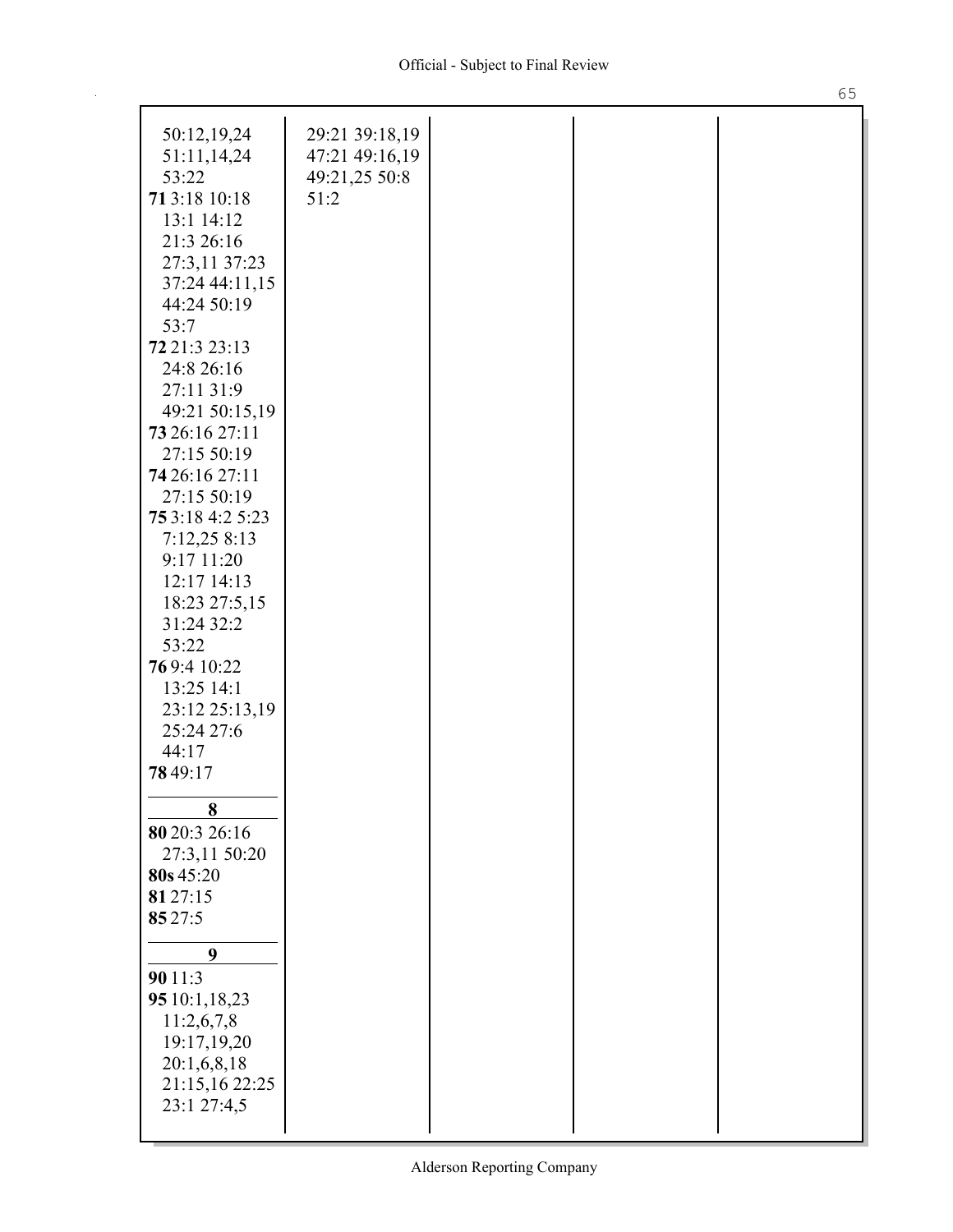50:12,19,24
51:11,14,24
53:22

**71** 3:18 10:18
13:1 14:12
21:3 26:16
27:3,11 37:23
37:24 44:11,15
44:24 50:19
53:7

**72** 21:3 23:13
24:8 26:16
27:11 31:9
49:21 50:15,19

**73** 26:16 27:11
27:15 50:19

**74** 26:16 27:11
27:15 50:19

**75** 3:18 4:2 5:23
7:12,25 8:13
9:17 11:20
12:17 14:13
18:23 27:5,15
31:24 32:2
53:22

**76** 9:4 10:22
13:25 14:1
23:12 25:13,19
25:24 27:6
44:17

**78** 49:17

**8**

**80** 20:3 26:16
27:3,11 50:20

**80s** 45:20

**81** 27:15

**85** 27:5

**9**

**90** 11:3

**95** 10:1,18,23
11:2,6,7,8
19:17,19,20
20:1,6,8,18
21:15,16 22:25
23:1 27:4,5
29:21 39:18,19
47:21 49:16,19
49:21,25 50:8
51:2